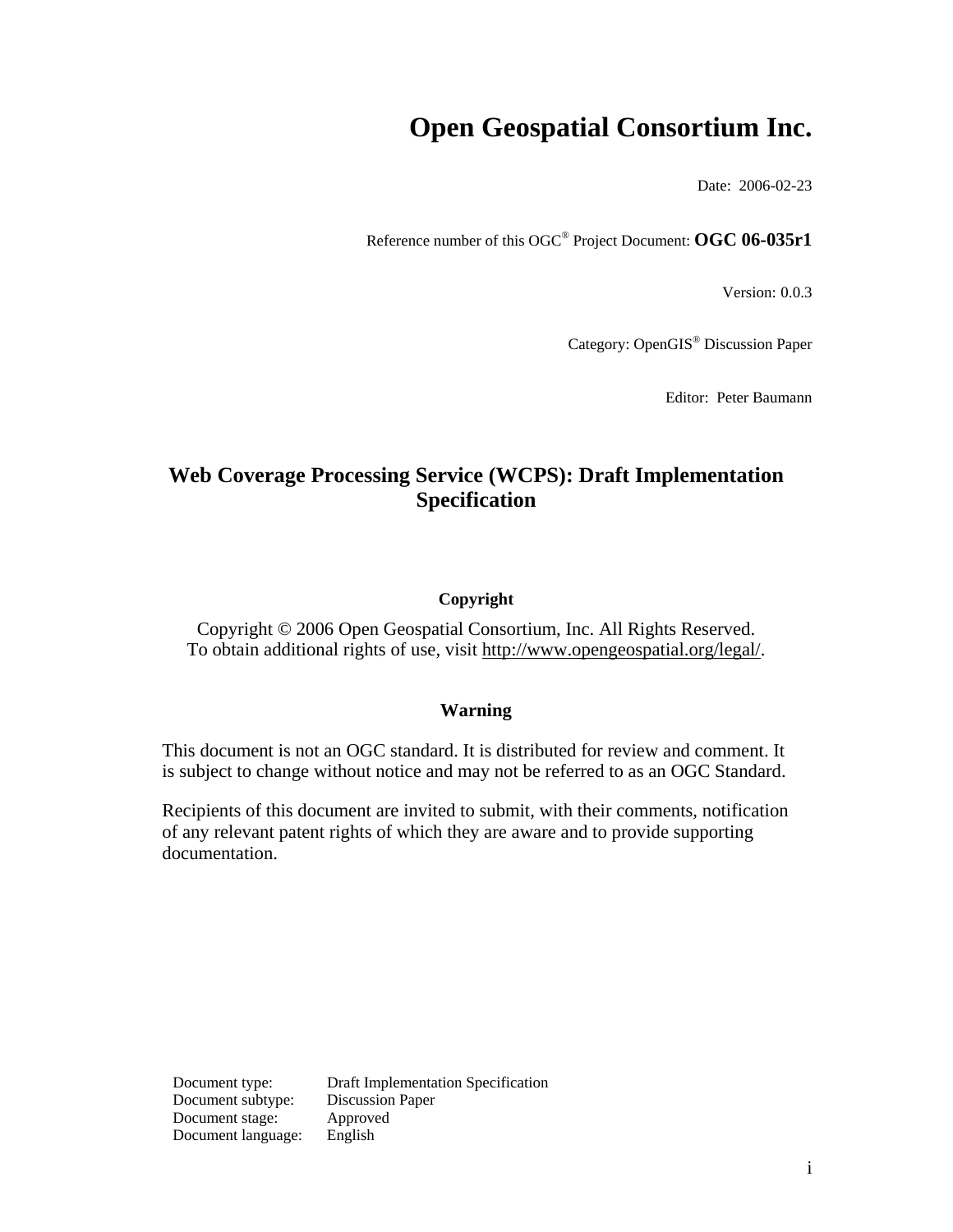# Open Geospatial Consortium Inc.

Date: 2006-02-23

Reference number of this OGC® Project Document: **OGC 06-035r1**

Version: 0.0.3

Category: OpenGIS® Discussion Paper

Editor: Peter Baumann

## Web Coverage Processing Service (WCPS): Draft Implementation Specification

### Copyright

Copyright © 2006 Open Geospatial Consortium, Inc. All Rights Reserved.
To obtain additional rights of use, visit http://www.opengeospatial.org/legal/.

### Warning

This document is not an OGC standard. It is distributed for review and comment. It is subject to change without notice and may not be referred to as an OGC Standard.

Recipients of this document are invited to submit, with their comments, notification of any relevant patent rights of which they are aware and to provide supporting documentation.

Document type: Draft Implementation Specification
Document subtype: Discussion Paper
Document stage: Approved
Document language: English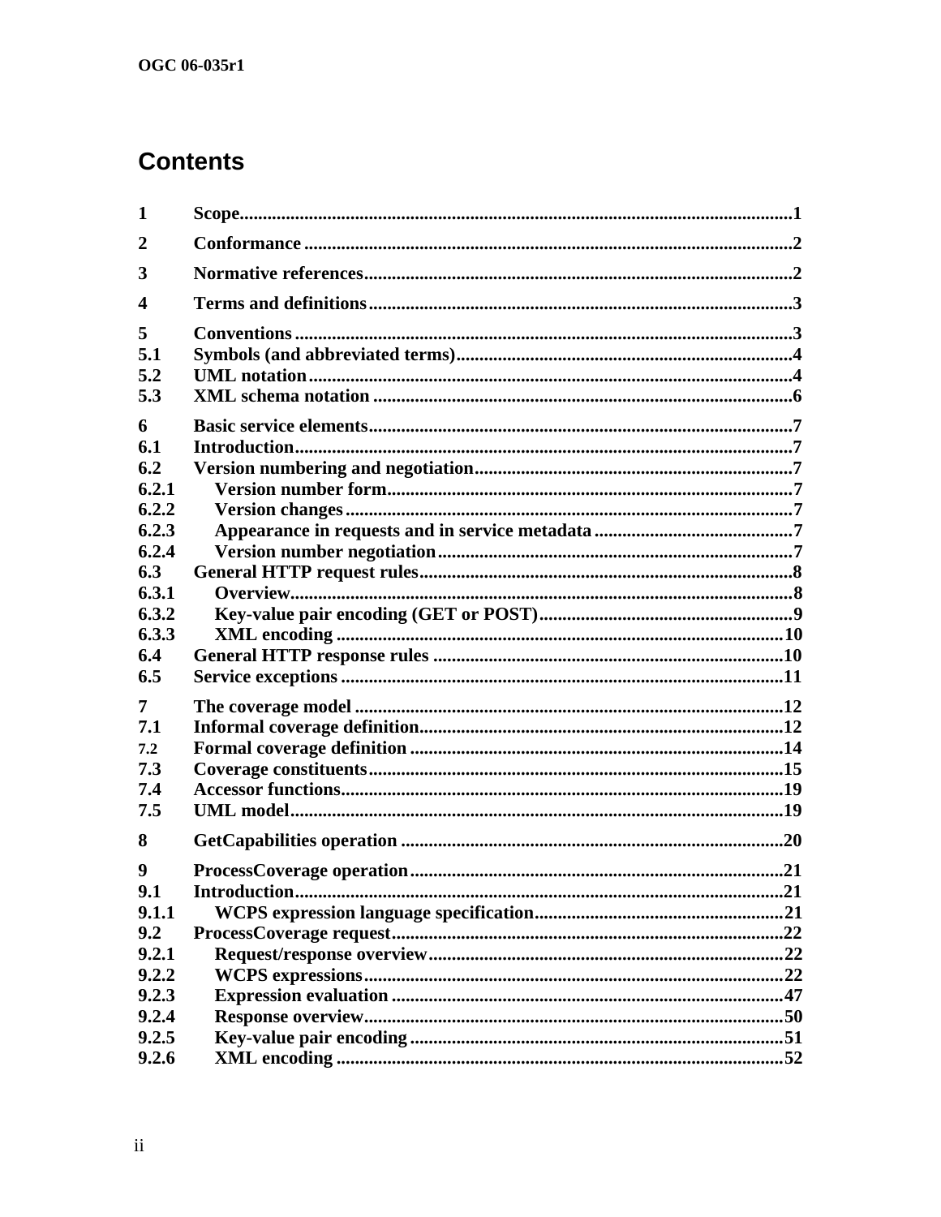# Contents

| | | |
|---|---|---|
| 1 | Scope | 1 |
| 2 | Conformance | 2 |
| 3 | Normative references | 2 |
| 4 | Terms and definitions | 3 |
| 5 | Conventions | 3 |
| 5.1 | Symbols (and abbreviated terms) | 4 |
| 5.2 | UML notation | 4 |
| 5.3 | XML schema notation | 6 |
| 6 | Basic service elements | 7 |
| 6.1 | Introduction | 7 |
| 6.2 | Version numbering and negotiation | 7 |
| 6.2.1 | Version number form | 7 |
| 6.2.2 | Version changes | 7 |
| 6.2.3 | Appearance in requests and in service metadata | 7 |
| 6.2.4 | Version number negotiation | 7 |
| 6.3 | General HTTP request rules | 8 |
| 6.3.1 | Overview | 8 |
| 6.3.2 | Key-value pair encoding (GET or POST) | 9 |
| 6.3.3 | XML encoding | 10 |
| 6.4 | General HTTP response rules | 10 |
| 6.5 | Service exceptions | 11 |
| 7 | The coverage model | 12 |
| 7.1 | Informal coverage definition | 12 |
| 7.2 | Formal coverage definition | 14 |
| 7.3 | Coverage constituents | 15 |
| 7.4 | Accessor functions | 19 |
| 7.5 | UML model | 19 |
| 8 | GetCapabilities operation | 20 |
| 9 | ProcessCoverage operation | 21 |
| 9.1 | Introduction | 21 |
| 9.1.1 | WCPS expression language specification | 21 |
| 9.2 | ProcessCoverage request | 22 |
| 9.2.1 | Request/response overview | 22 |
| 9.2.2 | WCPS expressions | 22 |
| 9.2.3 | Expression evaluation | 47 |
| 9.2.4 | Response overview | 50 |
| 9.2.5 | Key-value pair encoding | 51 |
| 9.2.6 | XML encoding | 52 |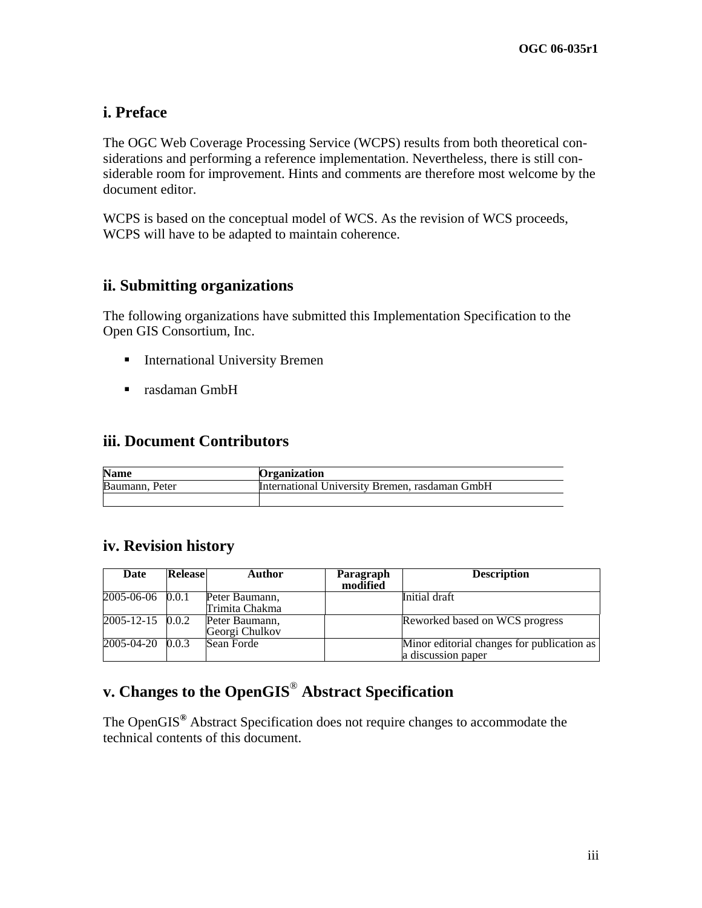## i. Preface

The OGC Web Coverage Processing Service (WCPS) results from both theoretical considerations and performing a reference implementation. Nevertheless, there is still considerable room for improvement. Hints and comments are therefore most welcome by the document editor.

WCPS is based on the conceptual model of WCS. As the revision of WCS proceeds, WCPS will have to be adapted to maintain coherence.

## ii. Submitting organizations

The following organizations have submitted this Implementation Specification to the Open GIS Consortium, Inc.

- International University Bremen
- rasdaman GmbH

## iii. Document Contributors

| Name | Organization |
|---|---|
| Baumann, Peter | International University Bremen, rasdaman GmbH |
| | |

## iv. Revision history

| Date | Release | Author | Paragraph modified | Description |
|---|---|---|---|---|
| 2005-06-06 | 0.0.1 | Peter Baumann, Trimita Chakma | | Initial draft |
| 2005-12-15 | 0.0.2 | Peter Baumann, Georgi Chulkov | | Reworked based on WCS progress |
| 2005-04-20 | 0.0.3 | Sean Forde | | Minor editorial changes for publication as a discussion paper |

## v. Changes to the OpenGIS® Abstract Specification

The OpenGIS® Abstract Specification does not require changes to accommodate the technical contents of this document.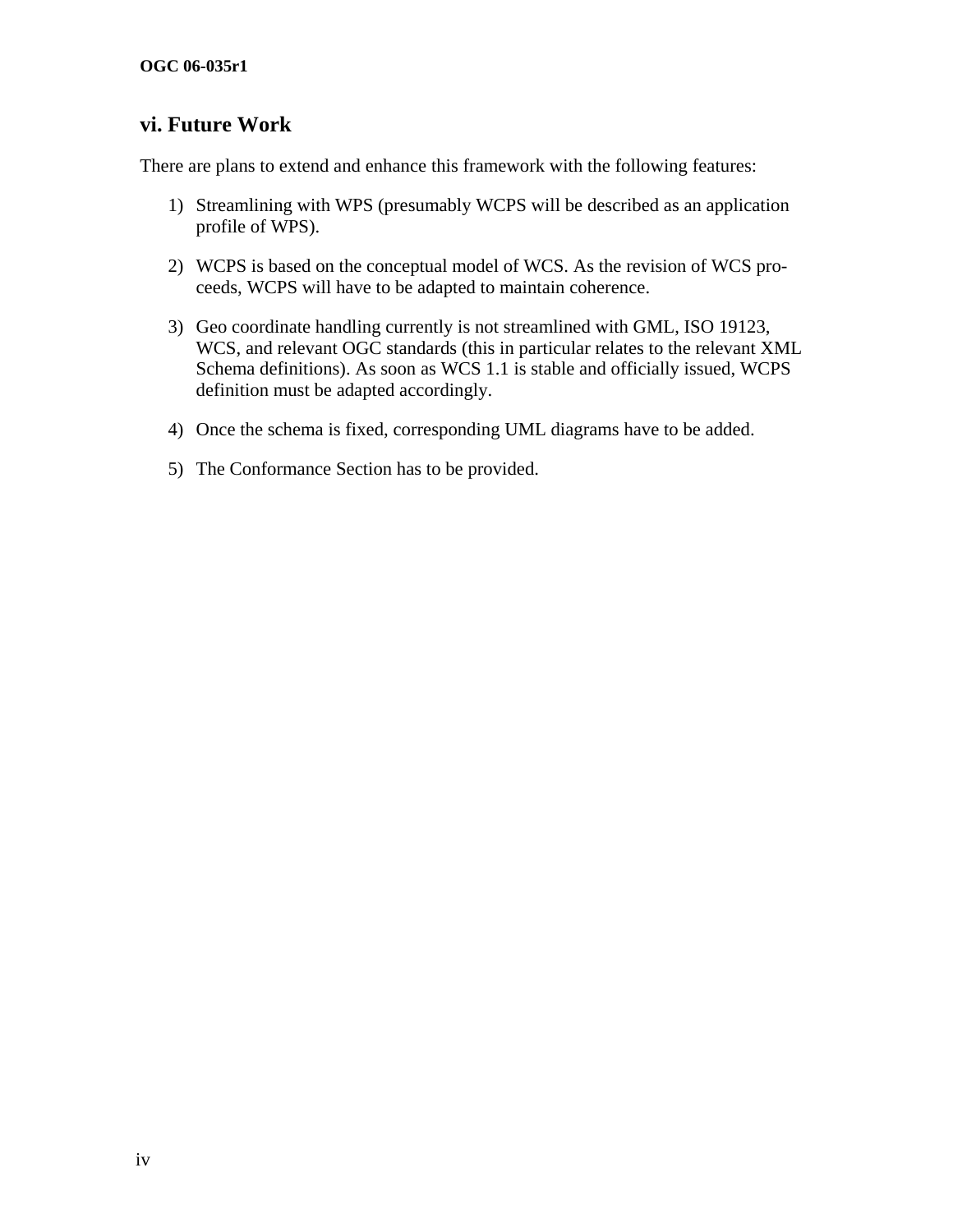## vi. Future Work

There are plans to extend and enhance this framework with the following features:

1) Streamlining with WPS (presumably WCPS will be described as an application profile of WPS).

2) WCPS is based on the conceptual model of WCS. As the revision of WCS proceeds, WCPS will have to be adapted to maintain coherence.

3) Geo coordinate handling currently is not streamlined with GML, ISO 19123, WCS, and relevant OGC standards (this in particular relates to the relevant XML Schema definitions). As soon as WCS 1.1 is stable and officially issued, WCPS definition must be adapted accordingly.

4) Once the schema is fixed, corresponding UML diagrams have to be added.

5) The Conformance Section has to be provided.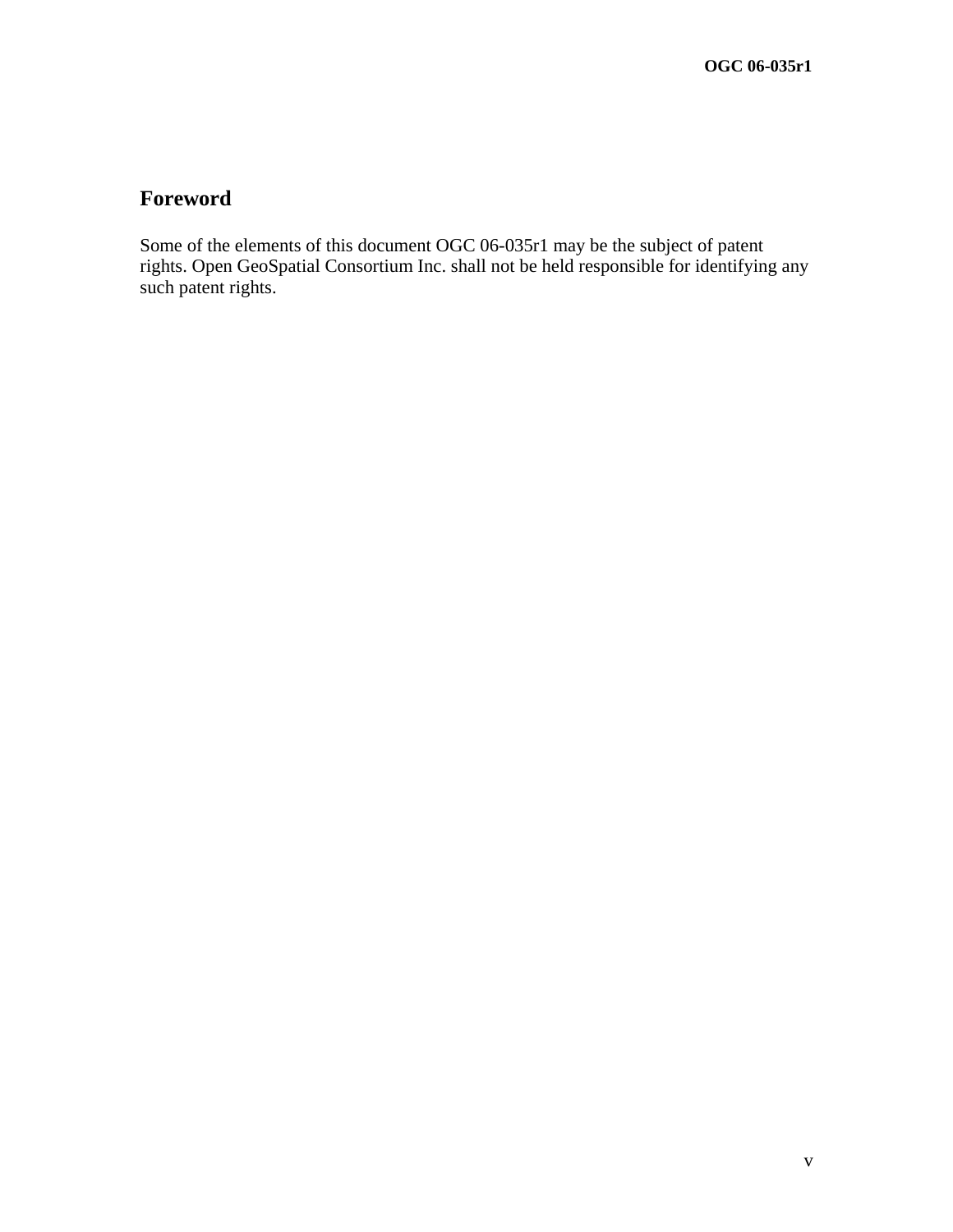# Foreword

Some of the elements of this document OGC 06-035r1 may be the subject of patent rights. Open GeoSpatial Consortium Inc. shall not be held responsible for identifying any such patent rights.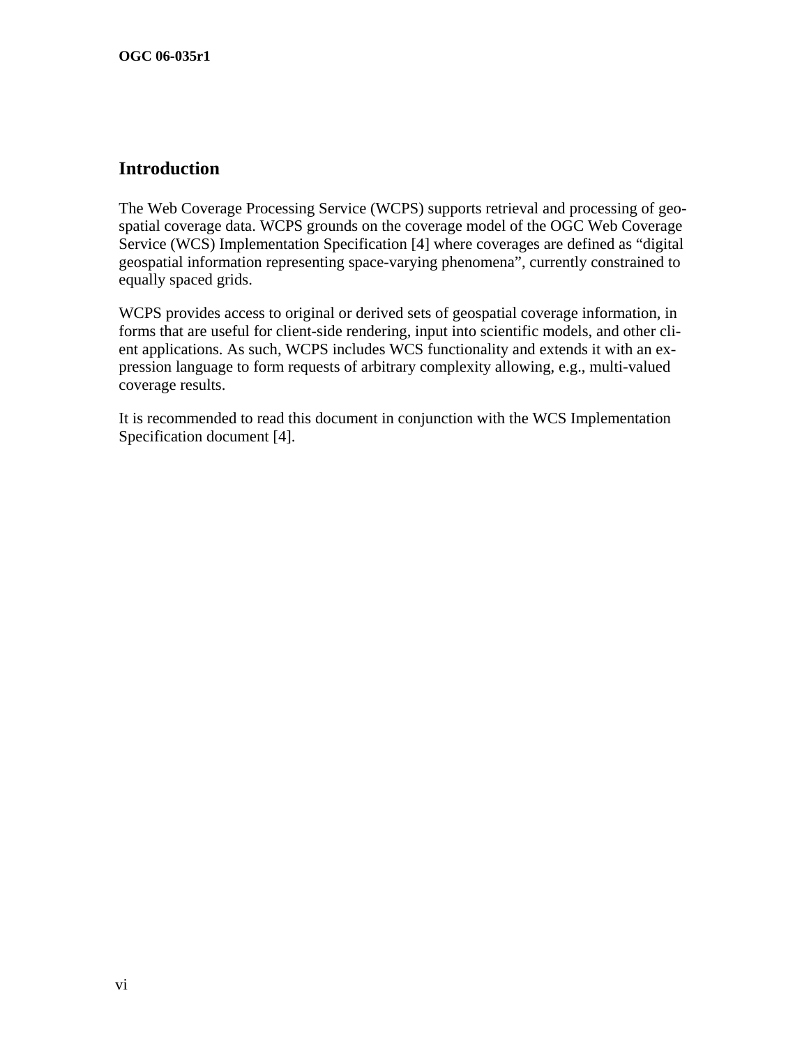# Introduction

The Web Coverage Processing Service (WCPS) supports retrieval and processing of geospatial coverage data. WCPS grounds on the coverage model of the OGC Web Coverage Service (WCS) Implementation Specification [4] where coverages are defined as "digital geospatial information representing space-varying phenomena", currently constrained to equally spaced grids.

WCPS provides access to original or derived sets of geospatial coverage information, in forms that are useful for client-side rendering, input into scientific models, and other client applications. As such, WCPS includes WCS functionality and extends it with an expression language to form requests of arbitrary complexity allowing, e.g., multi-valued coverage results.

It is recommended to read this document in conjunction with the WCS Implementation Specification document [4].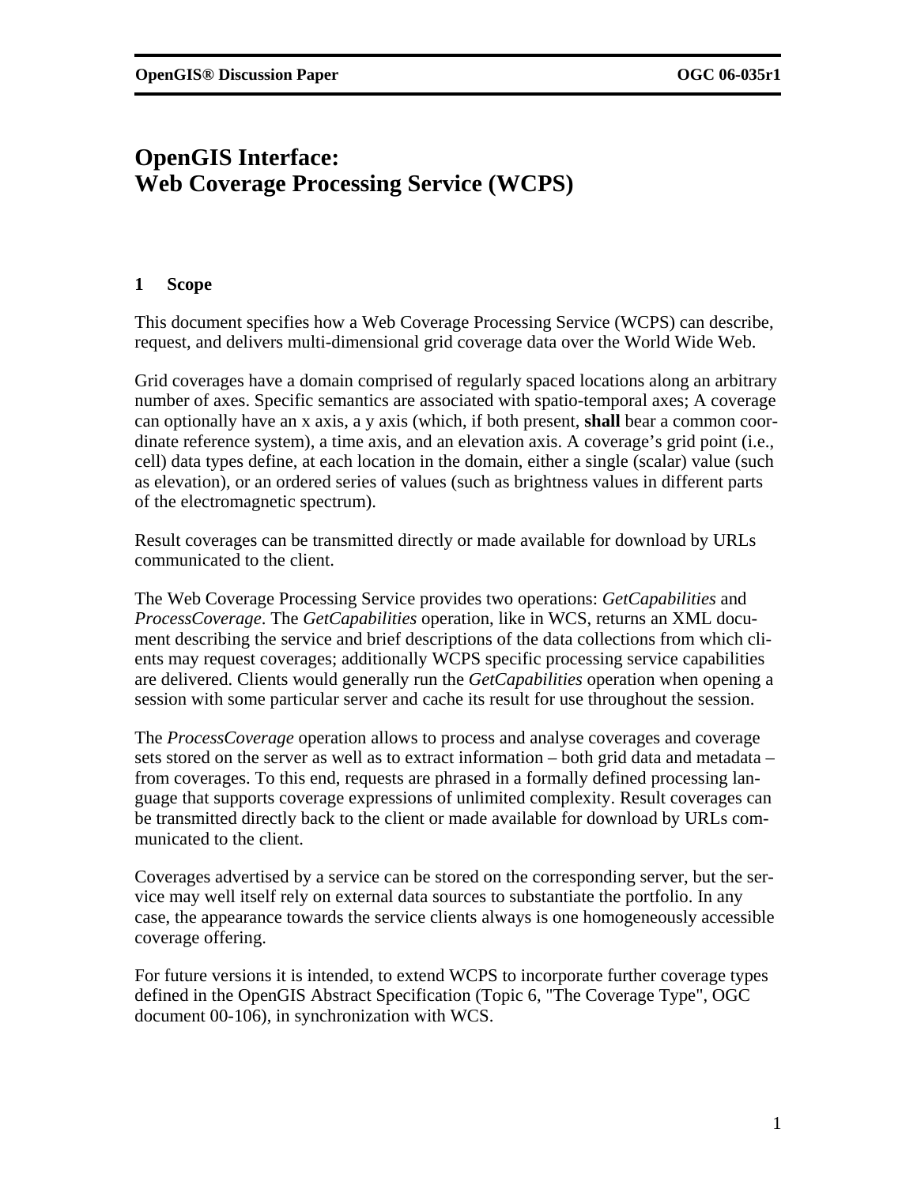# OpenGIS Interface: Web Coverage Processing Service (WCPS)

## 1 Scope

This document specifies how a Web Coverage Processing Service (WCPS) can describe, request, and delivers multi-dimensional grid coverage data over the World Wide Web.

Grid coverages have a domain comprised of regularly spaced locations along an arbitrary number of axes. Specific semantics are associated with spatio-temporal axes; A coverage can optionally have an x axis, a y axis (which, if both present, **shall** bear a common coordinate reference system), a time axis, and an elevation axis. A coverage's grid point (i.e., cell) data types define, at each location in the domain, either a single (scalar) value (such as elevation), or an ordered series of values (such as brightness values in different parts of the electromagnetic spectrum).

Result coverages can be transmitted directly or made available for download by URLs communicated to the client.

The Web Coverage Processing Service provides two operations: *GetCapabilities* and *ProcessCoverage*. The *GetCapabilities* operation, like in WCS, returns an XML document describing the service and brief descriptions of the data collections from which clients may request coverages; additionally WCPS specific processing service capabilities are delivered. Clients would generally run the *GetCapabilities* operation when opening a session with some particular server and cache its result for use throughout the session.

The *ProcessCoverage* operation allows to process and analyse coverages and coverage sets stored on the server as well as to extract information – both grid data and metadata – from coverages. To this end, requests are phrased in a formally defined processing language that supports coverage expressions of unlimited complexity. Result coverages can be transmitted directly back to the client or made available for download by URLs communicated to the client.

Coverages advertised by a service can be stored on the corresponding server, but the service may well itself rely on external data sources to substantiate the portfolio. In any case, the appearance towards the service clients always is one homogeneously accessible coverage offering.

For future versions it is intended, to extend WCPS to incorporate further coverage types defined in the OpenGIS Abstract Specification (Topic 6, "The Coverage Type", OGC document 00-106), in synchronization with WCS.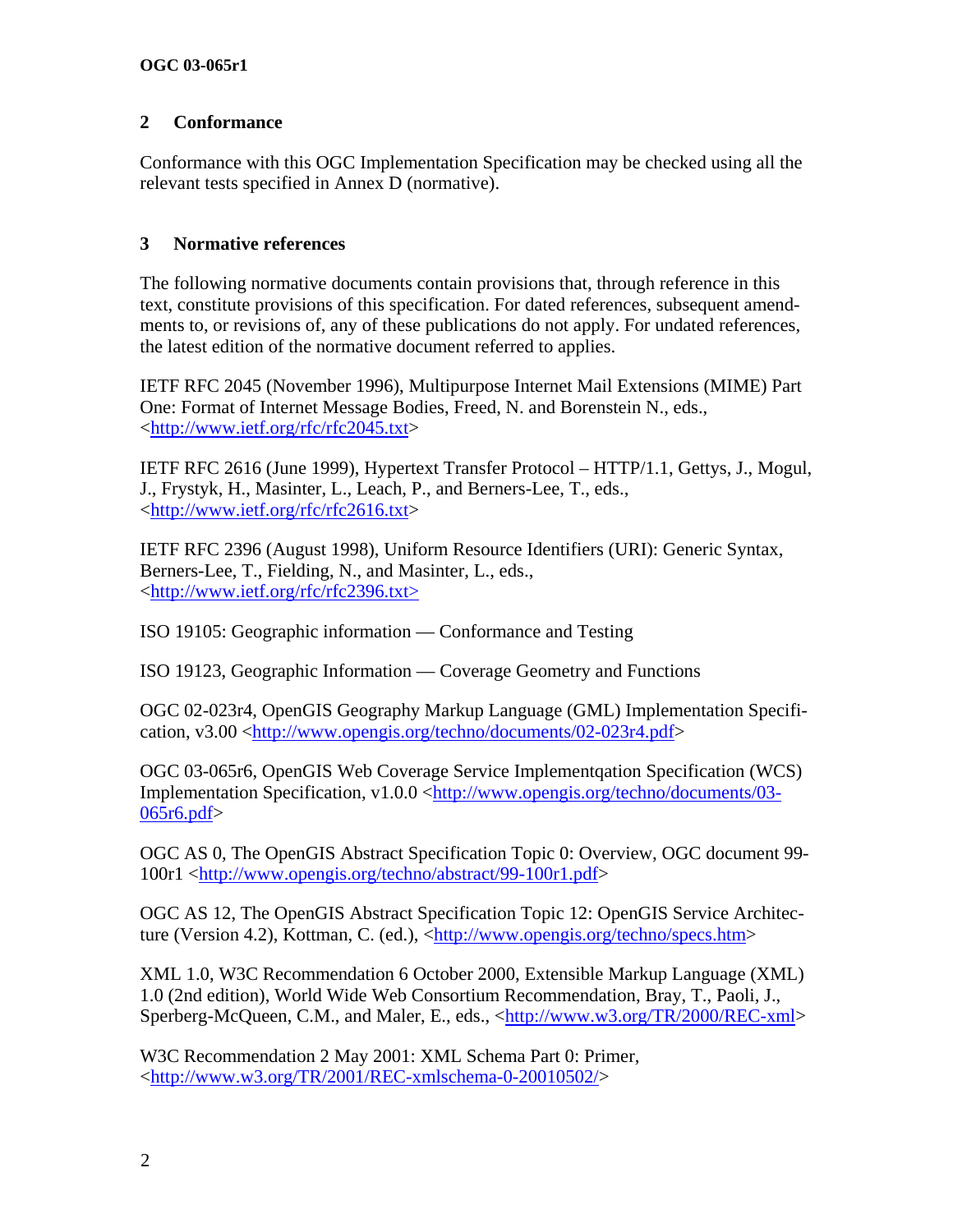## 2 Conformance

Conformance with this OGC Implementation Specification may be checked using all the relevant tests specified in Annex D (normative).

## 3 Normative references

The following normative documents contain provisions that, through reference in this text, constitute provisions of this specification. For dated references, subsequent amendments to, or revisions of, any of these publications do not apply. For undated references, the latest edition of the normative document referred to applies.

IETF RFC 2045 (November 1996), Multipurpose Internet Mail Extensions (MIME) Part One: Format of Internet Message Bodies, Freed, N. and Borenstein N., eds., <http://www.ietf.org/rfc/rfc2045.txt>

IETF RFC 2616 (June 1999), Hypertext Transfer Protocol – HTTP/1.1, Gettys, J., Mogul, J., Frystyk, H., Masinter, L., Leach, P., and Berners-Lee, T., eds., <http://www.ietf.org/rfc/rfc2616.txt>

IETF RFC 2396 (August 1998), Uniform Resource Identifiers (URI): Generic Syntax, Berners-Lee, T., Fielding, N., and Masinter, L., eds., <http://www.ietf.org/rfc/rfc2396.txt>

ISO 19105: Geographic information — Conformance and Testing

ISO 19123, Geographic Information — Coverage Geometry and Functions

OGC 02-023r4, OpenGIS Geography Markup Language (GML) Implementation Specification, v3.00 <http://www.opengis.org/techno/documents/02-023r4.pdf>

OGC 03-065r6, OpenGIS Web Coverage Service Implementqation Specification (WCS) Implementation Specification, v1.0.0 <http://www.opengis.org/techno/documents/03-065r6.pdf>

OGC AS 0, The OpenGIS Abstract Specification Topic 0: Overview, OGC document 99-100r1 <http://www.opengis.org/techno/abstract/99-100r1.pdf>

OGC AS 12, The OpenGIS Abstract Specification Topic 12: OpenGIS Service Architecture (Version 4.2), Kottman, C. (ed.), <http://www.opengis.org/techno/specs.htm>

XML 1.0, W3C Recommendation 6 October 2000, Extensible Markup Language (XML) 1.0 (2nd edition), World Wide Web Consortium Recommendation, Bray, T., Paoli, J., Sperberg-McQueen, C.M., and Maler, E., eds., <http://www.w3.org/TR/2000/REC-xml>

W3C Recommendation 2 May 2001: XML Schema Part 0: Primer, <http://www.w3.org/TR/2001/REC-xmlschema-0-20010502/>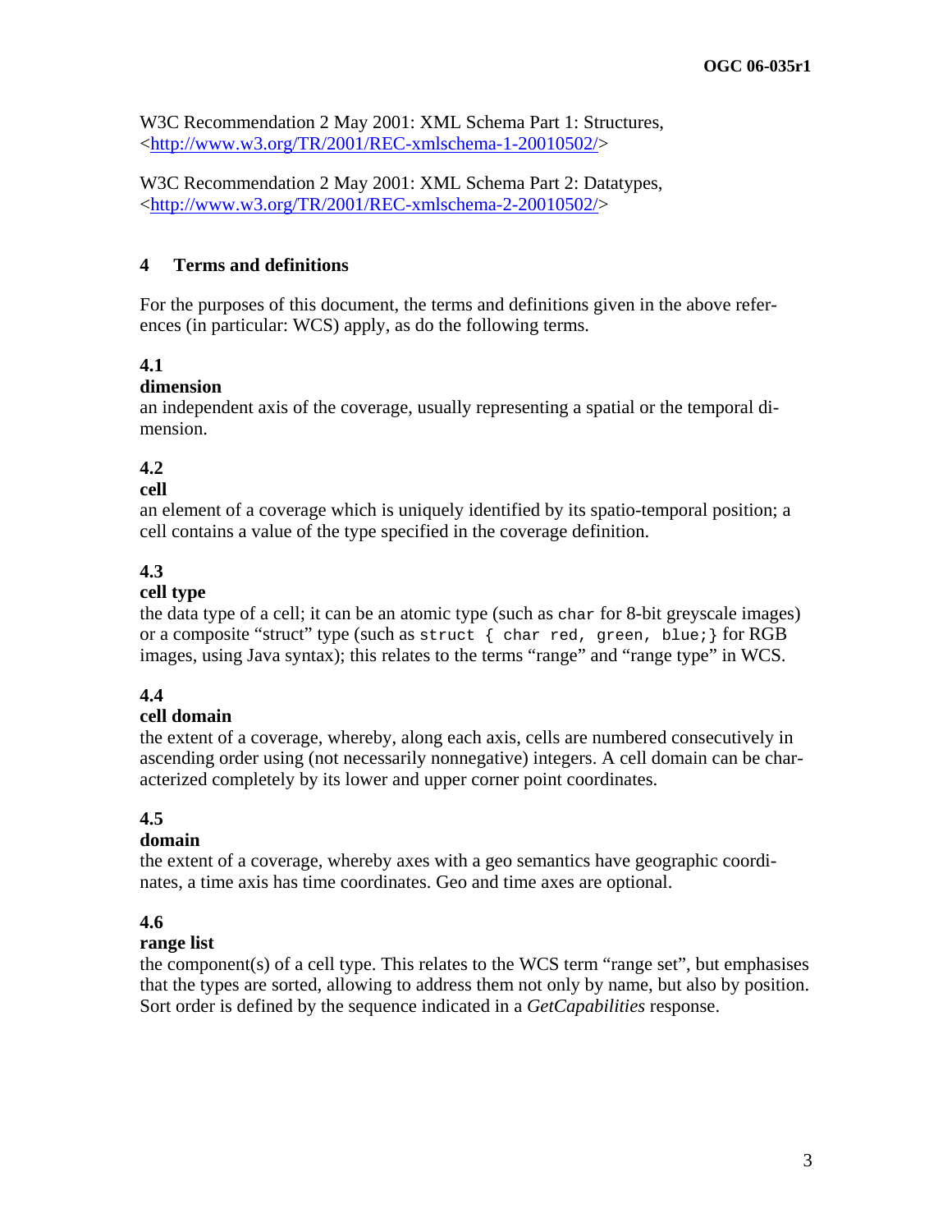W3C Recommendation 2 May 2001: XML Schema Part 1: Structures, <http://www.w3.org/TR/2001/REC-xmlschema-1-20010502/>

W3C Recommendation 2 May 2001: XML Schema Part 2: Datatypes, <http://www.w3.org/TR/2001/REC-xmlschema-2-20010502/>

## 4 Terms and definitions

For the purposes of this document, the terms and definitions given in the above references (in particular: WCS) apply, as do the following terms.

**4.1**
**dimension**
an independent axis of the coverage, usually representing a spatial or the temporal dimension.

**4.2**
**cell**
an element of a coverage which is uniquely identified by its spatio-temporal position; a cell contains a value of the type specified in the coverage definition.

**4.3**
**cell type**
the data type of a cell; it can be an atomic type (such as `char` for 8-bit greyscale images) or a composite "struct" type (such as `struct { char red, green, blue;}` for RGB images, using Java syntax); this relates to the terms "range" and "range type" in WCS.

**4.4**
**cell domain**
the extent of a coverage, whereby, along each axis, cells are numbered consecutively in ascending order using (not necessarily nonnegative) integers. A cell domain can be characterized completely by its lower and upper corner point coordinates.

**4.5**
**domain**
the extent of a coverage, whereby axes with a geo semantics have geographic coordinates, a time axis has time coordinates. Geo and time axes are optional.

**4.6**
**range list**
the component(s) of a cell type. This relates to the WCS term "range set", but emphasises that the types are sorted, allowing to address them not only by name, but also by position. Sort order is defined by the sequence indicated in a *GetCapabilities* response.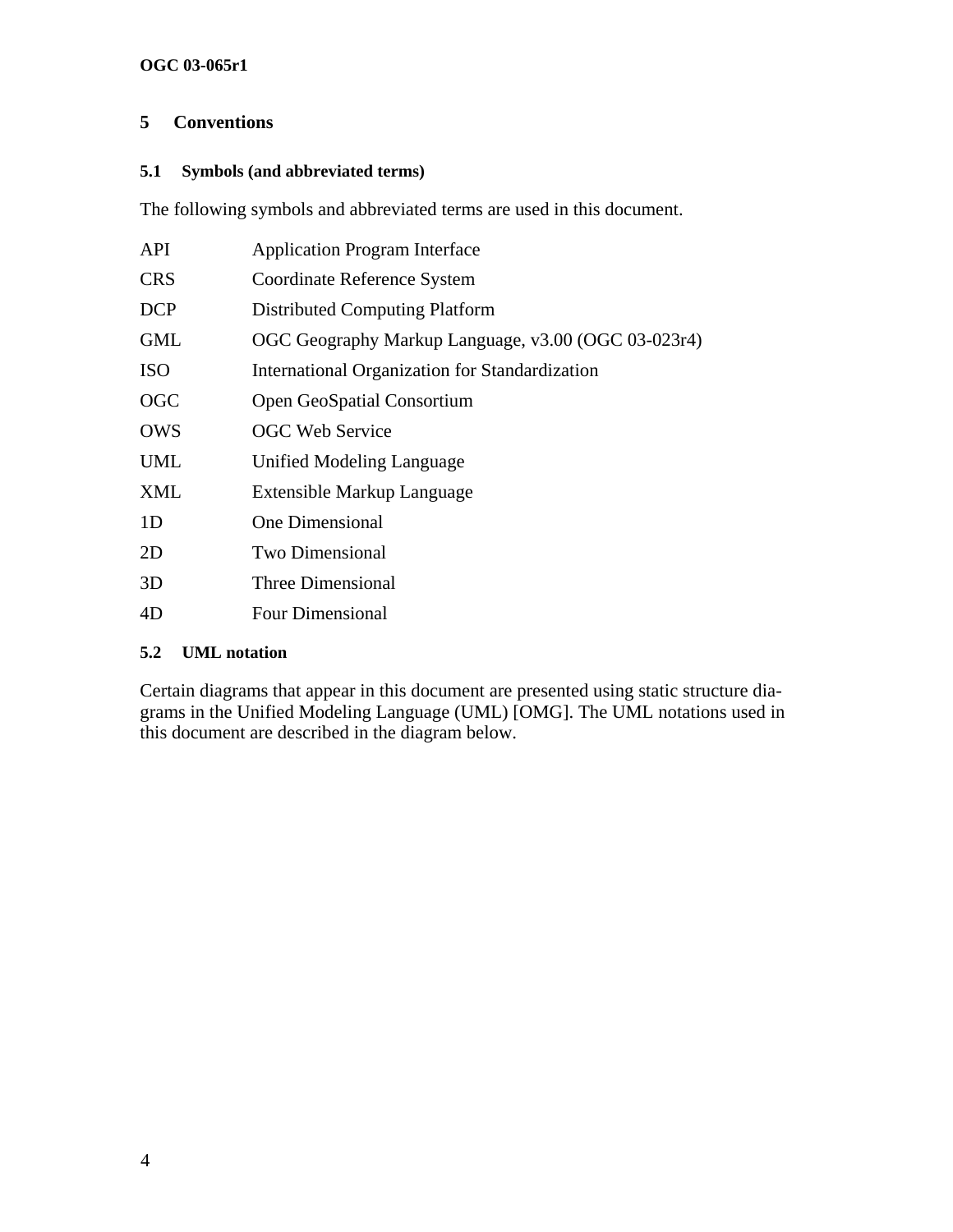# 5 Conventions

## 5.1 Symbols (and abbreviated terms)

The following symbols and abbreviated terms are used in this document.

| | |
|---|---|
| API | Application Program Interface |
| CRS | Coordinate Reference System |
| DCP | Distributed Computing Platform |
| GML | OGC Geography Markup Language, v3.00 (OGC 03-023r4) |
| ISO | International Organization for Standardization |
| OGC | Open GeoSpatial Consortium |
| OWS | OGC Web Service |
| UML | Unified Modeling Language |
| XML | Extensible Markup Language |
| 1D | One Dimensional |
| 2D | Two Dimensional |
| 3D | Three Dimensional |
| 4D | Four Dimensional |

## 5.2 UML notation

Certain diagrams that appear in this document are presented using static structure diagrams in the Unified Modeling Language (UML) [OMG]. The UML notations used in this document are described in the diagram below.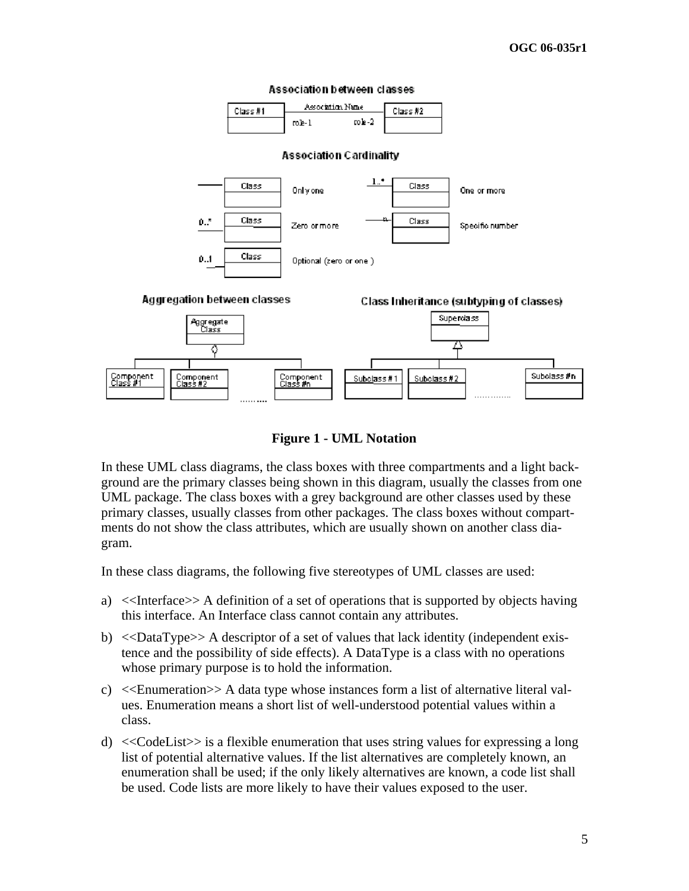**Figure 1 - UML Notation**

In these UML class diagrams, the class boxes with three compartments and a light background are the primary classes being shown in this diagram, usually the classes from one UML package. The class boxes with a grey background are other classes used by these primary classes, usually classes from other packages. The class boxes without compartments do not show the class attributes, which are usually shown on another class diagram.

In these class diagrams, the following five stereotypes of UML classes are used:

a) <<Interface>> A definition of a set of operations that is supported by objects having this interface. An Interface class cannot contain any attributes.

b) <<DataType>> A descriptor of a set of values that lack identity (independent existence and the possibility of side effects). A DataType is a class with no operations whose primary purpose is to hold the information.

c) <<Enumeration>> A data type whose instances form a list of alternative literal values. Enumeration means a short list of well-understood potential values within a class.

d) <<CodeList>> is a flexible enumeration that uses string values for expressing a long list of potential alternative values. If the list alternatives are completely known, an enumeration shall be used; if the only likely alternatives are known, a code list shall be used. Code lists are more likely to have their values exposed to the user.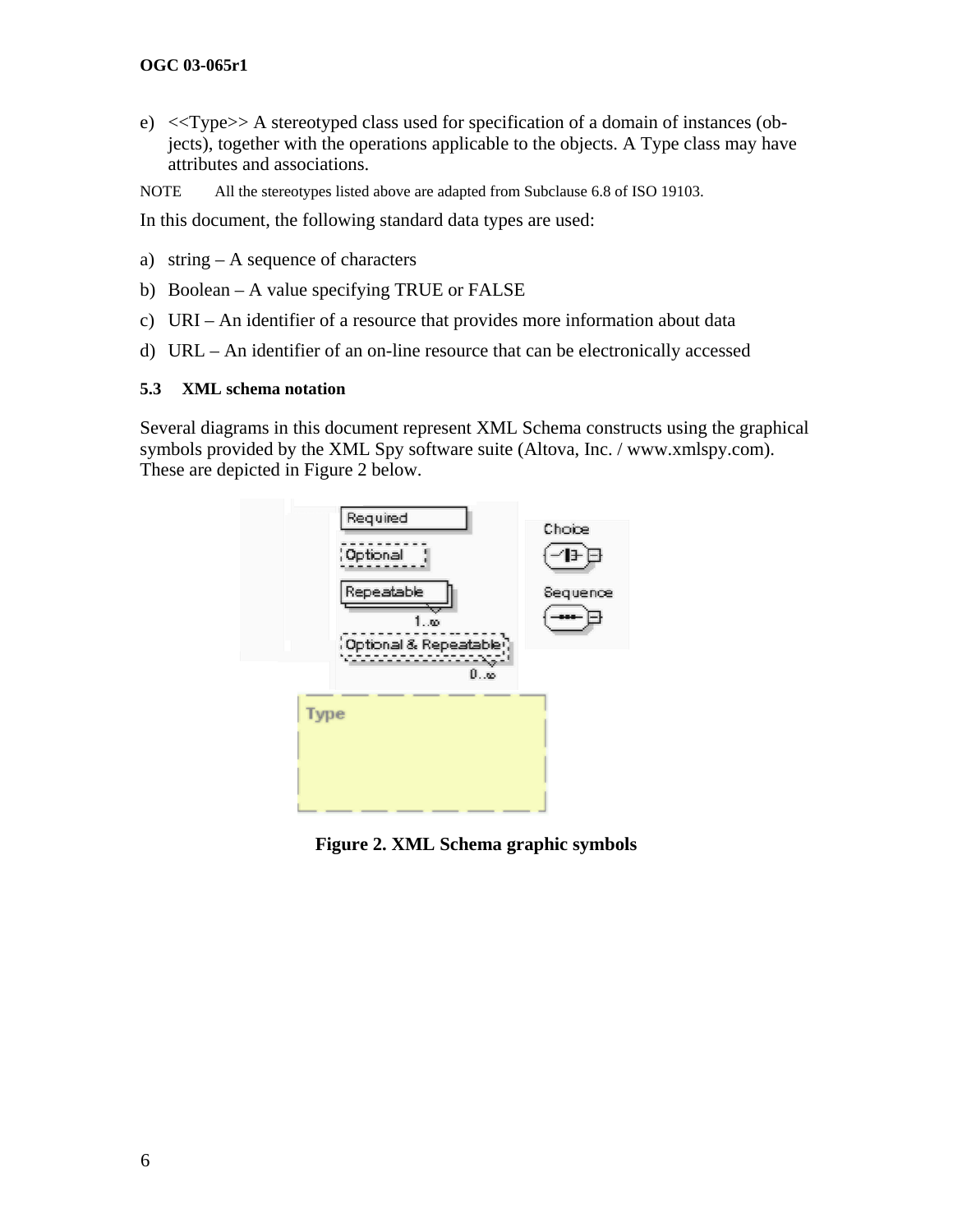e) <<Type>> A stereotyped class used for specification of a domain of instances (objects), together with the operations applicable to the objects. A Type class may have attributes and associations.

NOTE All the stereotypes listed above are adapted from Subclause 6.8 of ISO 19103.

In this document, the following standard data types are used:

a) string – A sequence of characters

b) Boolean – A value specifying TRUE or FALSE

c) URI – An identifier of a resource that provides more information about data

d) URL – An identifier of an on-line resource that can be electronically accessed

### 5.3 XML schema notation

Several diagrams in this document represent XML Schema constructs using the graphical symbols provided by the XML Spy software suite (Altova, Inc. / www.xmlspy.com). These are depicted in Figure 2 below.

**Figure 2. XML Schema graphic symbols**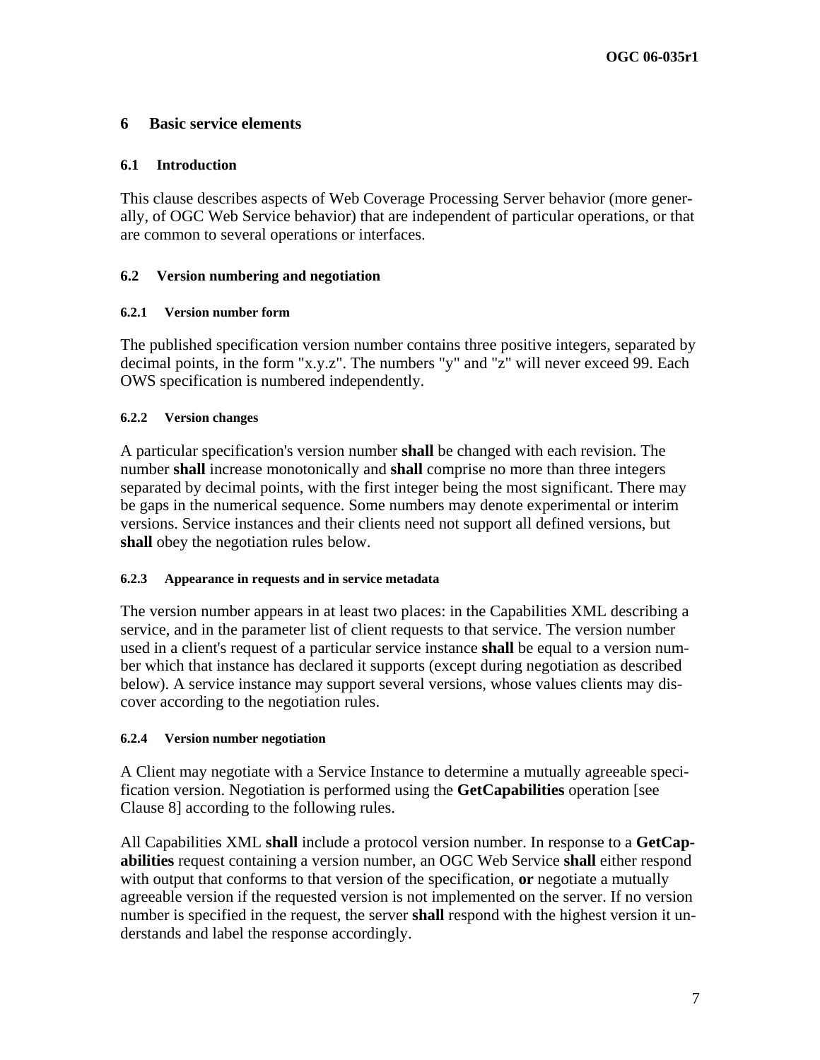# 6 Basic service elements

## 6.1 Introduction

This clause describes aspects of Web Coverage Processing Server behavior (more generally, of OGC Web Service behavior) that are independent of particular operations, or that are common to several operations or interfaces.

## 6.2 Version numbering and negotiation

### 6.2.1 Version number form

The published specification version number contains three positive integers, separated by decimal points, in the form "x.y.z". The numbers "y" and "z" will never exceed 99. Each OWS specification is numbered independently.

### 6.2.2 Version changes

A particular specification's version number **shall** be changed with each revision. The number **shall** increase monotonically and **shall** comprise no more than three integers separated by decimal points, with the first integer being the most significant. There may be gaps in the numerical sequence. Some numbers may denote experimental or interim versions. Service instances and their clients need not support all defined versions, but **shall** obey the negotiation rules below.

### 6.2.3 Appearance in requests and in service metadata

The version number appears in at least two places: in the Capabilities XML describing a service, and in the parameter list of client requests to that service. The version number used in a client's request of a particular service instance **shall** be equal to a version number which that instance has declared it supports (except during negotiation as described below). A service instance may support several versions, whose values clients may discover according to the negotiation rules.

### 6.2.4 Version number negotiation

A Client may negotiate with a Service Instance to determine a mutually agreeable specification version. Negotiation is performed using the **GetCapabilities** operation [see Clause 8] according to the following rules.

All Capabilities XML **shall** include a protocol version number. In response to a **GetCapabilities** request containing a version number, an OGC Web Service **shall** either respond with output that conforms to that version of the specification, **or** negotiate a mutually agreeable version if the requested version is not implemented on the server. If no version number is specified in the request, the server **shall** respond with the highest version it understands and label the response accordingly.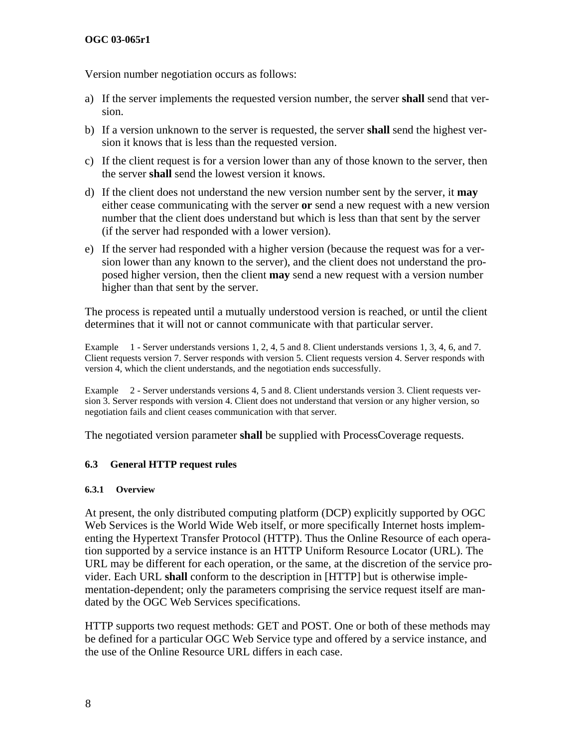Version number negotiation occurs as follows:

a) If the server implements the requested version number, the server **shall** send that version.

b) If a version unknown to the server is requested, the server **shall** send the highest version it knows that is less than the requested version.

c) If the client request is for a version lower than any of those known to the server, then the server **shall** send the lowest version it knows.

d) If the client does not understand the new version number sent by the server, it **may** either cease communicating with the server **or** send a new request with a new version number that the client does understand but which is less than that sent by the server (if the server had responded with a lower version).

e) If the server had responded with a higher version (because the request was for a version lower than any known to the server), and the client does not understand the proposed higher version, then the client **may** send a new request with a version number higher than that sent by the server.

The process is repeated until a mutually understood version is reached, or until the client determines that it will not or cannot communicate with that particular server.

Example 1 - Server understands versions 1, 2, 4, 5 and 8. Client understands versions 1, 3, 4, 6, and 7. Client requests version 7. Server responds with version 5. Client requests version 4. Server responds with version 4, which the client understands, and the negotiation ends successfully.

Example 2 - Server understands versions 4, 5 and 8. Client understands version 3. Client requests version 3. Server responds with version 4. Client does not understand that version or any higher version, so negotiation fails and client ceases communication with that server.

The negotiated version parameter **shall** be supplied with ProcessCoverage requests.

### 6.3 General HTTP request rules

#### 6.3.1 Overview

At present, the only distributed computing platform (DCP) explicitly supported by OGC Web Services is the World Wide Web itself, or more specifically Internet hosts implementing the Hypertext Transfer Protocol (HTTP). Thus the Online Resource of each operation supported by a service instance is an HTTP Uniform Resource Locator (URL). The URL may be different for each operation, or the same, at the discretion of the service provider. Each URL **shall** conform to the description in [HTTP] but is otherwise implementation-dependent; only the parameters comprising the service request itself are mandated by the OGC Web Services specifications.

HTTP supports two request methods: GET and POST. One or both of these methods may be defined for a particular OGC Web Service type and offered by a service instance, and the use of the Online Resource URL differs in each case.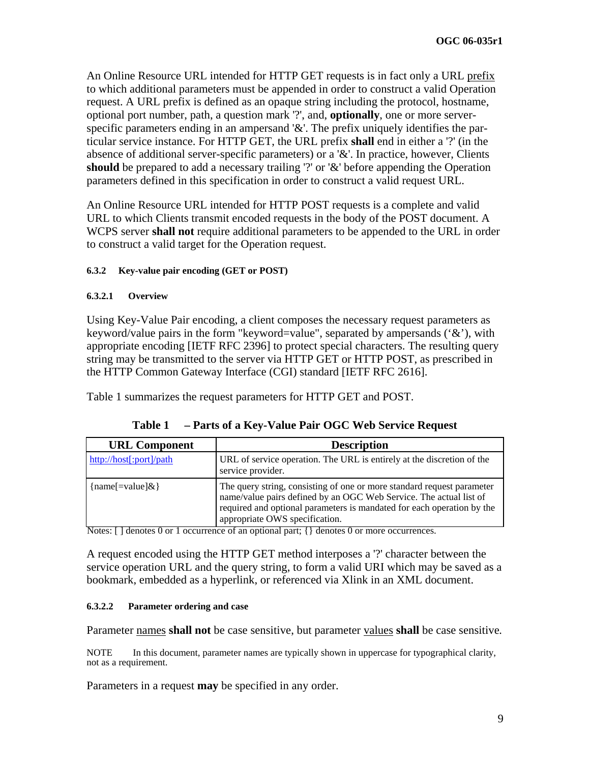An Online Resource URL intended for HTTP GET requests is in fact only a URL prefix to which additional parameters must be appended in order to construct a valid Operation request. A URL prefix is defined as an opaque string including the protocol, hostname, optional port number, path, a question mark '?', and, **optionally**, one or more server-specific parameters ending in an ampersand '&'. The prefix uniquely identifies the particular service instance. For HTTP GET, the URL prefix **shall** end in either a '?' (in the absence of additional server-specific parameters) or a '&'. In practice, however, Clients **should** be prepared to add a necessary trailing '?' or '&' before appending the Operation parameters defined in this specification in order to construct a valid request URL.

An Online Resource URL intended for HTTP POST requests is a complete and valid URL to which Clients transmit encoded requests in the body of the POST document. A WCPS server **shall not** require additional parameters to be appended to the URL in order to construct a valid target for the Operation request.

#### 6.3.2 Key-value pair encoding (GET or POST)

##### 6.3.2.1 Overview

Using Key-Value Pair encoding, a client composes the necessary request parameters as keyword/value pairs in the form "keyword=value", separated by ampersands ('&'), with appropriate encoding [IETF RFC 2396] to protect special characters. The resulting query string may be transmitted to the server via HTTP GET or HTTP POST, as prescribed in the HTTP Common Gateway Interface (CGI) standard [IETF RFC 2616].

Table 1 summarizes the request parameters for HTTP GET and POST.

**Table 1 – Parts of a Key-Value Pair OGC Web Service Request**

| URL Component | Description |
|---|---|
| http://host[:port]/path | URL of service operation. The URL is entirely at the discretion of the service provider. |
| {name[=value]&} | The query string, consisting of one or more standard request parameter name/value pairs defined by an OGC Web Service. The actual list of required and optional parameters is mandated for each operation by the appropriate OWS specification. |

Notes: [ ] denotes 0 or 1 occurrence of an optional part; {} denotes 0 or more occurrences.

A request encoded using the HTTP GET method interposes a '?' character between the service operation URL and the query string, to form a valid URI which may be saved as a bookmark, embedded as a hyperlink, or referenced via Xlink in an XML document.

##### 6.3.2.2 Parameter ordering and case

Parameter names **shall not** be case sensitive, but parameter values **shall** be case sensitive.

NOTE In this document, parameter names are typically shown in uppercase for typographical clarity, not as a requirement.

Parameters in a request **may** be specified in any order.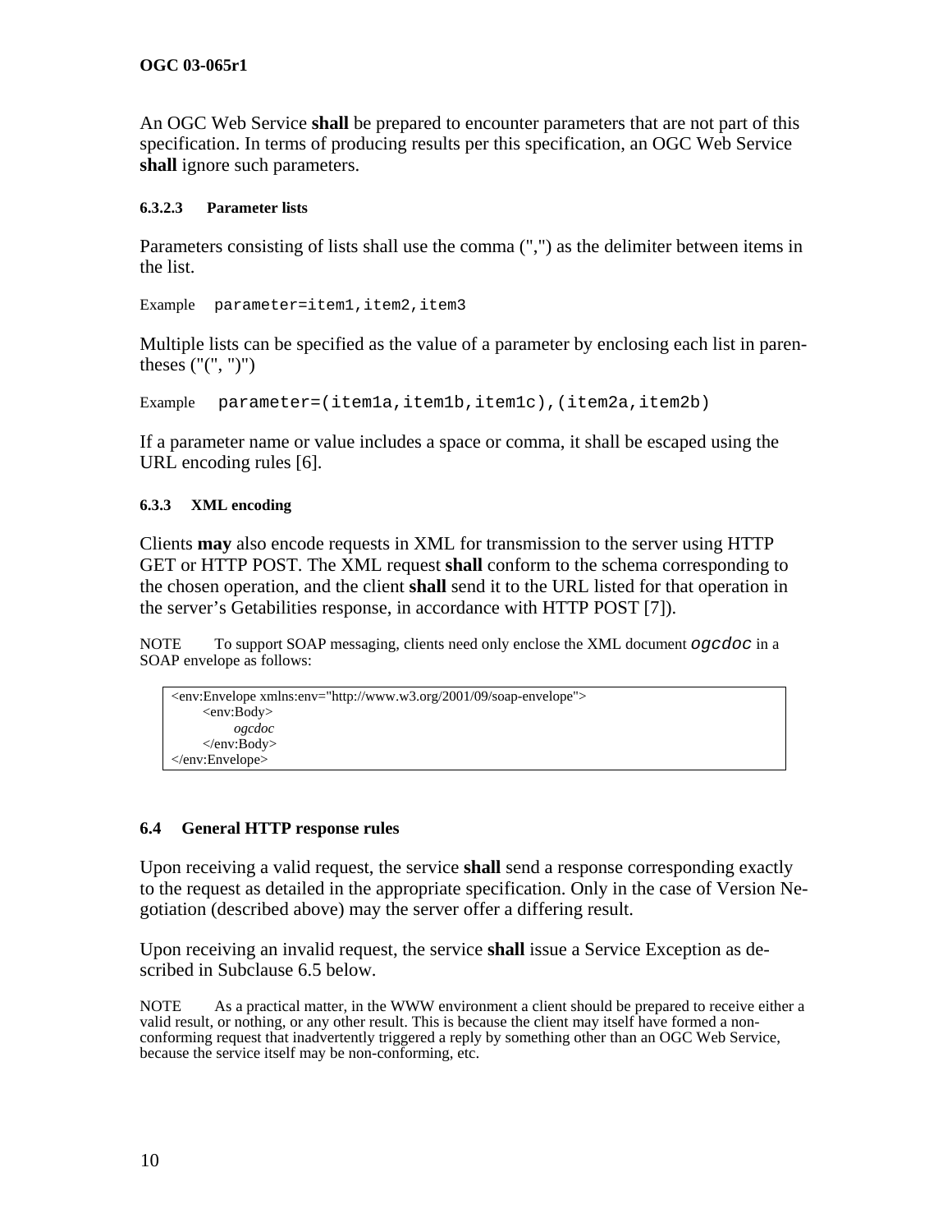An OGC Web Service **shall** be prepared to encounter parameters that are not part of this specification. In terms of producing results per this specification, an OGC Web Service **shall** ignore such parameters.

#### 6.3.2.3 Parameter lists

Parameters consisting of lists shall use the comma (",") as the delimiter between items in the list.

Example `parameter=item1,item2,item3`

Multiple lists can be specified as the value of a parameter by enclosing each list in parentheses ("(", ")")

Example `parameter=(item1a,item1b,item1c),(item2a,item2b)`

If a parameter name or value includes a space or comma, it shall be escaped using the URL encoding rules [6].

### 6.3.3 XML encoding

Clients **may** also encode requests in XML for transmission to the server using HTTP GET or HTTP POST. The XML request **shall** conform to the schema corresponding to the chosen operation, and the client **shall** send it to the URL listed for that operation in the server's Getabilities response, in accordance with HTTP POST [7]).

NOTE To support SOAP messaging, clients need only enclose the XML document `ogcdoc` in a SOAP envelope as follows:

```
<env:Envelope xmlns:env="http://www.w3.org/2001/09/soap-envelope">
    <env:Body>
        ogcdoc
    </env:Body>
</env:Envelope>
```

## 6.4 General HTTP response rules

Upon receiving a valid request, the service **shall** send a response corresponding exactly to the request as detailed in the appropriate specification. Only in the case of Version Negotiation (described above) may the server offer a differing result.

Upon receiving an invalid request, the service **shall** issue a Service Exception as described in Subclause 6.5 below.

NOTE As a practical matter, in the WWW environment a client should be prepared to receive either a valid result, or nothing, or any other result. This is because the client may itself have formed a non-conforming request that inadvertently triggered a reply by something other than an OGC Web Service, because the service itself may be non-conforming, etc.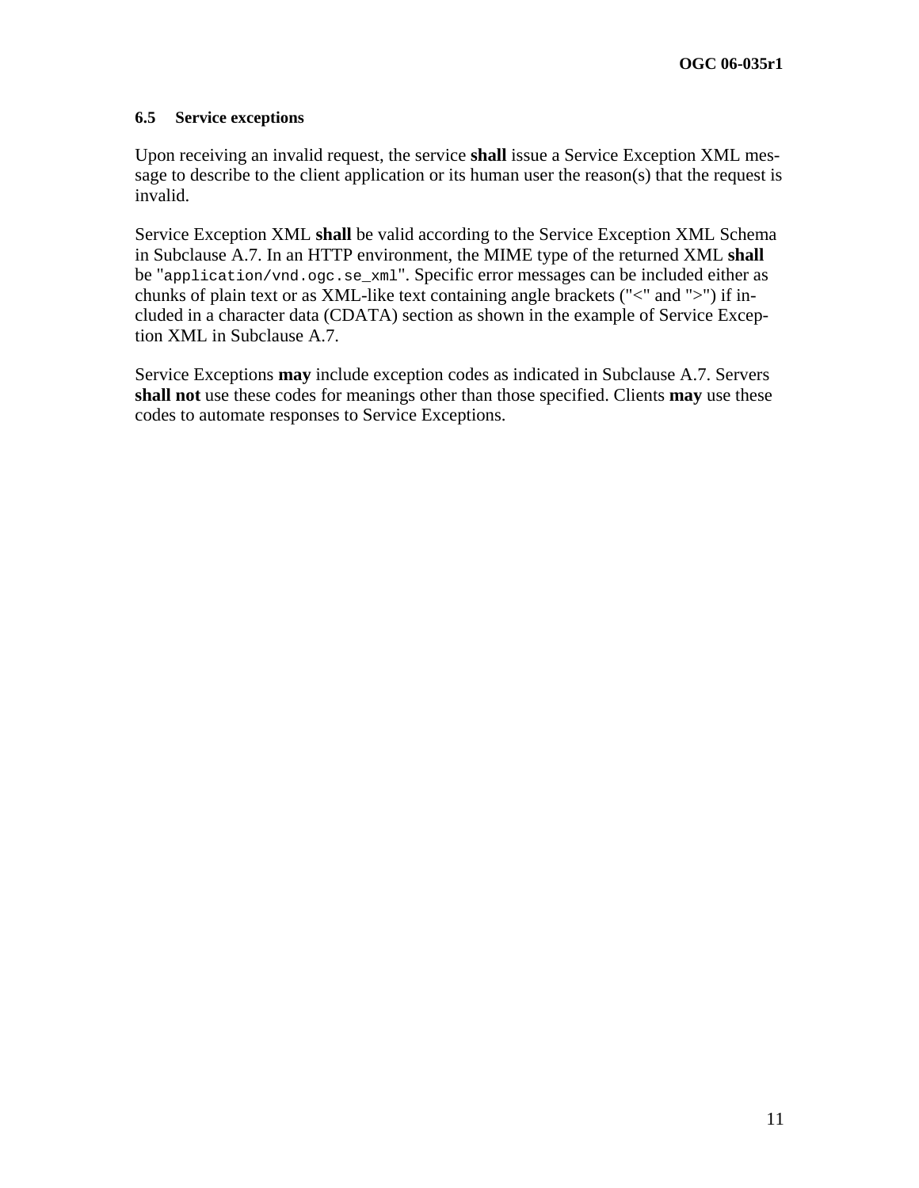### 6.5 Service exceptions

Upon receiving an invalid request, the service **shall** issue a Service Exception XML message to describe to the client application or its human user the reason(s) that the request is invalid.

Service Exception XML **shall** be valid according to the Service Exception XML Schema in Subclause A.7. In an HTTP environment, the MIME type of the returned XML **shall** be "`application/vnd.ogc.se_xml`". Specific error messages can be included either as chunks of plain text or as XML-like text containing angle brackets ("<" and ">") if included in a character data (CDATA) section as shown in the example of Service Exception XML in Subclause A.7.

Service Exceptions **may** include exception codes as indicated in Subclause A.7. Servers **shall not** use these codes for meanings other than those specified. Clients **may** use these codes to automate responses to Service Exceptions.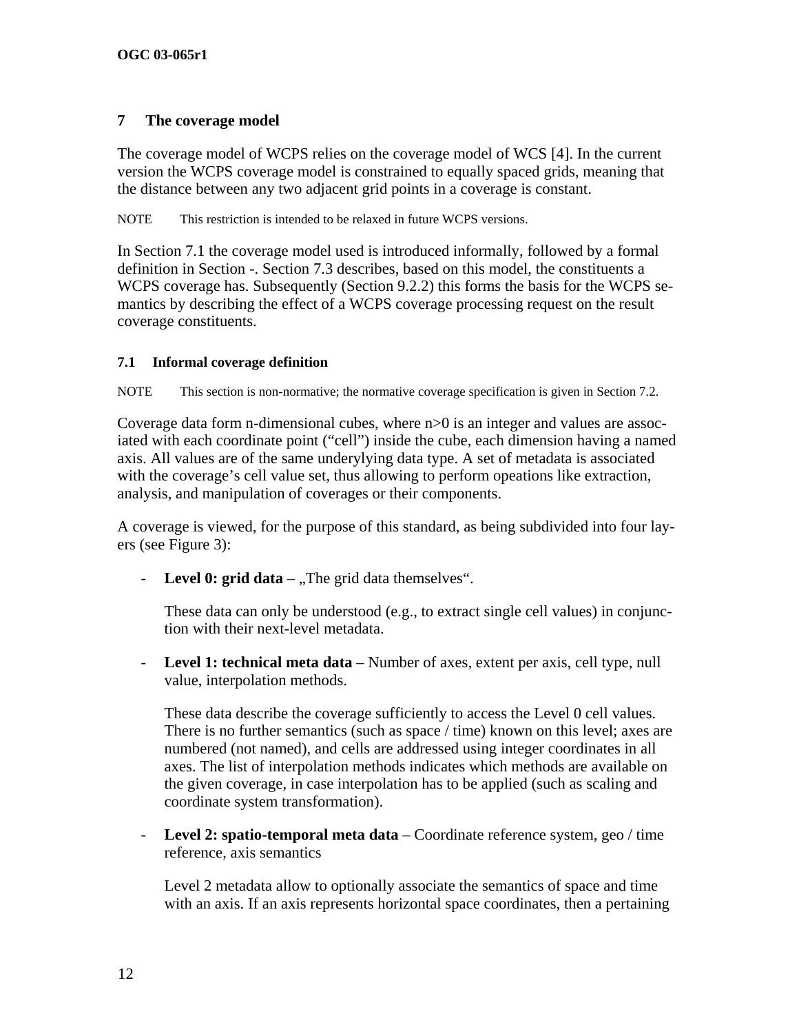# 7 The coverage model

The coverage model of WCPS relies on the coverage model of WCS [4]. In the current version the WCPS coverage model is constrained to equally spaced grids, meaning that the distance between any two adjacent grid points in a coverage is constant.

NOTE This restriction is intended to be relaxed in future WCPS versions.

In Section 7.1 the coverage model used is introduced informally, followed by a formal definition in Section -. Section 7.3 describes, based on this model, the constituents a WCPS coverage has. Subsequently (Section 9.2.2) this forms the basis for the WCPS semantics by describing the effect of a WCPS coverage processing request on the result coverage constituents.

## 7.1 Informal coverage definition

NOTE This section is non-normative; the normative coverage specification is given in Section 7.2.

Coverage data form n-dimensional cubes, where n>0 is an integer and values are associated with each coordinate point ("cell") inside the cube, each dimension having a named axis. All values are of the same underylying data type. A set of metadata is associated with the coverage's cell value set, thus allowing to perform opeations like extraction, analysis, and manipulation of coverages or their components.

A coverage is viewed, for the purpose of this standard, as being subdivided into four layers (see Figure 3):

- **Level 0: grid data** – „The grid data themselves".

  These data can only be understood (e.g., to extract single cell values) in conjunction with their next-level metadata.

- **Level 1: technical meta data** – Number of axes, extent per axis, cell type, null value, interpolation methods.

  These data describe the coverage sufficiently to access the Level 0 cell values. There is no further semantics (such as space / time) known on this level; axes are numbered (not named), and cells are addressed using integer coordinates in all axes. The list of interpolation methods indicates which methods are available on the given coverage, in case interpolation has to be applied (such as scaling and coordinate system transformation).

- **Level 2: spatio-temporal meta data** – Coordinate reference system, geo / time reference, axis semantics

  Level 2 metadata allow to optionally associate the semantics of space and time with an axis. If an axis represents horizontal space coordinates, then a pertaining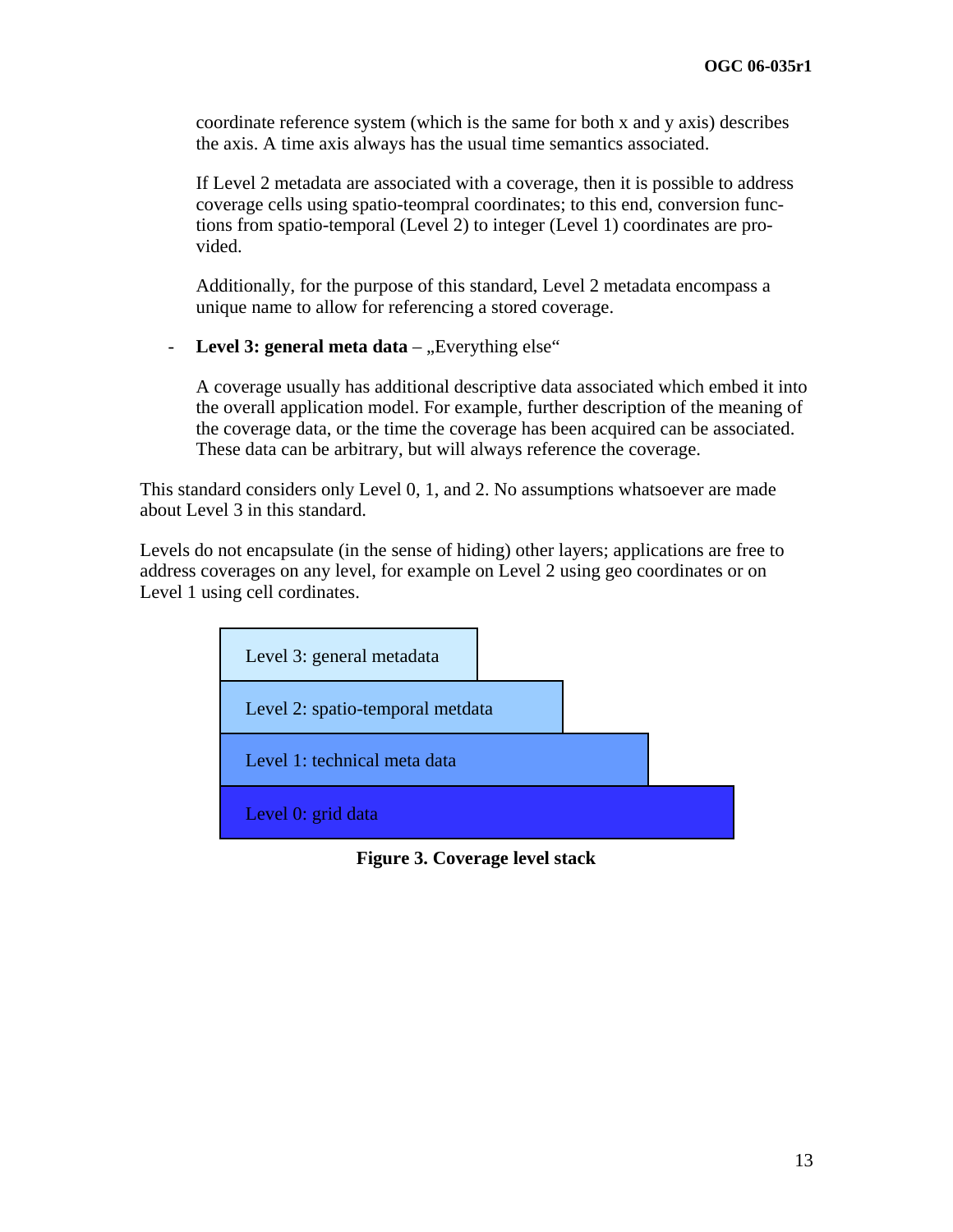coordinate reference system (which is the same for both x and y axis) describes the axis. A time axis always has the usual time semantics associated.

If Level 2 metadata are associated with a coverage, then it is possible to address coverage cells using spatio-teompral coordinates; to this end, conversion functions from spatio-temporal (Level 2) to integer (Level 1) coordinates are provided.

Additionally, for the purpose of this standard, Level 2 metadata encompass a unique name to allow for referencing a stored coverage.

- **Level 3: general meta data** – „Everything else"

  A coverage usually has additional descriptive data associated which embed it into the overall application model. For example, further description of the meaning of the coverage data, or the time the coverage has been acquired can be associated. These data can be arbitrary, but will always reference the coverage.

This standard considers only Level 0, 1, and 2. No assumptions whatsoever are made about Level 3 in this standard.

Levels do not encapsulate (in the sense of hiding) other layers; applications are free to address coverages on any level, for example on Level 2 using geo coordinates or on Level 1 using cell cordinates.

| Level 3: general metadata |
|---|
| Level 2: spatio-temporal metdata |
| Level 1: technical meta data |
| Level 0: grid data |

**Figure 3. Coverage level stack**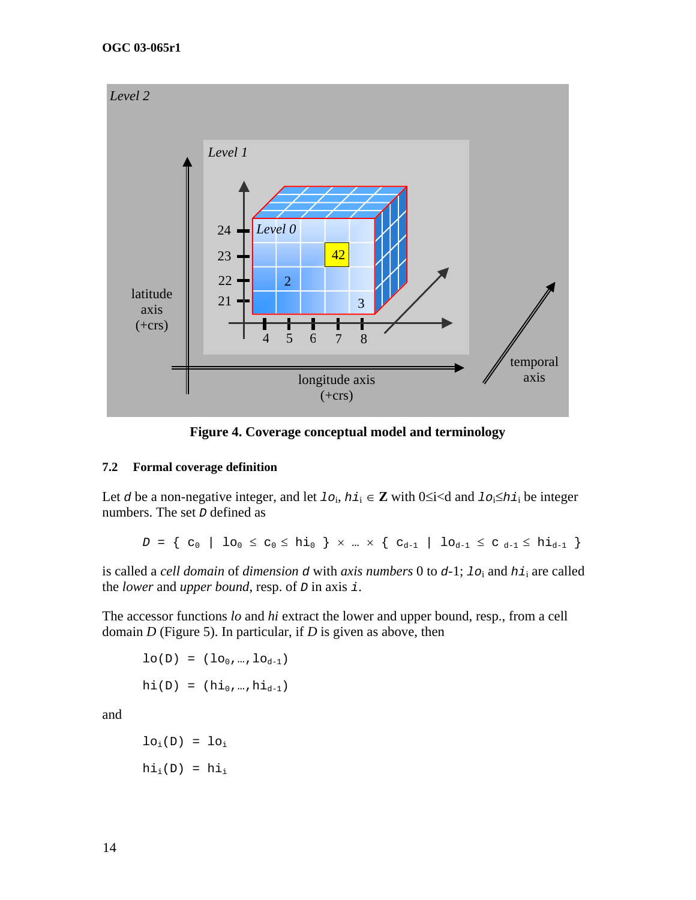Figure 4. Coverage conceptual model and terminology

### 7.2 Formal coverage definition

Let $d$ be a non-negative integer, and let $lo_i, hi_i \in \mathbf{Z}$ with $0 \leq i < d$ and $lo_i \leq hi_i$ be integer numbers. The set $D$ defined as

$$D = \{ c_0 \mid lo_0 \leq c_0 \leq hi_0 \} \times \ldots \times \{ c_{d-1} \mid lo_{d-1} \leq c_{d-1} \leq hi_{d-1} \}$$

is called a *cell domain* of *dimension* $d$ with *axis numbers* 0 to $d$-1; $lo_i$ and $hi_i$ are called the *lower* and *upper bound*, resp. of $D$ in axis $i$.

The accessor functions *lo* and *hi* extract the lower and upper bound, resp., from a cell domain *D* (Figure 5). In particular, if *D* is given as above, then

$$lo(D) = (lo_0, \ldots, lo_{d-1})$$

$$hi(D) = (hi_0, \ldots, hi_{d-1})$$

and

$$lo_i(D) = lo_i$$

$$hi_i(D) = hi_i$$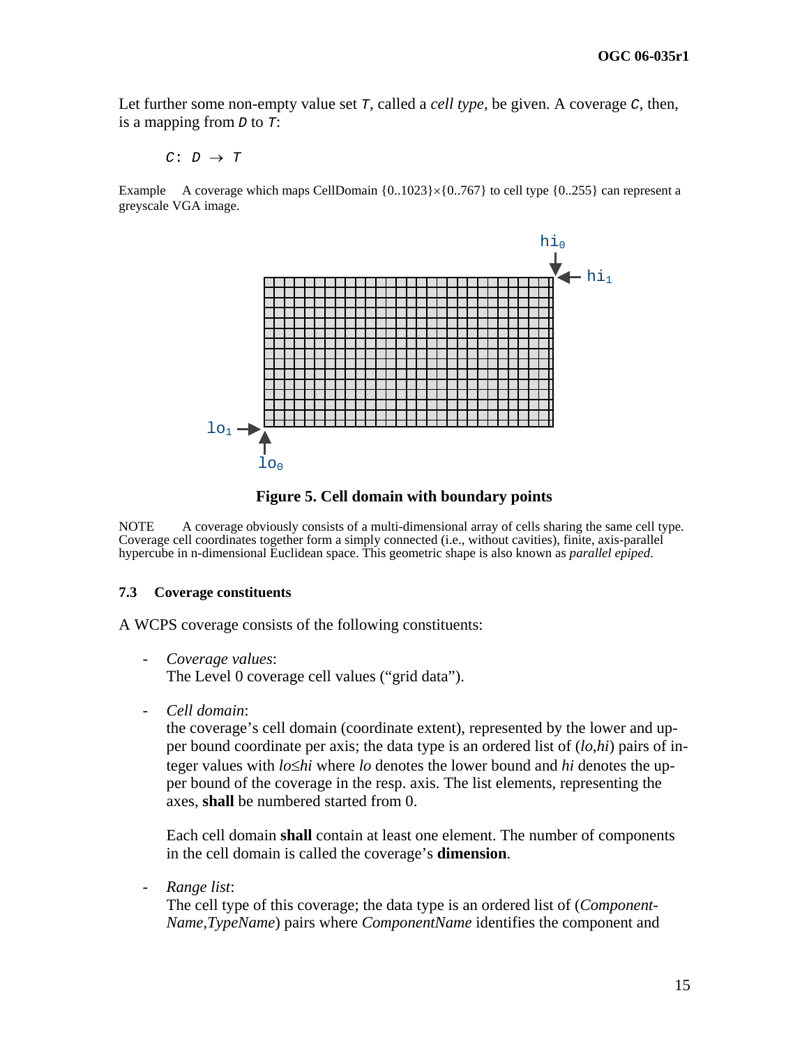Let further some non-empty value set $T$, called a *cell type*, be given. A coverage $C$, then, is a mapping from $D$ to $T$:

$$C: D \rightarrow T$$

Example A coverage which maps CellDomain {0..1023}×{0..767} to cell type {0..255} can represent a greyscale VGA image.

**Figure 5. Cell domain with boundary points**

NOTE A coverage obviously consists of a multi-dimensional array of cells sharing the same cell type. Coverage cell coordinates together form a simply connected (i.e., without cavities), finite, axis-parallel hypercube in n-dimensional Euclidean space. This geometric shape is also known as *parallel epiped*.

### 7.3 Coverage constituents

A WCPS coverage consists of the following constituents:

- *Coverage values*:
  The Level 0 coverage cell values ("grid data").

- *Cell domain*:
  the coverage's cell domain (coordinate extent), represented by the lower and upper bound coordinate per axis; the data type is an ordered list of (*lo*,*hi*) pairs of integer values with *lo*≤*hi* where *lo* denotes the lower bound and *hi* denotes the upper bound of the coverage in the resp. axis. The list elements, representing the axes, **shall** be numbered started from 0.

  Each cell domain **shall** contain at least one element. The number of components in the cell domain is called the coverage's **dimension**.

- *Range list*:
  The cell type of this coverage; the data type is an ordered list of (*ComponentName*,*TypeName*) pairs where *ComponentName* identifies the component and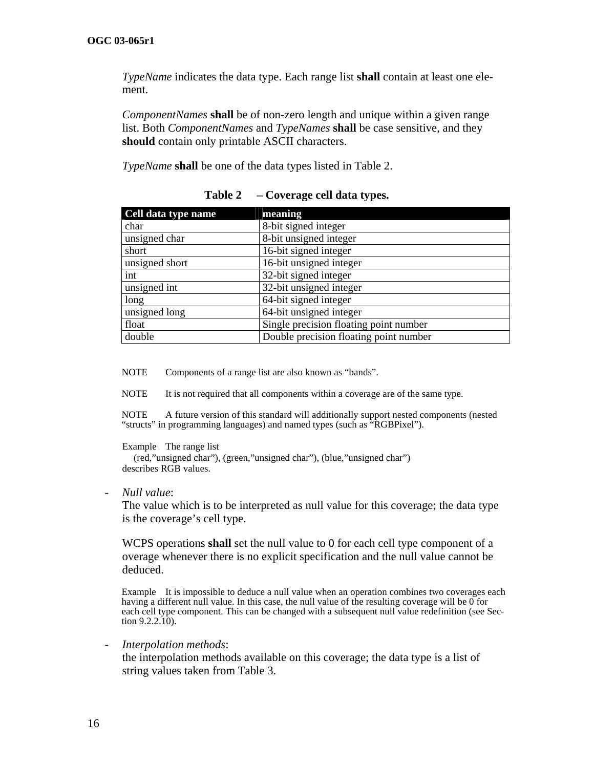*TypeName* indicates the data type. Each range list **shall** contain at least one element.

*ComponentNames* **shall** be of non-zero length and unique within a given range list. Both *ComponentNames* and *TypeNames* **shall** be case sensitive, and they **should** contain only printable ASCII characters.

*TypeName* **shall** be one of the data types listed in Table 2.

**Table 2 – Coverage cell data types.**

| Cell data type name | meaning |
|---|---|
| char | 8-bit signed integer |
| unsigned char | 8-bit unsigned integer |
| short | 16-bit signed integer |
| unsigned short | 16-bit unsigned integer |
| int | 32-bit signed integer |
| unsigned int | 32-bit unsigned integer |
| long | 64-bit signed integer |
| unsigned long | 64-bit unsigned integer |
| float | Single precision floating point number |
| double | Double precision floating point number |

NOTE Components of a range list are also known as "bands".

NOTE It is not required that all components within a coverage are of the same type.

NOTE A future version of this standard will additionally support nested components (nested "structs" in programming languages) and named types (such as "RGBPixel").

Example The range list
(red,"unsigned char"), (green,"unsigned char"), (blue,"unsigned char")
describes RGB values.

- *Null value*:
  The value which is to be interpreted as null value for this coverage; the data type is the coverage's cell type.

  WCPS operations **shall** set the null value to 0 for each cell type component of a overage whenever there is no explicit specification and the null value cannot be deduced.

  Example It is impossible to deduce a null value when an operation combines two coverages each having a different null value. In this case, the null value of the resulting coverage will be 0 for each cell type component. This can be changed with a subsequent null value redefinition (see Section 9.2.2.10).

- *Interpolation methods*:
  the interpolation methods available on this coverage; the data type is a list of string values taken from Table 3.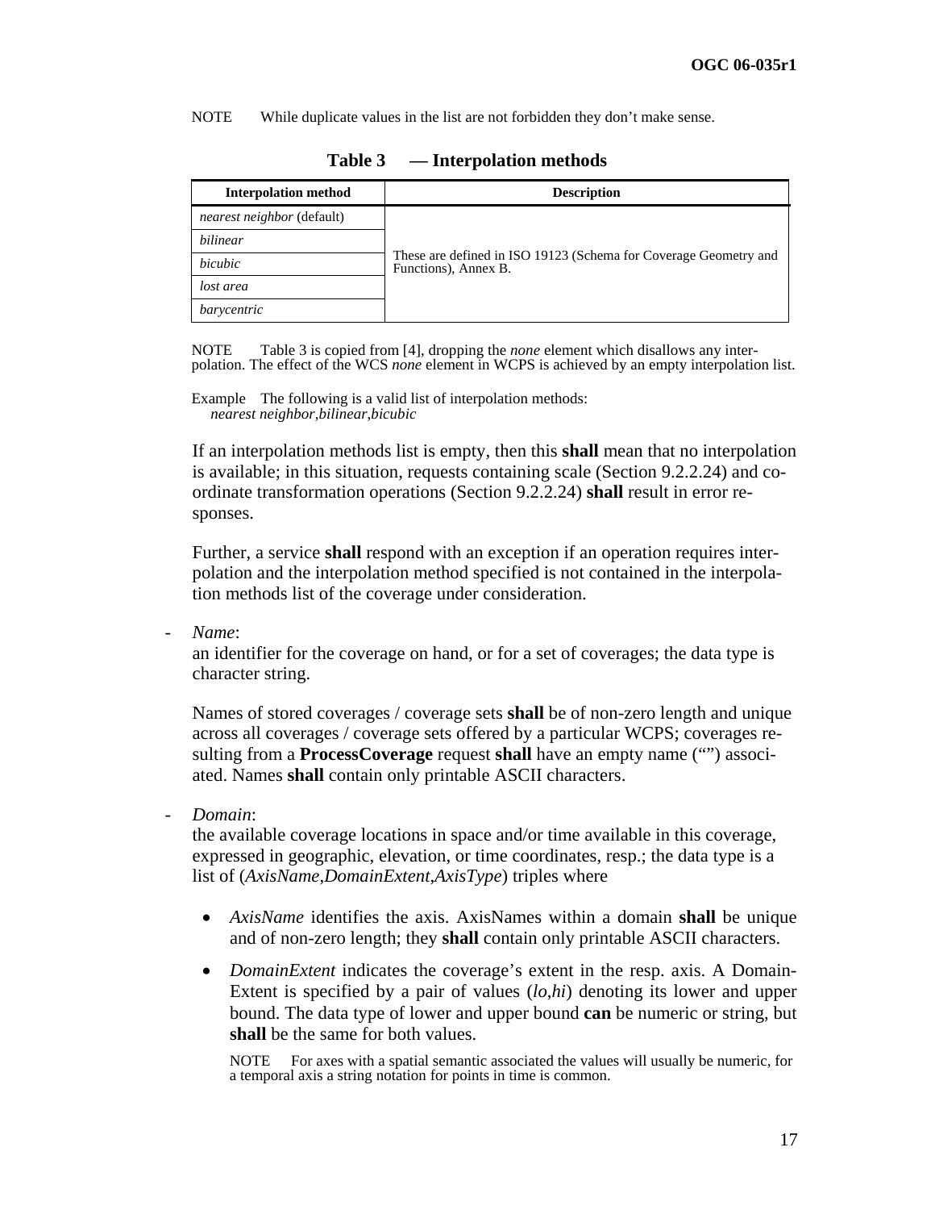NOTE While duplicate values in the list are not forbidden they don't make sense.

**Table 3 — Interpolation methods**

| Interpolation method | Description |
|---|---|
| *nearest neighbor* (default) | These are defined in ISO 19123 (Schema for Coverage Geometry and Functions), Annex B. |
| *bilinear* | |
| *bicubic* | |
| *lost area* | |
| *barycentric* | |

NOTE Table 3 is copied from [4], dropping the *none* element which disallows any interpolation. The effect of the WCS *none* element in WCPS is achieved by an empty interpolation list.

Example The following is a valid list of interpolation methods:
*nearest neighbor*,*bilinear*,*bicubic*

If an interpolation methods list is empty, then this **shall** mean that no interpolation is available; in this situation, requests containing scale (Section 9.2.2.24) and coordinate transformation operations (Section 9.2.2.24) **shall** result in error responses.

Further, a service **shall** respond with an exception if an operation requires interpolation and the interpolation method specified is not contained in the interpolation methods list of the coverage under consideration.

- *Name*:
  an identifier for the coverage on hand, or for a set of coverages; the data type is character string.

  Names of stored coverages / coverage sets **shall** be of non-zero length and unique across all coverages / coverage sets offered by a particular WCPS; coverages resulting from a **ProcessCoverage** request **shall** have an empty name ("") associated. Names **shall** contain only printable ASCII characters.

- *Domain*:
  the available coverage locations in space and/or time available in this coverage, expressed in geographic, elevation, or time coordinates, resp.; the data type is a list of (*AxisName*,*DomainExtent*,*AxisType*) triples where

  - *AxisName* identifies the axis. AxisNames within a domain **shall** be unique and of non-zero length; they **shall** contain only printable ASCII characters.
  - *DomainExtent* indicates the coverage's extent in the resp. axis. A DomainExtent is specified by a pair of values (*lo*,*hi*) denoting its lower and upper bound. The data type of lower and upper bound **can** be numeric or string, but **shall** be the same for both values.

    NOTE For axes with a spatial semantic associated the values will usually be numeric, for a temporal axis a string notation for points in time is common.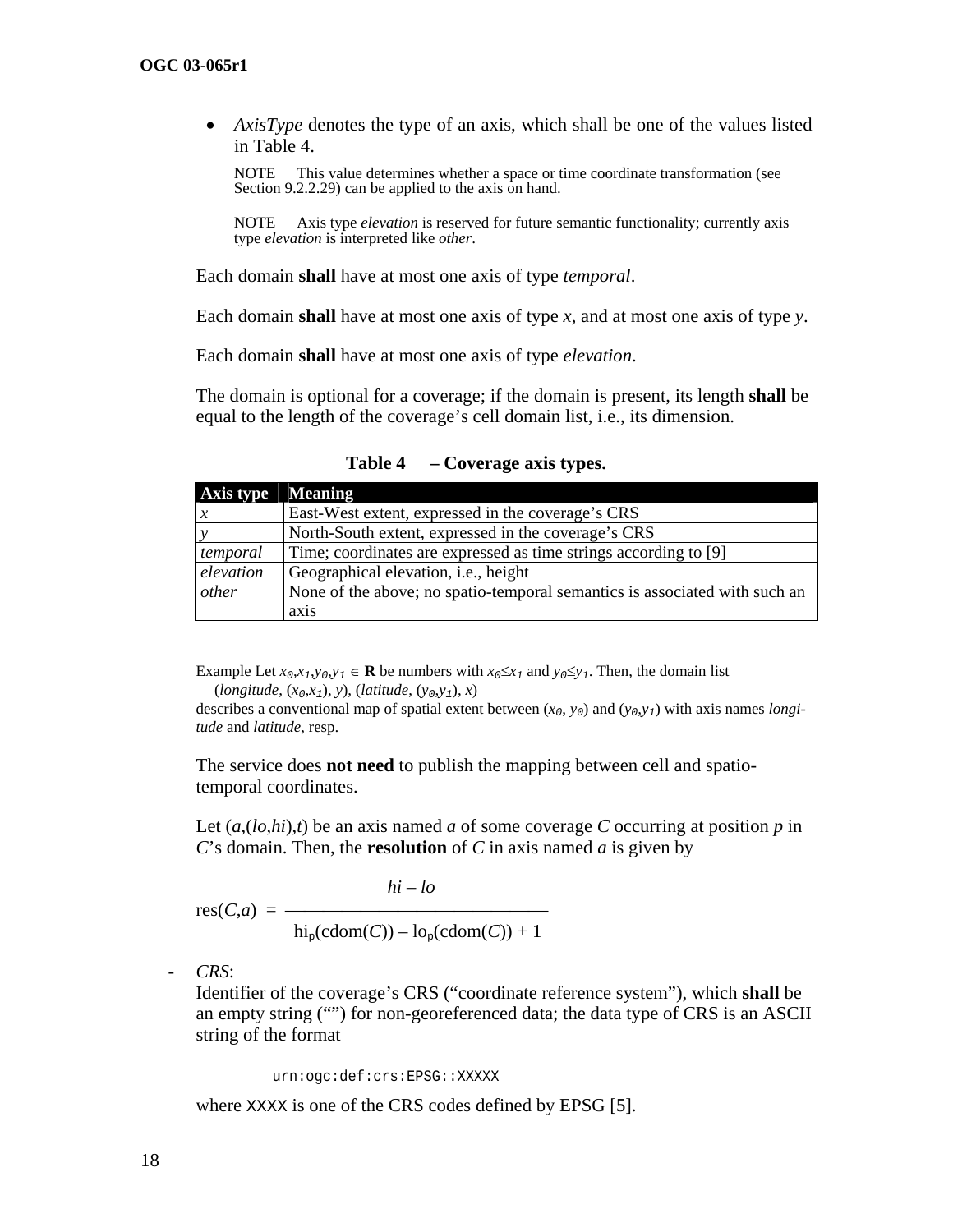- *AxisType* denotes the type of an axis, which shall be one of the values listed in Table 4.

  NOTE This value determines whether a space or time coordinate transformation (see Section 9.2.2.29) can be applied to the axis on hand.

  NOTE Axis type *elevation* is reserved for future semantic functionality; currently axis type *elevation* is interpreted like *other*.

Each domain **shall** have at most one axis of type *temporal*.

Each domain **shall** have at most one axis of type *x*, and at most one axis of type *y*.

Each domain **shall** have at most one axis of type *elevation*.

The domain is optional for a coverage; if the domain is present, its length **shall** be equal to the length of the coverage's cell domain list, i.e., its dimension.

**Table 4 – Coverage axis types.**

| Axis type | Meaning |
|---|---|
| *x* | East-West extent, expressed in the coverage's CRS |
| *y* | North-South extent, expressed in the coverage's CRS |
| *temporal* | Time; coordinates are expressed as time strings according to [9] |
| *elevation* | Geographical elevation, i.e., height |
| *other* | None of the above; no spatio-temporal semantics is associated with such an axis |

Example Let $x_0,x_1,y_0,y_1 \in \mathbf{R}$ be numbers with $x_0 \leq x_1$ and $y_0 \leq y_1$. Then, the domain list
 (*longitude*, $(x_0,x_1)$, *y*), (*latitude*, $(y_0,y_1)$, *x*)
describes a conventional map of spatial extent between $(x_0, y_0)$ and $(y_0,y_1)$ with axis names *longitude* and *latitude*, resp.

The service does **not need** to publish the mapping between cell and spatio-temporal coordinates.

Let $(a,(lo,hi),t)$ be an axis named *a* of some coverage *C* occurring at position *p* in *C*'s domain. Then, the **resolution** of *C* in axis named *a* is given by

$$\text{res}(C,a) = \frac{hi - lo}{\text{hi}_p(\text{cdom}(C)) - \text{lo}_p(\text{cdom}(C)) + 1}$$

- *CRS*:
  Identifier of the coverage's CRS ("coordinate reference system"), which **shall** be an empty string ("") for non-georeferenced data; the data type of CRS is an ASCII string of the format

  ```
  urn:ogc:def:crs:EPSG::XXXXX
  ```

  where `XXXX` is one of the CRS codes defined by EPSG [5].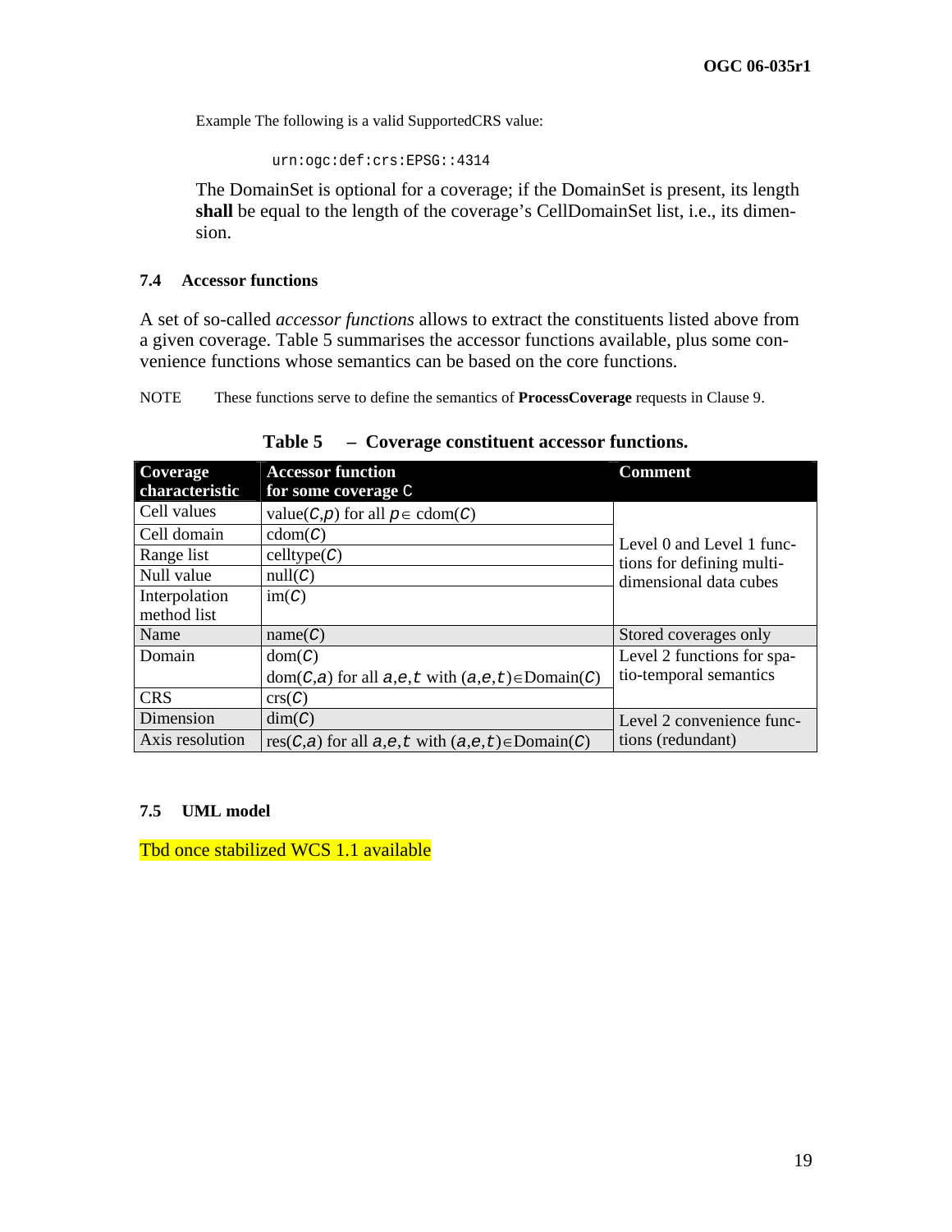Example The following is a valid SupportedCRS value:

```
urn:ogc:def:crs:EPSG::4314
```

The DomainSet is optional for a coverage; if the DomainSet is present, its length **shall** be equal to the length of the coverage's CellDomainSet list, i.e., its dimension.

### 7.4 Accessor functions

A set of so-called *accessor functions* allows to extract the constituents listed above from a given coverage. Table 5 summarises the accessor functions available, plus some convenience functions whose semantics can be based on the core functions.

NOTE These functions serve to define the semantics of **ProcessCoverage** requests in Clause 9.

**Table 5 – Coverage constituent accessor functions.**

| Coverage characteristic | Accessor function for some coverage $C$ | Comment |
|---|---|---|
| Cell values | value($C$,$p$) for all $p \in$ cdom($C$) | Level 0 and Level 1 functions for defining multi-dimensional data cubes |
| Cell domain | cdom($C$) | |
| Range list | celltype($C$) | |
| Null value | null($C$) | |
| Interpolation method list | im($C$) | |
| Name | name($C$) | Stored coverages only |
| Domain | dom($C$)<br>dom($C$,$a$) for all $a$,$e$,$t$ with $(a,e,t) \in$Domain($C$) | Level 2 functions for spatio-temporal semantics |
| CRS | crs($C$) | |
| Dimension | dim($C$) | Level 2 convenience functions (redundant) |
| Axis resolution | res($C$,$a$) for all $a$,$e$,$t$ with $(a,e,t) \in$Domain($C$) | |

### 7.5 UML model

Tbd once stabilized WCS 1.1 available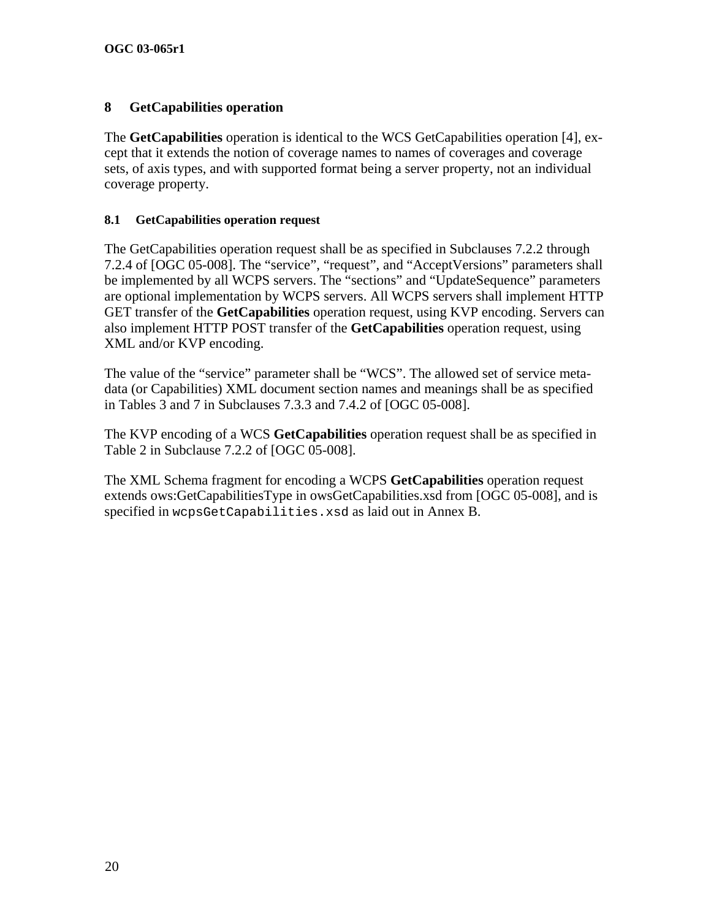# 8 GetCapabilities operation

The **GetCapabilities** operation is identical to the WCS GetCapabilities operation [4], except that it extends the notion of coverage names to names of coverages and coverage sets, of axis types, and with supported format being a server property, not an individual coverage property.

## 8.1 GetCapabilities operation request

The GetCapabilities operation request shall be as specified in Subclauses 7.2.2 through 7.2.4 of [OGC 05-008]. The “service”, “request”, and “AcceptVersions” parameters shall be implemented by all WCPS servers. The “sections” and “UpdateSequence” parameters are optional implementation by WCPS servers. All WCPS servers shall implement HTTP GET transfer of the **GetCapabilities** operation request, using KVP encoding. Servers can also implement HTTP POST transfer of the **GetCapabilities** operation request, using XML and/or KVP encoding.

The value of the “service” parameter shall be “WCS”. The allowed set of service metadata (or Capabilities) XML document section names and meanings shall be as specified in Tables 3 and 7 in Subclauses 7.3.3 and 7.4.2 of [OGC 05-008].

The KVP encoding of a WCS **GetCapabilities** operation request shall be as specified in Table 2 in Subclause 7.2.2 of [OGC 05-008].

The XML Schema fragment for encoding a WCPS **GetCapabilities** operation request extends ows:GetCapabilitiesType in owsGetCapabilities.xsd from [OGC 05-008], and is specified in `wcpsGetCapabilities.xsd` as laid out in Annex B.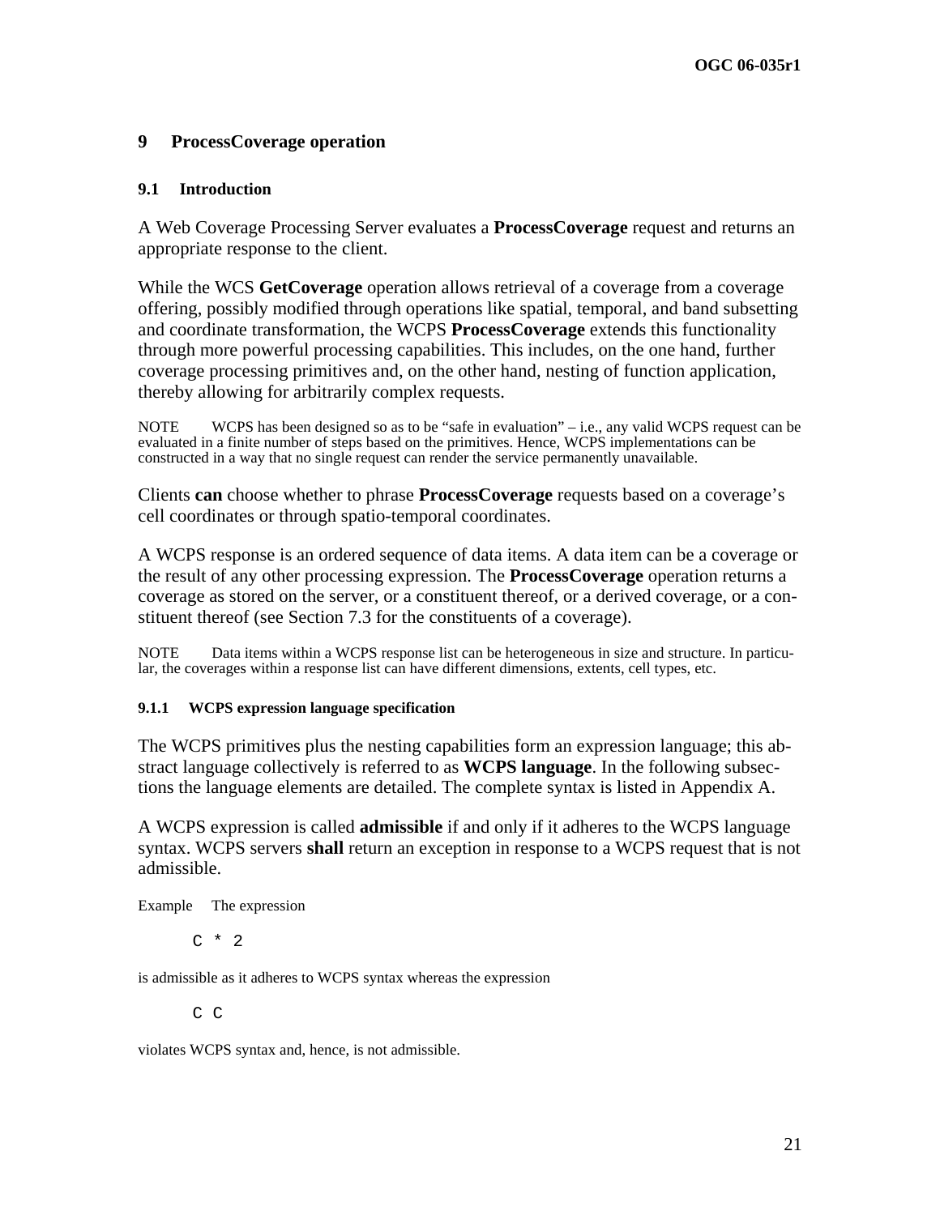# 9 ProcessCoverage operation

## 9.1 Introduction

A Web Coverage Processing Server evaluates a **ProcessCoverage** request and returns an appropriate response to the client.

While the WCS **GetCoverage** operation allows retrieval of a coverage from a coverage offering, possibly modified through operations like spatial, temporal, and band subsetting and coordinate transformation, the WCPS **ProcessCoverage** extends this functionality through more powerful processing capabilities. This includes, on the one hand, further coverage processing primitives and, on the other hand, nesting of function application, thereby allowing for arbitrarily complex requests.

NOTE WCPS has been designed so as to be "safe in evaluation" – i.e., any valid WCPS request can be evaluated in a finite number of steps based on the primitives. Hence, WCPS implementations can be constructed in a way that no single request can render the service permanently unavailable.

Clients **can** choose whether to phrase **ProcessCoverage** requests based on a coverage's cell coordinates or through spatio-temporal coordinates.

A WCPS response is an ordered sequence of data items. A data item can be a coverage or the result of any other processing expression. The **ProcessCoverage** operation returns a coverage as stored on the server, or a constituent thereof, or a derived coverage, or a constituent thereof (see Section 7.3 for the constituents of a coverage).

NOTE Data items within a WCPS response list can be heterogeneous in size and structure. In particular, the coverages within a response list can have different dimensions, extents, cell types, etc.

### 9.1.1 WCPS expression language specification

The WCPS primitives plus the nesting capabilities form an expression language; this abstract language collectively is referred to as **WCPS language**. In the following subsections the language elements are detailed. The complete syntax is listed in Appendix A.

A WCPS expression is called **admissible** if and only if it adheres to the WCPS language syntax. WCPS servers **shall** return an exception in response to a WCPS request that is not admissible.

Example The expression

```
C * 2
```

is admissible as it adheres to WCPS syntax whereas the expression

```
C C
```

violates WCPS syntax and, hence, is not admissible.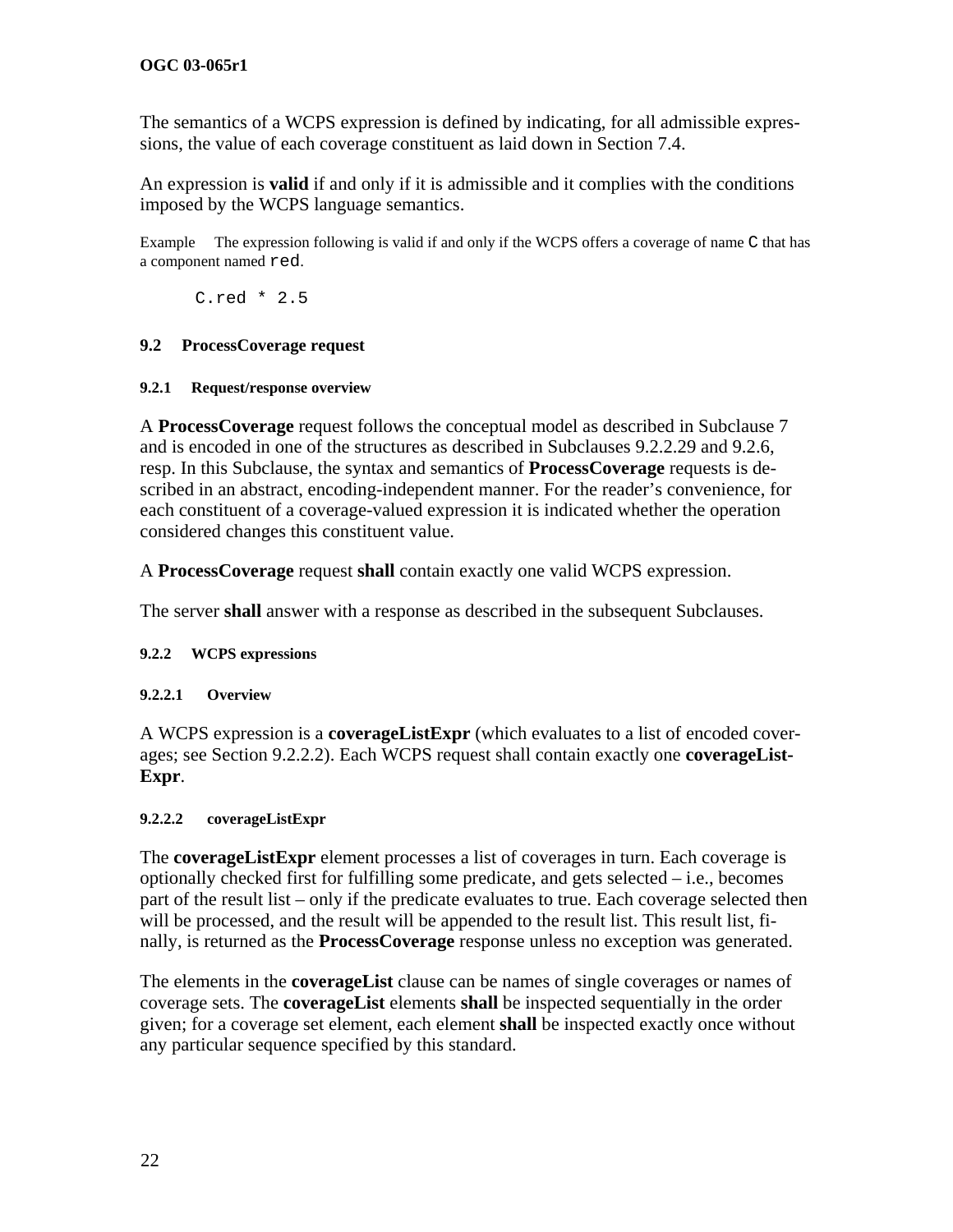The semantics of a WCPS expression is defined by indicating, for all admissible expressions, the value of each coverage constituent as laid down in Section 7.4.

An expression is **valid** if and only if it is admissible and it complies with the conditions imposed by the WCPS language semantics.

Example The expression following is valid if and only if the WCPS offers a coverage of name `C` that has a component named `red`.

```
C.red * 2.5
```

### 9.2 ProcessCoverage request

#### 9.2.1 Request/response overview

A **ProcessCoverage** request follows the conceptual model as described in Subclause 7 and is encoded in one of the structures as described in Subclauses 9.2.2.29 and 9.2.6, resp. In this Subclause, the syntax and semantics of **ProcessCoverage** requests is described in an abstract, encoding-independent manner. For the reader's convenience, for each constituent of a coverage-valued expression it is indicated whether the operation considered changes this constituent value.

A **ProcessCoverage** request **shall** contain exactly one valid WCPS expression.

The server **shall** answer with a response as described in the subsequent Subclauses.

#### 9.2.2 WCPS expressions

##### 9.2.2.1 Overview

A WCPS expression is a **coverageListExpr** (which evaluates to a list of encoded coverages; see Section 9.2.2.2). Each WCPS request shall contain exactly one **coverageList-Expr**.

##### 9.2.2.2 coverageListExpr

The **coverageListExpr** element processes a list of coverages in turn. Each coverage is optionally checked first for fulfilling some predicate, and gets selected – i.e., becomes part of the result list – only if the predicate evaluates to true. Each coverage selected then will be processed, and the result will be appended to the result list. This result list, finally, is returned as the **ProcessCoverage** response unless no exception was generated.

The elements in the **coverageList** clause can be names of single coverages or names of coverage sets. The **coverageList** elements **shall** be inspected sequentially in the order given; for a coverage set element, each element **shall** be inspected exactly once without any particular sequence specified by this standard.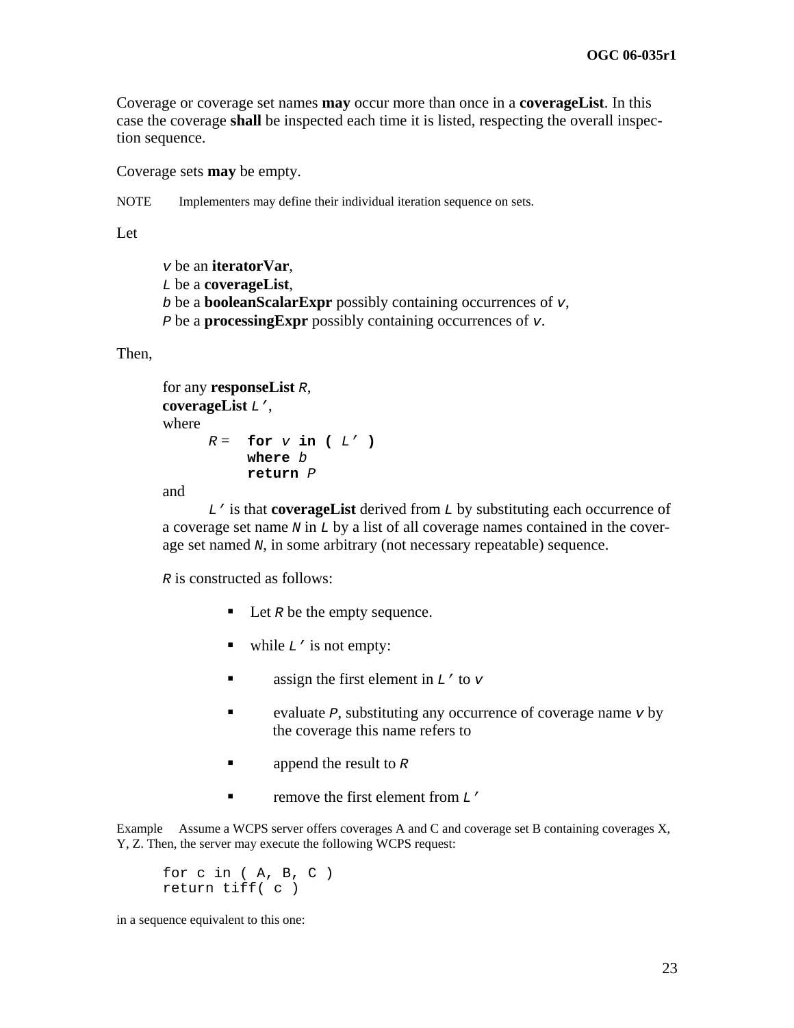Coverage or coverage set names **may** occur more than once in a **coverageList**. In this case the coverage **shall** be inspected each time it is listed, respecting the overall inspection sequence.

Coverage sets **may** be empty.

NOTE Implementers may define their individual iteration sequence on sets.

Let

> `v` be an **iteratorVar**,
> `L` be a **coverageList**,
> `b` be a **booleanScalarExpr** possibly containing occurrences of `v`,
> `P` be a **processingExpr** possibly containing occurrences of `v`.

Then,

> for any **responseList** `R`,
> **coverageList** `L'`,
> where
>
> `R` = **for** `v` **in (** `L'` **)**
> **where** `b`
> **return** `P`
>
> and
>
> `L'` is that **coverageList** derived from `L` by substituting each occurrence of a coverage set name `N` in `L` by a list of all coverage names contained in the coverage set named `N`, in some arbitrary (not necessary repeatable) sequence.
>
> `R` is constructed as follows:
>
> - Let `R` be the empty sequence.
> - while `L'` is not empty:
>   - assign the first element in `L'` to `v`
>   - evaluate `P`, substituting any occurrence of coverage name `v` by the coverage this name refers to
>   - append the result to `R`
>   - remove the first element from `L'`

Example Assume a WCPS server offers coverages A and C and coverage set B containing coverages X, Y, Z. Then, the server may execute the following WCPS request:

```
for c in ( A, B, C )
return tiff( c )
```

in a sequence equivalent to this one: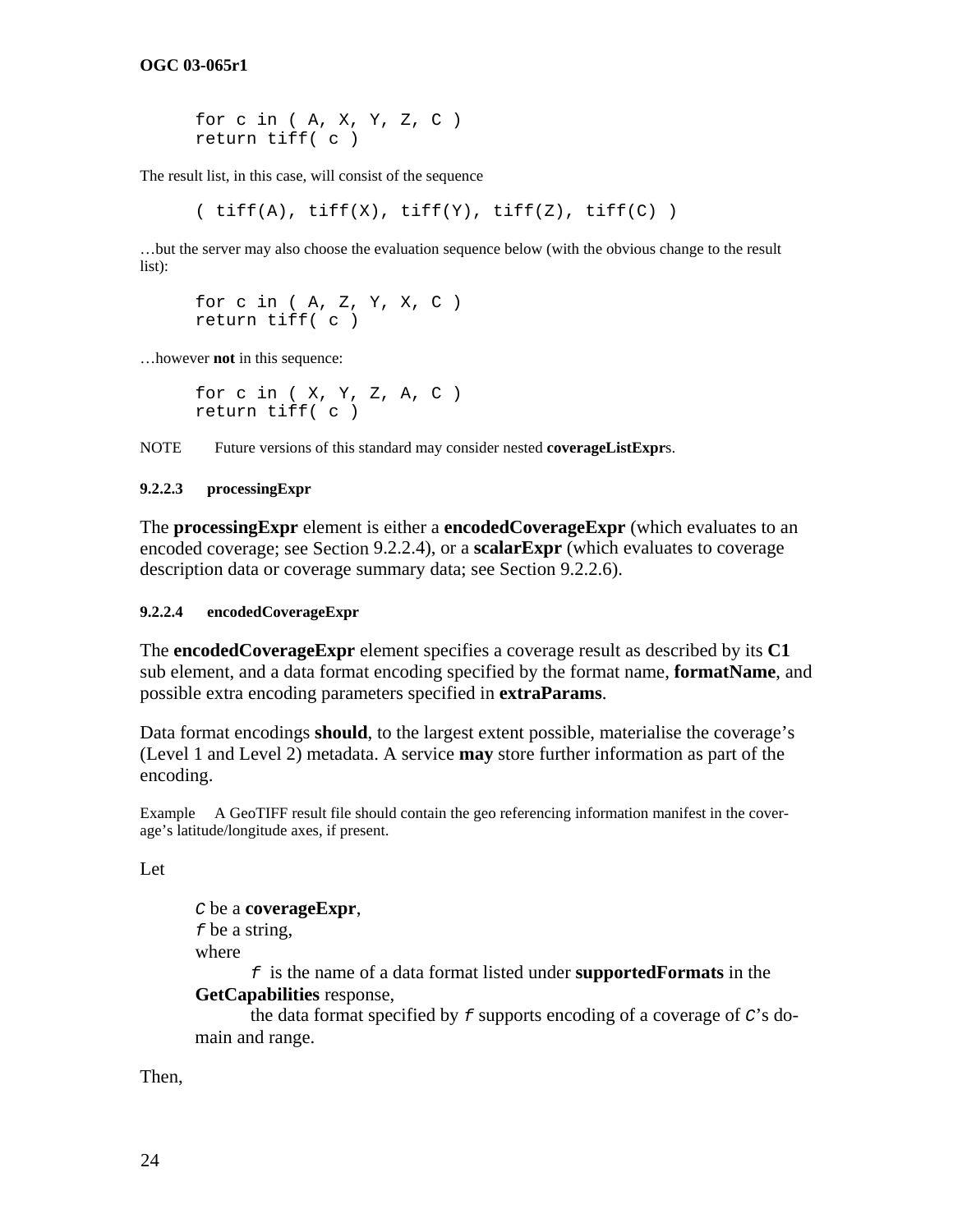```
for c in ( A, X, Y, Z, C )
return tiff( c )
```

The result list, in this case, will consist of the sequence

```
( tiff(A), tiff(X), tiff(Y), tiff(Z), tiff(C) )
```

…but the server may also choose the evaluation sequence below (with the obvious change to the result list):

```
for c in ( A, Z, Y, X, C )
return tiff( c )
```

…however **not** in this sequence:

```
for c in ( X, Y, Z, A, C )
return tiff( c )
```

NOTE Future versions of this standard may consider nested **coverageListExpr**s.

#### 9.2.2.3 processingExpr

The **processingExpr** element is either a **encodedCoverageExpr** (which evaluates to an encoded coverage; see Section 9.2.2.4), or a **scalarExpr** (which evaluates to coverage description data or coverage summary data; see Section 9.2.2.6).

#### 9.2.2.4 encodedCoverageExpr

The **encodedCoverageExpr** element specifies a coverage result as described by its **C1** sub element, and a data format encoding specified by the format name, **formatName**, and possible extra encoding parameters specified in **extraParams**.

Data format encodings **should**, to the largest extent possible, materialise the coverage's (Level 1 and Level 2) metadata. A service **may** store further information as part of the encoding.

Example A GeoTIFF result file should contain the geo referencing information manifest in the coverage's latitude/longitude axes, if present.

Let

> `C` be a **coverageExpr**,
> `f` be a string,
> where
> `f` is the name of a data format listed under **supportedFormats** in the **GetCapabilities** response,
> the data format specified by `f` supports encoding of a coverage of `C`'s domain and range.

Then,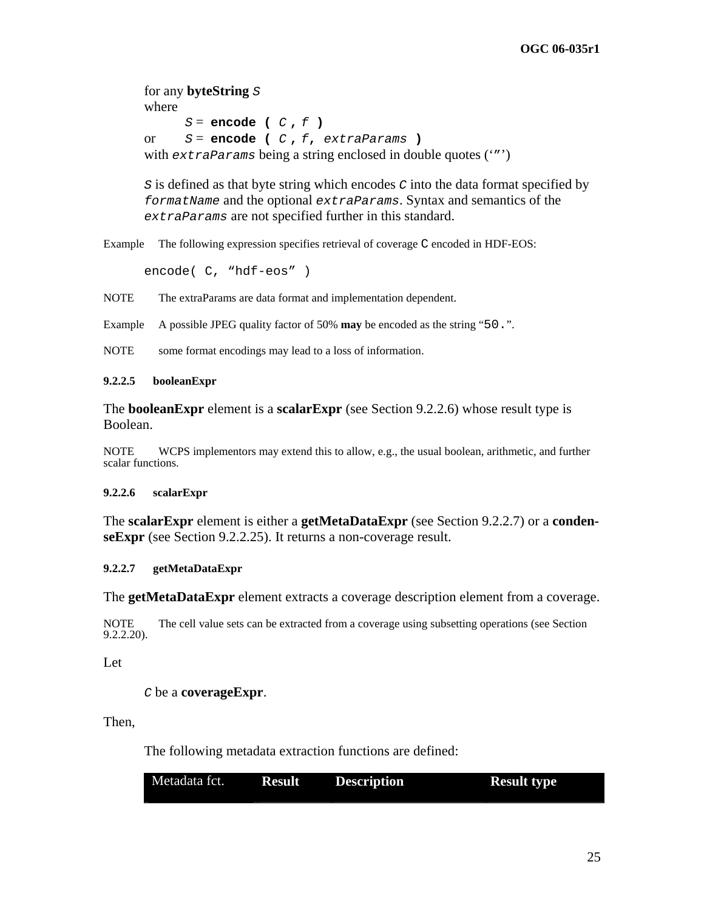for any **byteString** *S*
where
    *S* = **encode (** *C* **,** *f* **)**
or    *S* = **encode (** *C* **,** *f*, *extraParams* **)**
with *extraParams* being a string enclosed in double quotes (‘”’)

*S* is defined as that byte string which encodes *C* into the data format specified by *formatName* and the optional *extraParams*. Syntax and semantics of the *extraParams* are not specified further in this standard.

Example The following expression specifies retrieval of coverage C encoded in HDF-EOS:

```
encode( C, "hdf-eos" )
```

NOTE The extraParams are data format and implementation dependent.

Example A possible JPEG quality factor of 50% **may** be encoded as the string “50.”.

NOTE some format encodings may lead to a loss of information.

#### 9.2.2.5 booleanExpr

The **booleanExpr** element is a **scalarExpr** (see Section 9.2.2.6) whose result type is Boolean.

NOTE WCPS implementors may extend this to allow, e.g., the usual boolean, arithmetic, and further scalar functions.

#### 9.2.2.6 scalarExpr

The **scalarExpr** element is either a **getMetaDataExpr** (see Section 9.2.2.7) or a **condenseExpr** (see Section 9.2.2.25). It returns a non-coverage result.

#### 9.2.2.7 getMetaDataExpr

The **getMetaDataExpr** element extracts a coverage description element from a coverage.

NOTE The cell value sets can be extracted from a coverage using subsetting operations (see Section 9.2.2.20).

Let

*C* be a **coverageExpr**.

Then,

The following metadata extraction functions are defined:

| Metadata fct. | Result | Description | Result type |
|---|---|---|---|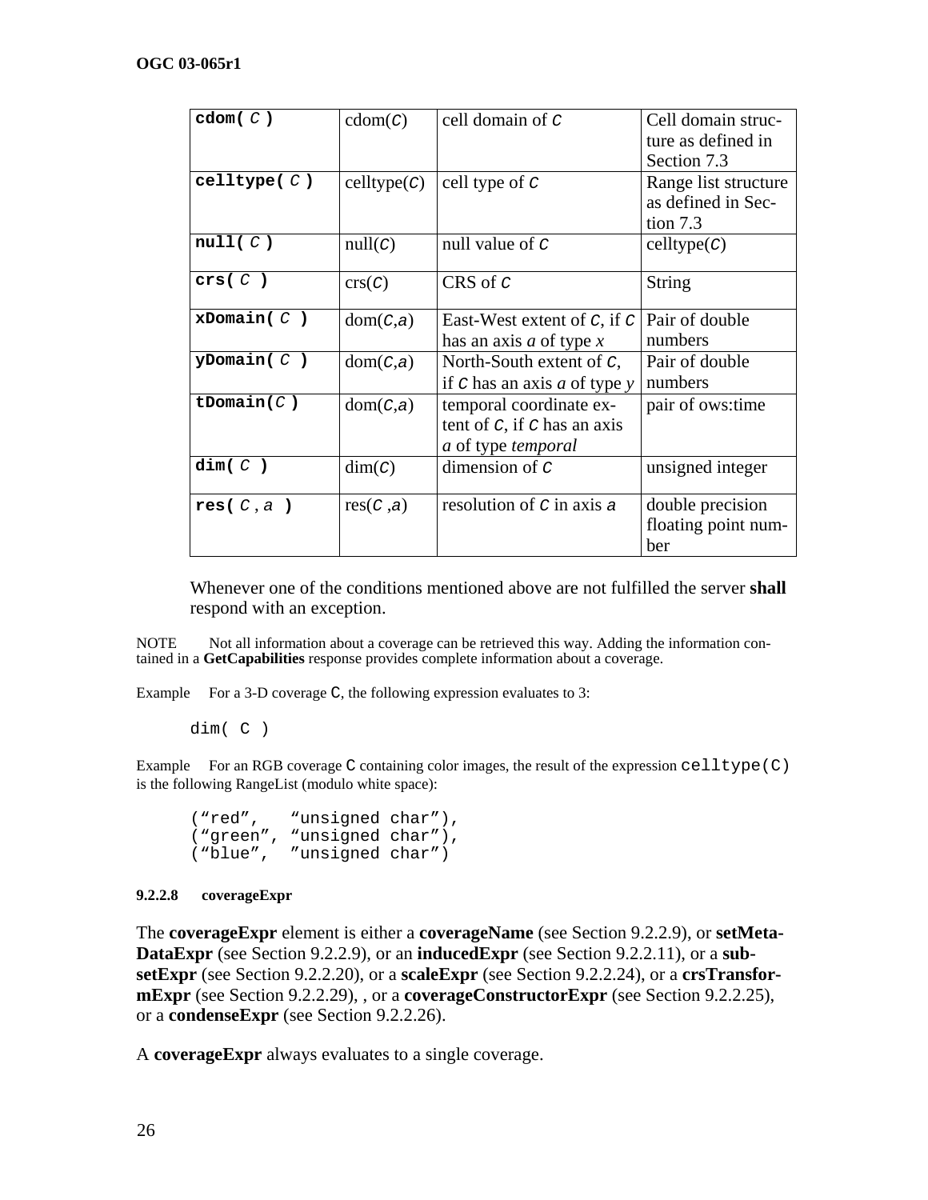| **cdom(** *C* **)** | cdom(*C*) | cell domain of *C* | Cell domain structure as defined in Section 7.3 |
|---|---|---|---|
| **celltype(** *C* **)** | celltype(*C*) | cell type of *C* | Range list structure as defined in Section 7.3 |
| **null(** *C* **)** | null(*C*) | null value of *C* | celltype(*C*) |
| **crs(** *C* **)** | crs(*C*) | CRS of *C* | String |
| **xDomain(** *C* **)** | dom(*C*,*a*) | East-West extent of *C*, if *C* has an axis *a* of type *x* | Pair of double numbers |
| **yDomain(** *C* **)** | dom(*C*,*a*) | North-South extent of *C*, if *C* has an axis *a* of type *y* | Pair of double numbers |
| **tDomain(***C* **)** | dom(*C*,*a*) | temporal coordinate extent of *C*, if *C* has an axis *a* of type *temporal* | pair of ows:time |
| **dim(** *C* **)** | dim(*C*) | dimension of *C* | unsigned integer |
| **res(** *C* , *a* **)** | res(*C* ,*a*) | resolution of *C* in axis *a* | double precision floating point number |

Whenever one of the conditions mentioned above are not fulfilled the server **shall** respond with an exception.

NOTE  Not all information about a coverage can be retrieved this way. Adding the information contained in a **GetCapabilities** response provides complete information about a coverage.

Example  For a 3-D coverage C, the following expression evaluates to 3:

```
dim( C )
```

Example  For an RGB coverage C containing color images, the result of the expression celltype(C) is the following RangeList (modulo white space):

```
("red",   "unsigned char"),
("green", "unsigned char"),
("blue",  "unsigned char")
```

#### 9.2.2.8 coverageExpr

The **coverageExpr** element is either a **coverageName** (see Section 9.2.2.9), or **setMetaDataExpr** (see Section 9.2.2.9), or an **inducedExpr** (see Section 9.2.2.11), or a **subsetExpr** (see Section 9.2.2.20), or a **scaleExpr** (see Section 9.2.2.24), or a **crsTransformExpr** (see Section 9.2.2.29), , or a **coverageConstructorExpr** (see Section 9.2.2.25), or a **condenseExpr** (see Section 9.2.2.26).

A **coverageExpr** always evaluates to a single coverage.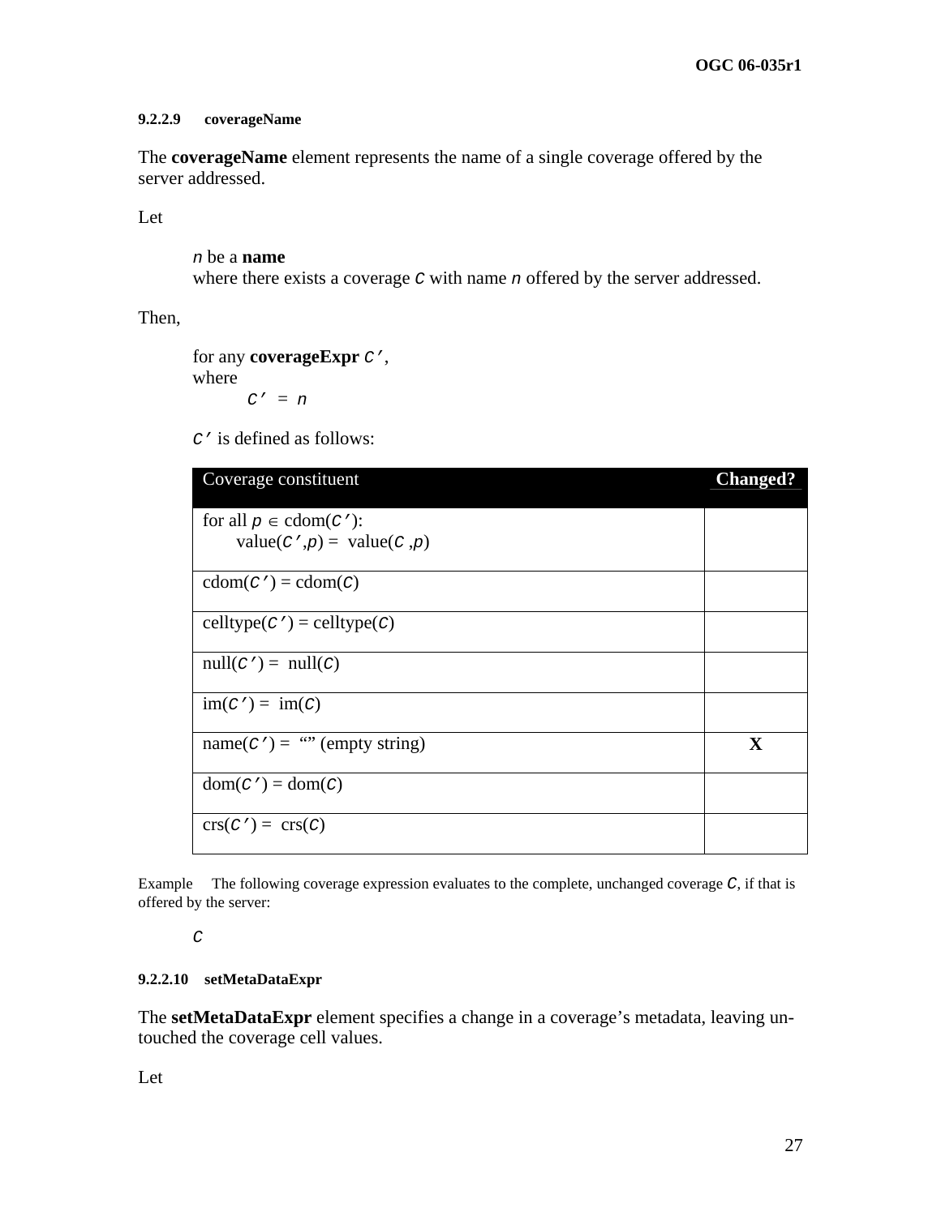#### 9.2.2.9 coverageName

The **coverageName** element represents the name of a single coverage offered by the server addressed.

Let

> *n* be a **name**
> where there exists a coverage *C* with name *n* offered by the server addressed.

Then,

> for any **coverageExpr** *C'*,
> where
> *C' = n*
>
> *C'* is defined as follows:

| Coverage constituent | Changed? |
|---|---|
| for all $p \in$ cdom(*C'*): value(*C'*,*p*) = value(*C* ,*p*) | |
| cdom(*C'*) = cdom(*C*) | |
| celltype(*C'*) = celltype(*C*) | |
| null(*C'*) = null(*C*) | |
| im(*C'*) = im(*C*) | |
| name(*C'*) = “” (empty string) | **X** |
| dom(*C'*) = dom(*C*) | |
| crs(*C'*) = crs(*C*) | |

Example The following coverage expression evaluates to the complete, unchanged coverage *C*, if that is offered by the server:

> *C*

#### 9.2.2.10 setMetaDataExpr

The **setMetaDataExpr** element specifies a change in a coverage’s metadata, leaving untouched the coverage cell values.

Let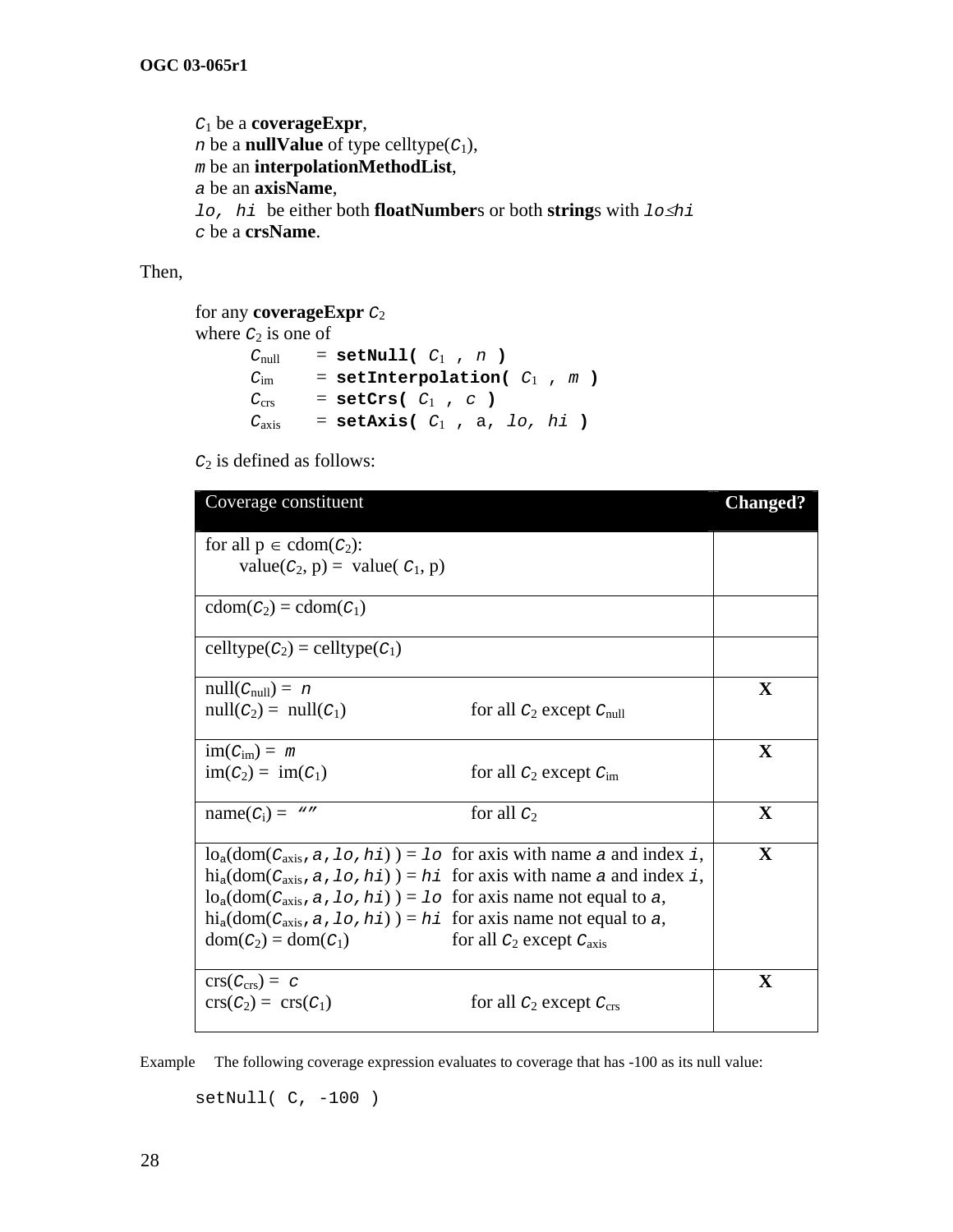$C_1$ be a **coverageExpr**,
$n$ be a **nullValue** of type celltype($C_1$),
$m$ be an **interpolationMethodList**,
$a$ be an **axisName**,
$lo$, $hi$ be either both **floatNumber**s or both **string**s with $lo \leq hi$
$c$ be a **crsName**.

Then,

for any **coverageExpr** $C_2$
where $C_2$ is one of

- $C_{null}$ = **setNull(** $C_1$ **,** $n$ **)**
- $C_{im}$ = **setInterpolation(** $C_1$ **,** $m$ **)**
- $C_{crs}$ = **setCrs(** $C_1$ **,** $c$ **)**
- $C_{axis}$ = **setAxis(** $C_1$ **,** a, $lo$, $hi$ **)**

$C_2$ is defined as follows:

| Coverage constituent | | Changed? |
|---|---|---|
| for all p ∈ cdom($C_2$): value($C_2$, p) = value( $C_1$, p) | | |
| cdom($C_2$) = cdom($C_1$) | | |
| celltype($C_2$) = celltype($C_1$) | | |
| null($C_{null}$) = $n$<br>null($C_2$) = null($C_1$) | <br>for all $C_2$ except $C_{null}$ | X |
| im($C_{im}$) = $m$<br>im($C_2$) = im($C_1$) | <br>for all $C_2$ except $C_{im}$ | X |
| name($C_i$) = "" | for all $C_2$ | X |
| $lo_a$(dom($C_{axis}$, $a$, $lo$, $hi$) ) = $lo$<br>$hi_a$(dom($C_{axis}$, $a$, $lo$, $hi$) ) = $hi$<br>$lo_a$(dom($C_{axis}$, $a$, $lo$, $hi$) ) = $lo$<br>$hi_a$(dom($C_{axis}$, $a$, $lo$, $hi$) ) = $hi$<br>dom($C_2$) = dom($C_1$) | for axis with name $a$ and index $i$,<br>for axis with name $a$ and index $i$,<br>for axis name not equal to $a$,<br>for axis name not equal to $a$,<br>for all $C_2$ except $C_{axis}$ | X |
| crs($C_{crs}$) = $c$<br>crs($C_2$) = crs($C_1$) | <br>for all $C_2$ except $C_{crs}$ | X |

Example The following coverage expression evaluates to coverage that has -100 as its null value:

```
setNull( C, -100 )
```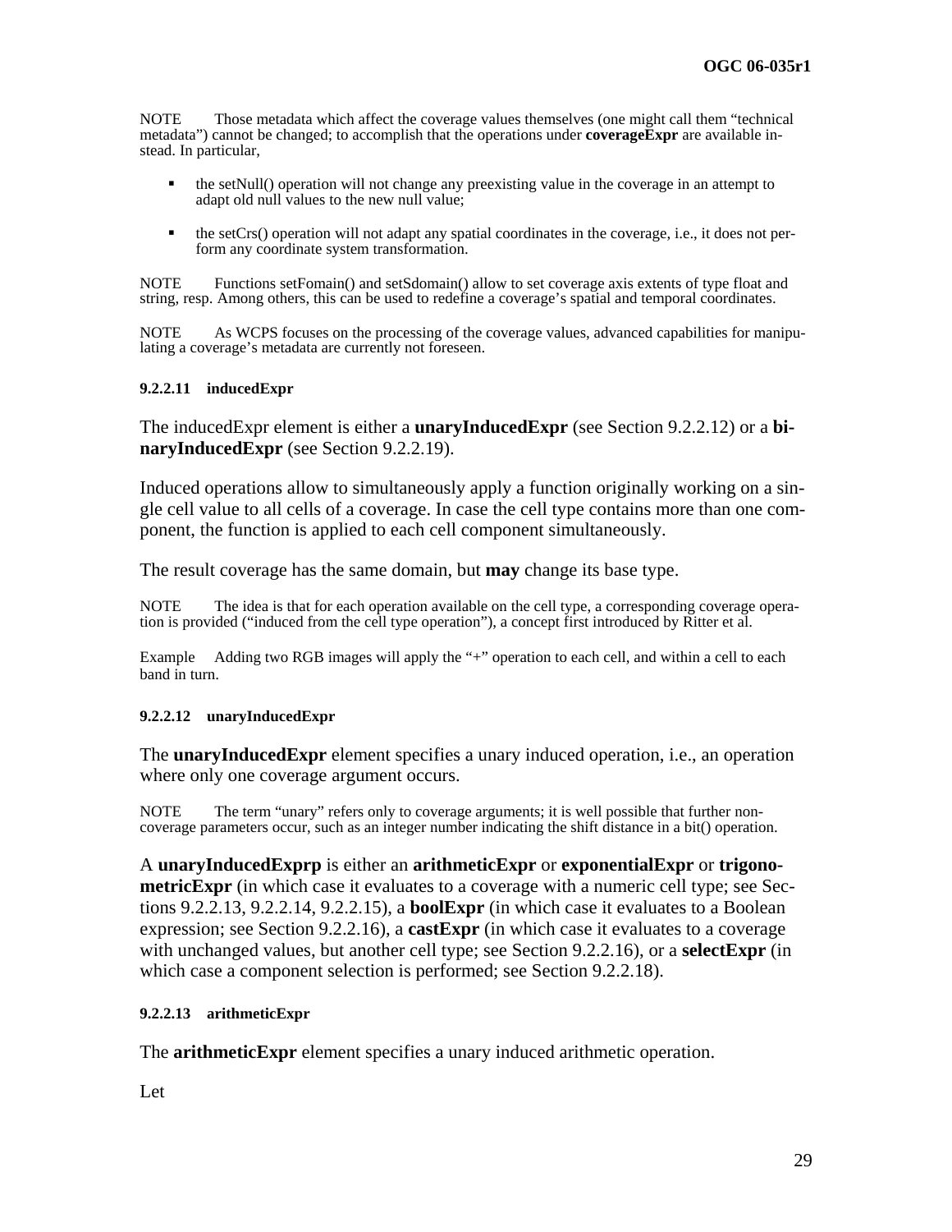NOTE Those metadata which affect the coverage values themselves (one might call them “technical metadata”) cannot be changed; to accomplish that the operations under **coverageExpr** are available instead. In particular,

- the setNull() operation will not change any preexisting value in the coverage in an attempt to adapt old null values to the new null value;
- the setCrs() operation will not adapt any spatial coordinates in the coverage, i.e., it does not perform any coordinate system transformation.

NOTE Functions setFomain() and setSdomain() allow to set coverage axis extents of type float and string, resp. Among others, this can be used to redefine a coverage’s spatial and temporal coordinates.

NOTE As WCPS focuses on the processing of the coverage values, advanced capabilities for manipulating a coverage’s metadata are currently not foreseen.

#### 9.2.2.11 inducedExpr

The inducedExpr element is either a **unaryInducedExpr** (see Section 9.2.2.12) or a **binaryInducedExpr** (see Section 9.2.2.19).

Induced operations allow to simultaneously apply a function originally working on a single cell value to all cells of a coverage. In case the cell type contains more than one component, the function is applied to each cell component simultaneously.

The result coverage has the same domain, but **may** change its base type.

NOTE The idea is that for each operation available on the cell type, a corresponding coverage operation is provided (“induced from the cell type operation”), a concept first introduced by Ritter et al.

Example Adding two RGB images will apply the “+” operation to each cell, and within a cell to each band in turn.

#### 9.2.2.12 unaryInducedExpr

The **unaryInducedExpr** element specifies a unary induced operation, i.e., an operation where only one coverage argument occurs.

NOTE The term “unary” refers only to coverage arguments; it is well possible that further non-coverage parameters occur, such as an integer number indicating the shift distance in a bit() operation.

A **unaryInducedExprp** is either an **arithmeticExpr** or **exponentialExpr** or **trigonometricExpr** (in which case it evaluates to a coverage with a numeric cell type; see Sections 9.2.2.13, 9.2.2.14, 9.2.2.15), a **boolExpr** (in which case it evaluates to a Boolean expression; see Section 9.2.2.16), a **castExpr** (in which case it evaluates to a coverage with unchanged values, but another cell type; see Section 9.2.2.16), or a **selectExpr** (in which case a component selection is performed; see Section 9.2.2.18).

#### 9.2.2.13 arithmeticExpr

The **arithmeticExpr** element specifies a unary induced arithmetic operation.

Let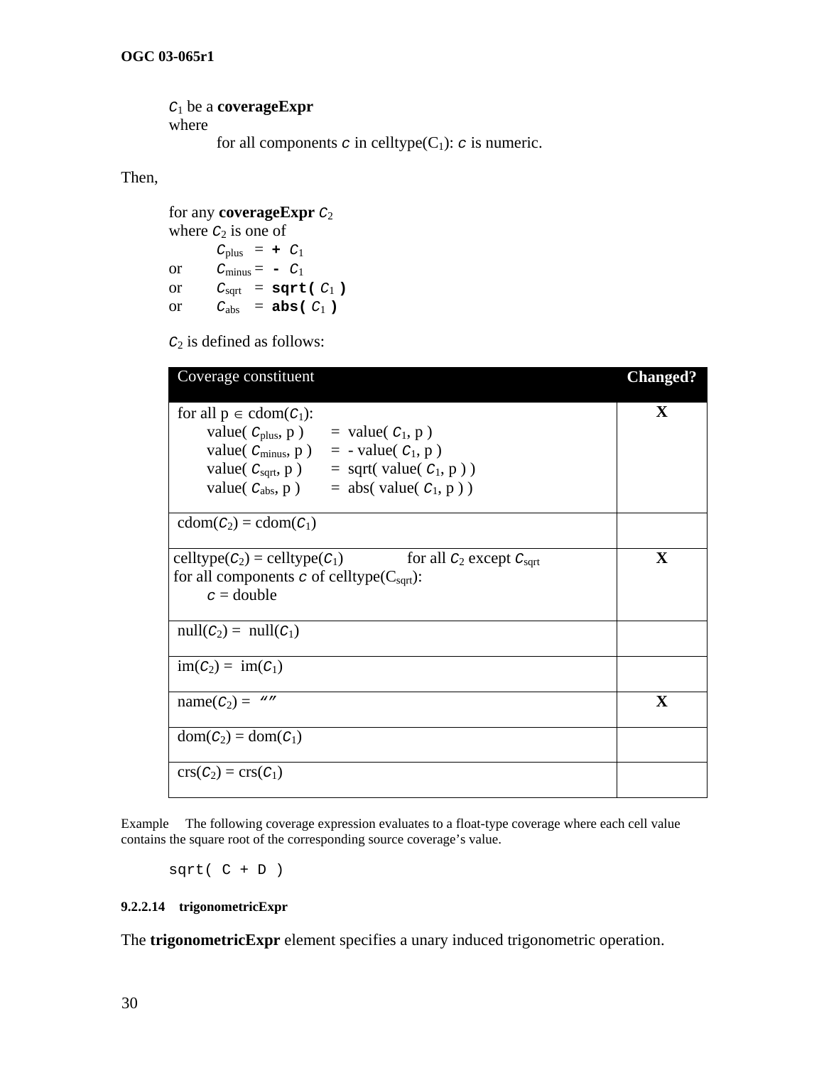$C_1$ be a **coverageExpr**
where
for all components $c$ in celltype($C_1$): $c$ is numeric.

Then,

for any **coverageExpr** $C_2$
where $C_2$ is one of

$C_{plus}$ = **`+`** $C_1$
or $C_{minus}$ = **`-`** $C_1$
or $C_{sqrt}$ = **`sqrt(`** $C_1$ **`)`**
or $C_{abs}$ = **`abs(`** $C_1$ **`)`**

$C_2$ is defined as follows:

| Coverage constituent | Changed? |
|---|---|
| for all p ∈ cdom($C_1$): value( $C_{plus}$, p ) = value( $C_1$, p ) value( $C_{minus}$, p ) = - value( $C_1$, p ) value( $C_{sqrt}$, p ) = sqrt( value( $C_1$, p ) ) value( $C_{abs}$, p ) = abs( value( $C_1$, p ) ) | X |
| cdom($C_2$) = cdom($C_1$) | |
| celltype($C_2$) = celltype($C_1$) for all $C_2$ except $C_{sqrt}$ for all components $c$ of celltype($C_{sqrt}$): $c$ = double | X |
| null($C_2$) = null($C_1$) | |
| im($C_2$) = im($C_1$) | |
| name($C_2$) = "" | X |
| dom($C_2$) = dom($C_1$) | |
| crs($C_2$) = crs($C_1$) | |

Example The following coverage expression evaluates to a float-type coverage where each cell value contains the square root of the corresponding source coverage's value.

```
sqrt( C + D )
```

#### 9.2.2.14 trigonometricExpr

The **trigonometricExpr** element specifies a unary induced trigonometric operation.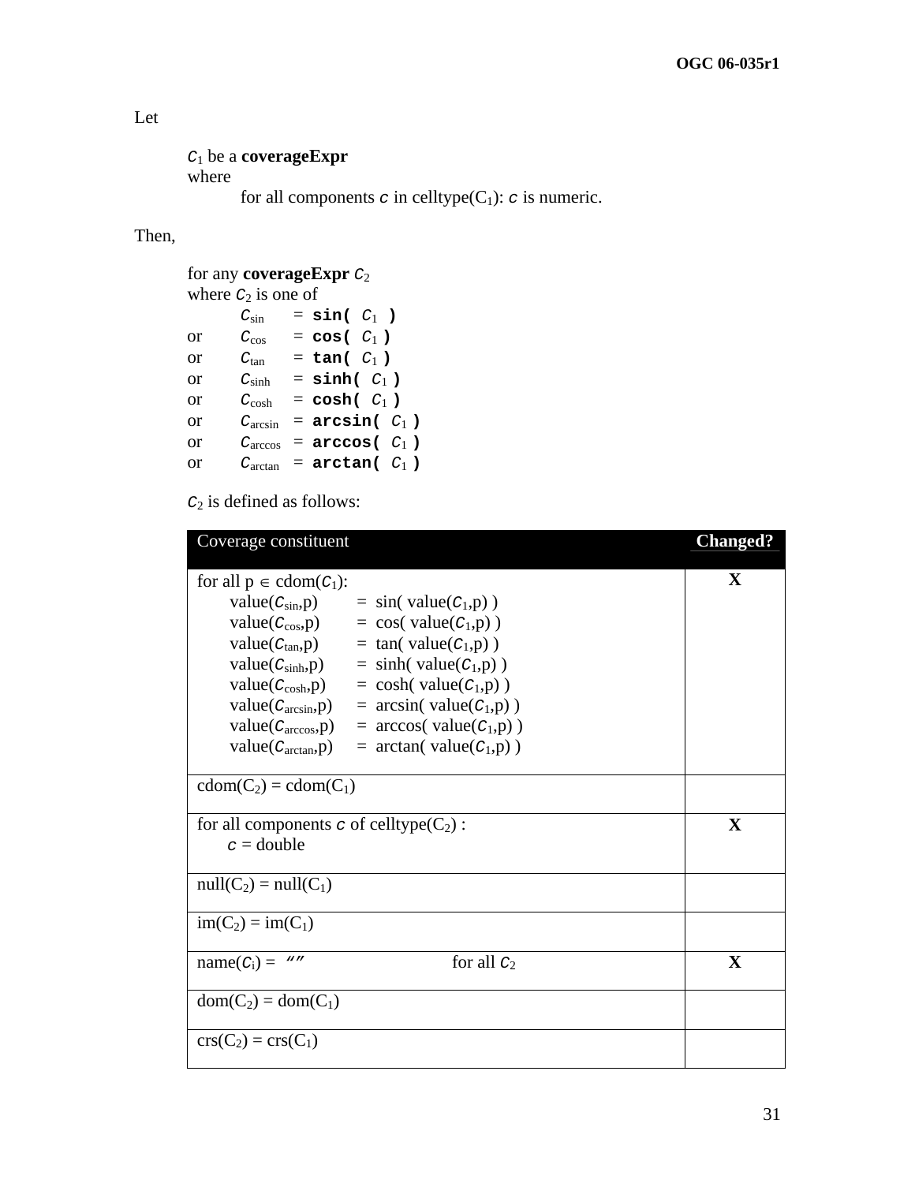Let

> $C_1$ be a **coverageExpr**
> where
> for all components $c$ in celltype($C_1$): $c$ is numeric.

Then,

> for any **coverageExpr** $C_2$
> where $C_2$ is one of
>
> $C_{sin}$ = **sin(** $C_1$ **)**
> or $C_{cos}$ = **cos(** $C_1$ **)**
> or $C_{tan}$ = **tan(** $C_1$ **)**
> or $C_{sinh}$ = **sinh(** $C_1$ **)**
> or $C_{cosh}$ = **cosh(** $C_1$ **)**
> or $C_{arcsin}$ = **arcsin(** $C_1$ **)**
> or $C_{arccos}$ = **arccos(** $C_1$ **)**
> or $C_{arctan}$ = **arctan(** $C_1$ **)**
>
> $C_2$ is defined as follows:

| Coverage constituent | Changed? |
|---|---|
| for all p $\in$ cdom($C_1$):<br>value($C_{sin}$,p) = sin( value($C_1$,p) )<br>value($C_{cos}$,p) = cos( value($C_1$,p) )<br>value($C_{tan}$,p) = tan( value($C_1$,p) )<br>value($C_{sinh}$,p) = sinh( value($C_1$,p) )<br>value($C_{cosh}$,p) = cosh( value($C_1$,p) )<br>value($C_{arcsin}$,p) = arcsin( value($C_1$,p) )<br>value($C_{arccos}$,p) = arccos( value($C_1$,p) )<br>value($C_{arctan}$,p) = arctan( value($C_1$,p) ) | X |
| cdom($C_2$) = cdom($C_1$) | |
| for all components $c$ of celltype($C_2$) :<br>$c$ = double | X |
| null($C_2$) = null($C_1$) | |
| im($C_2$) = im($C_1$) | |
| name($C_i$) = “” for all $C_2$ | X |
| dom($C_2$) = dom($C_1$) | |
| crs($C_2$) = crs($C_1$) | |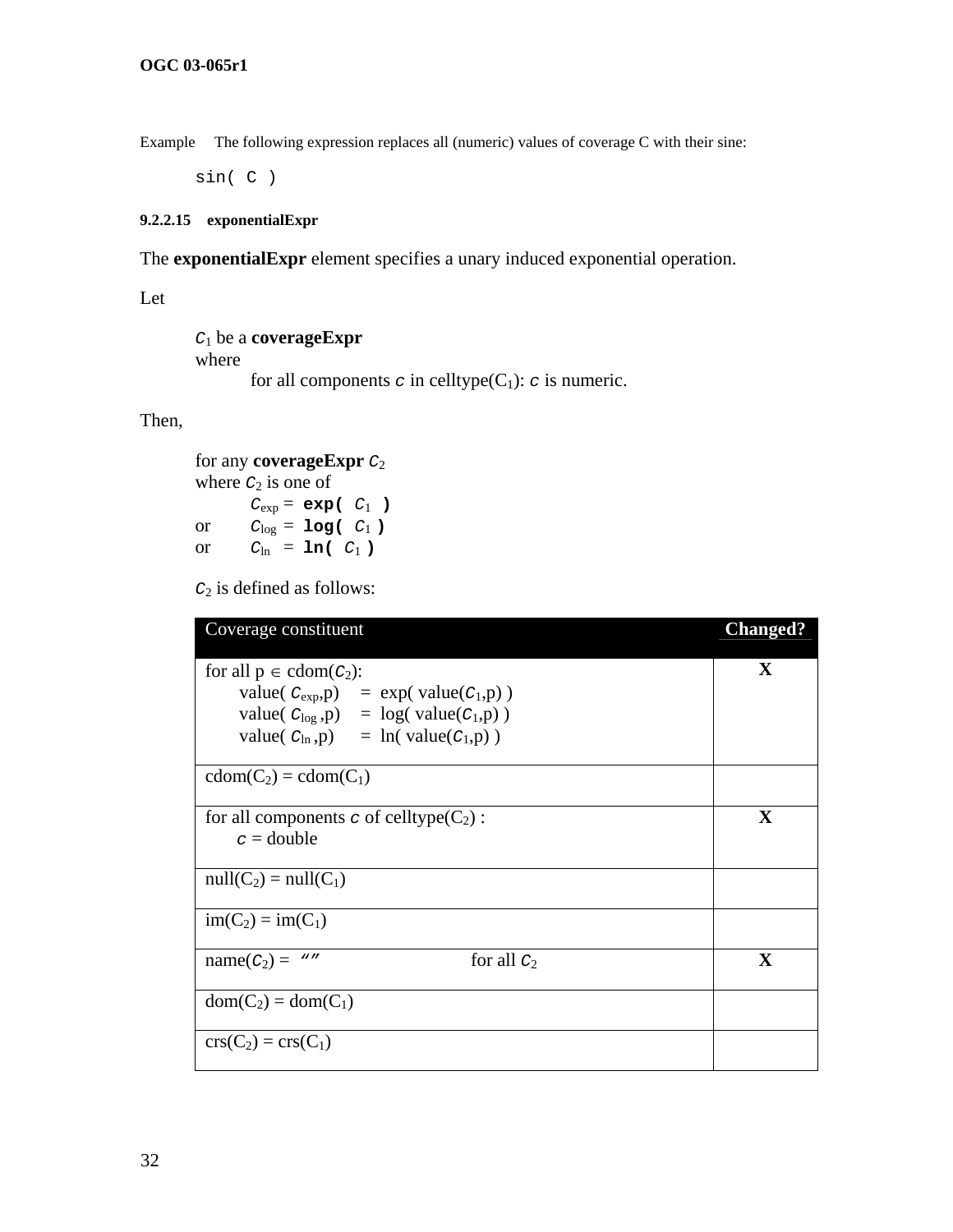Example The following expression replaces all (numeric) values of coverage C with their sine:

```
sin( C )
```

#### 9.2.2.15 exponentialExpr

The **exponentialExpr** element specifies a unary induced exponential operation.

Let

> $C_1$ be a **coverageExpr**
> where
> for all components $c$ in celltype($C_1$): $c$ is numeric.

Then,

> for any **coverageExpr** $C_2$
> where $C_2$ is one of
> $C_{exp}$ = **exp(** $C_1$ **)**
> or $C_{log}$ = **log(** $C_1$ **)**
> or $C_{ln}$ = **ln(** $C_1$ **)**
>
> $C_2$ is defined as follows:

| Coverage constituent | Changed? |
|---|---|
| for all p ∈ cdom($C_2$): value( $C_{exp}$,p) = exp( value($C_1$,p) ) value( $C_{log}$ ,p) = log( value($C_1$,p) ) value( $C_{ln}$ ,p) = ln( value($C_1$,p) ) | X |
| cdom($C_2$) = cdom($C_1$) | |
| for all components $c$ of celltype($C_2$) : $c$ = double | X |
| null($C_2$) = null($C_1$) | |
| im($C_2$) = im($C_1$) | |
| name($C_2$) = "" for all $C_2$ | X |
| dom($C_2$) = dom($C_1$) | |
| crs($C_2$) = crs($C_1$) | |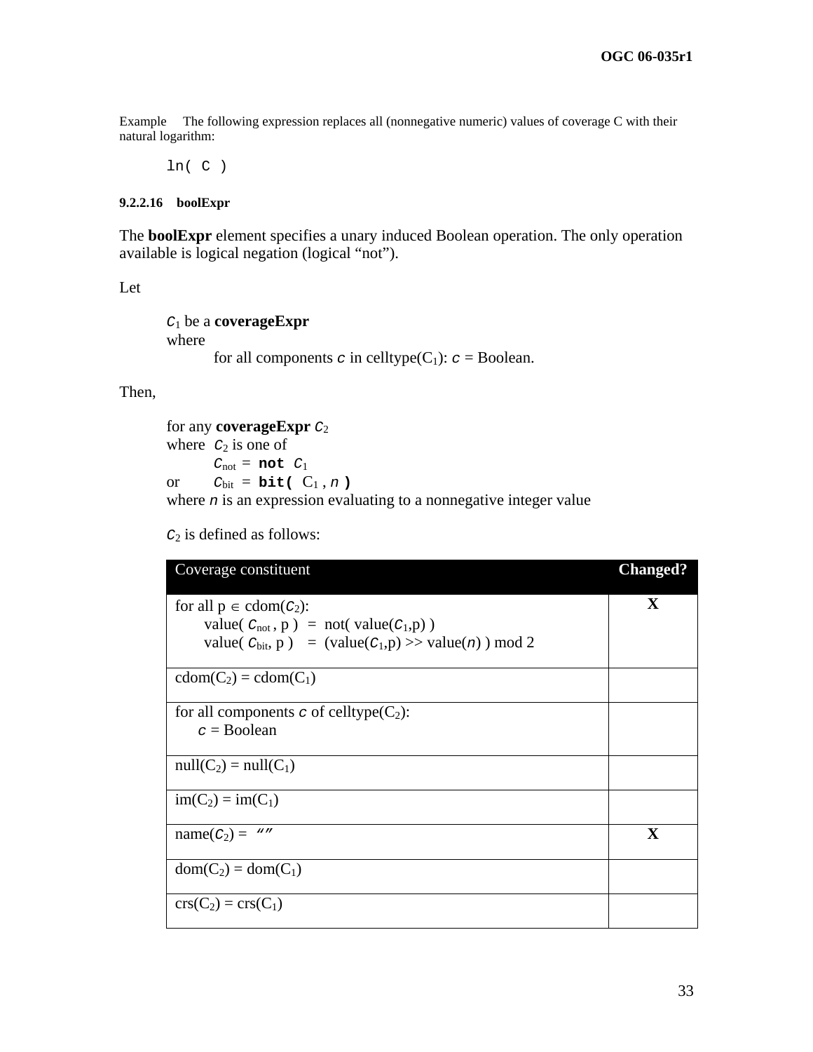Example The following expression replaces all (nonnegative numeric) values of coverage C with their natural logarithm:

```
ln( C )
```

#### 9.2.2.16 boolExpr

The **boolExpr** element specifies a unary induced Boolean operation. The only operation available is logical negation (logical “not”).

Let

> $C_1$ be a **coverageExpr**
> where
> for all components $c$ in celltype($C_1$): $c$ = Boolean.

Then,

> for any **coverageExpr** $C_2$
> where $C_2$ is one of
> $C_{not}$ = **not** $C_1$
> or $C_{bit}$ = **bit(** $C_1$ , $n$ **)**
> where $n$ is an expression evaluating to a nonnegative integer value
>
> $C_2$ is defined as follows:

| Coverage constituent | Changed? |
|---|---|
| for all p $\in$ cdom($C_2$): value( $C_{not}$ , p ) = not( value($C_1$,p) ) value( $C_{bit}$, p ) = (value($C_1$,p) >> value($n$) ) mod 2 | X |
| cdom($C_2$) = cdom($C_1$) | |
| for all components $c$ of celltype($C_2$): $c$ = Boolean | |
| null($C_2$) = null($C_1$) | |
| im($C_2$) = im($C_1$) | |
| name($C_2$) = “” | X |
| dom($C_2$) = dom($C_1$) | |
| crs($C_2$) = crs($C_1$) | |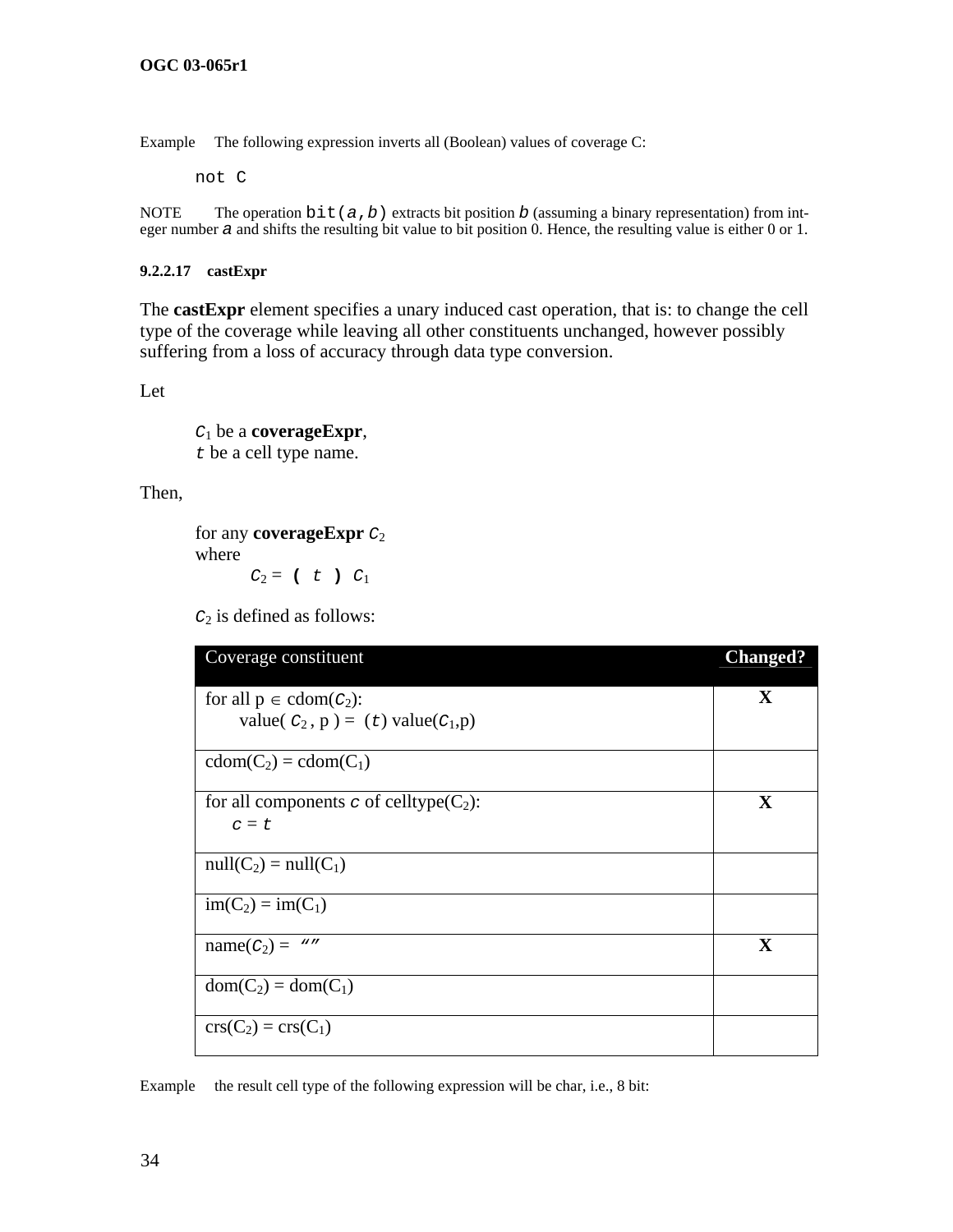Example The following expression inverts all (Boolean) values of coverage C:

```
not C
```

NOTE The operation `bit(a,b)` extracts bit position *b* (assuming a binary representation) from integer number *a* and shifts the resulting bit value to bit position 0. Hence, the resulting value is either 0 or 1.

#### 9.2.2.17 castExpr

The **castExpr** element specifies a unary induced cast operation, that is: to change the cell type of the coverage while leaving all other constituents unchanged, however possibly suffering from a loss of accuracy through data type conversion.

Let

$C_1$ be a **coverageExpr**,
$t$ be a cell type name.

Then,

for any **coverageExpr** $C_2$
where
$C_2$ = **(** $t$ **)** $C_1$

$C_2$ is defined as follows:

| Coverage constituent | Changed? |
|---|---|
| for all p ∈ cdom($C_2$): value( $C_2$ , p ) = ($t$) value($C_1$,p) | X |
| cdom($C_2$) = cdom($C_1$) | |
| for all components $c$ of celltype($C_2$): $c$ = $t$ | X |
| null($C_2$) = null($C_1$) | |
| im($C_2$) = im($C_1$) | |
| name($C_2$) = "" | X |
| dom($C_2$) = dom($C_1$) | |
| crs($C_2$) = crs($C_1$) | |

Example the result cell type of the following expression will be char, i.e., 8 bit: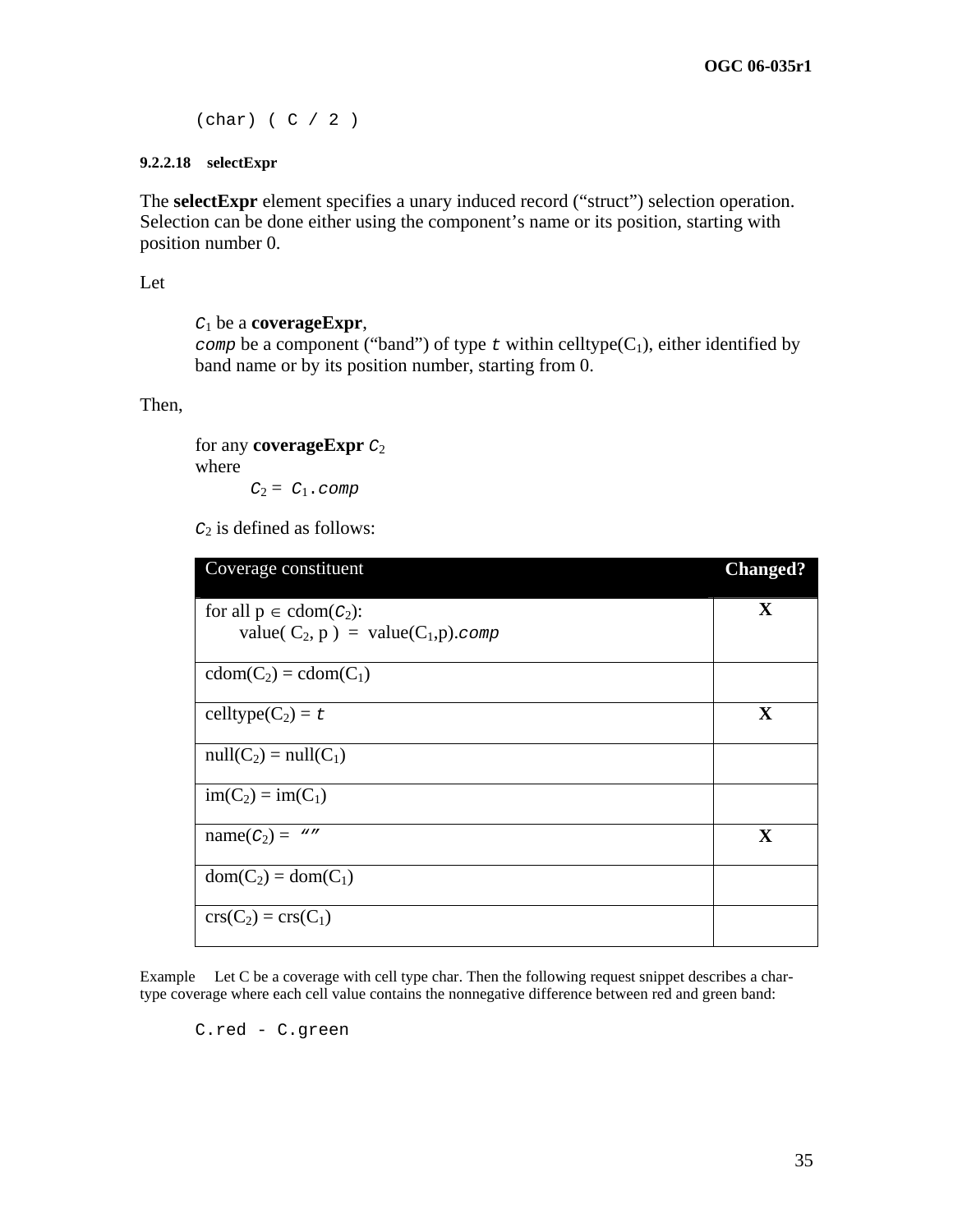```
(char) ( C / 2 )
```

#### 9.2.2.18 selectExpr

The **selectExpr** element specifies a unary induced record (“struct”) selection operation. Selection can be done either using the component’s name or its position, starting with position number 0.

Let

> $C_1$ be a **coverageExpr**,
> *comp* be a component (“band”) of type *t* within celltype($C_1$), either identified by band name or by its position number, starting from 0.

Then,

> for any **coverageExpr** $C_2$
> where
>     $C_2 = C_1$.*comp*
>
> $C_2$ is defined as follows:

| Coverage constituent | Changed? |
|---|---|
| for all p ∈ cdom($C_2$): value( $C_2$, p ) = value($C_1$,p).*comp* | X |
| cdom($C_2$) = cdom($C_1$) | |
| celltype($C_2$) = *t* | X |
| null($C_2$) = null($C_1$) | |
| im($C_2$) = im($C_1$) | |
| name($C_2$) = “” | X |
| dom($C_2$) = dom($C_1$) | |
| crs($C_2$) = crs($C_1$) | |

Example  Let C be a coverage with cell type char. Then the following request snippet describes a char-type coverage where each cell value contains the nonnegative difference between red and green band:

```
C.red - C.green
```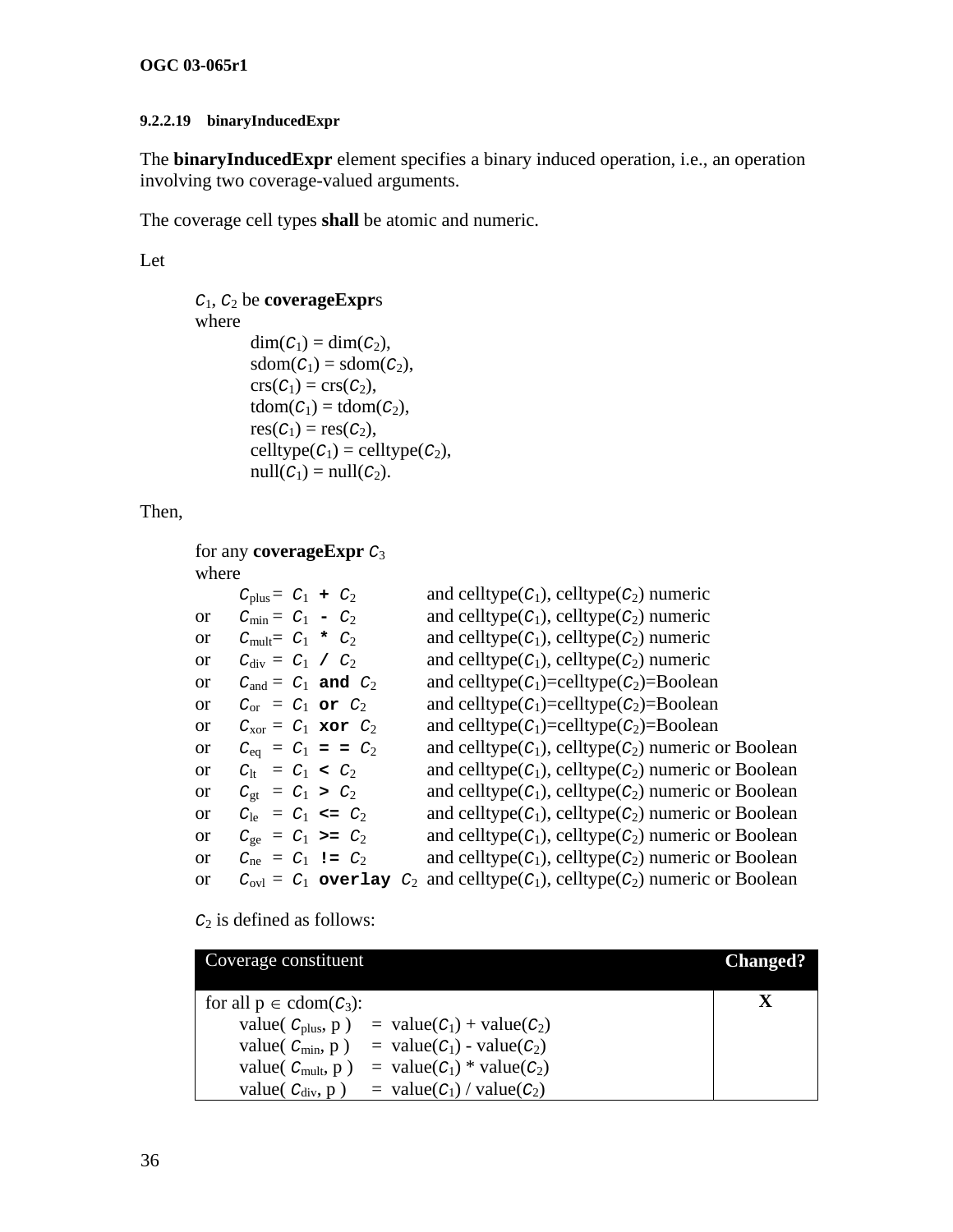#### 9.2.2.19 binaryInducedExpr

The **binaryInducedExpr** element specifies a binary induced operation, i.e., an operation involving two coverage-valued arguments.

The coverage cell types **shall** be atomic and numeric.

Let

> $C_1$, $C_2$ be **coverageExpr**s
> where
> > dim($C_1$) = dim($C_2$),
> > sdom($C_1$) = sdom($C_2$),
> > crs($C_1$) = crs($C_2$),
> > tdom($C_1$) = tdom($C_2$),
> > res($C_1$) = res($C_2$),
> > celltype($C_1$) = celltype($C_2$),
> > null($C_1$) = null($C_2$).

Then,

> for any **coverageExpr** $C_3$
> where
>
> | | | |
> |---|---|---|
> | | $C_{plus}$ = $C_1$ **+** $C_2$ | and celltype($C_1$), celltype($C_2$) numeric |
> | or | $C_{min}$ = $C_1$ **-** $C_2$ | and celltype($C_1$), celltype($C_2$) numeric |
> | or | $C_{mult}$ = $C_1$ **\*** $C_2$ | and celltype($C_1$), celltype($C_2$) numeric |
> | or | $C_{div}$ = $C_1$ **/** $C_2$ | and celltype($C_1$), celltype($C_2$) numeric |
> | or | $C_{and}$ = $C_1$ **and** $C_2$ | and celltype($C_1$)=celltype($C_2$)=Boolean |
> | or | $C_{or}$ = $C_1$ **or** $C_2$ | and celltype($C_1$)=celltype($C_2$)=Boolean |
> | or | $C_{xor}$ = $C_1$ **xor** $C_2$ | and celltype($C_1$)=celltype($C_2$)=Boolean |
> | or | $C_{eq}$ = $C_1$ **= =** $C_2$ | and celltype($C_1$), celltype($C_2$) numeric or Boolean |
> | or | $C_{lt}$ = $C_1$ **<** $C_2$ | and celltype($C_1$), celltype($C_2$) numeric or Boolean |
> | or | $C_{gt}$ = $C_1$ **>** $C_2$ | and celltype($C_1$), celltype($C_2$) numeric or Boolean |
> | or | $C_{le}$ = $C_1$ **<=** $C_2$ | and celltype($C_1$), celltype($C_2$) numeric or Boolean |
> | or | $C_{ge}$ = $C_1$ **>=** $C_2$ | and celltype($C_1$), celltype($C_2$) numeric or Boolean |
> | or | $C_{ne}$ = $C_1$ **!=** $C_2$ | and celltype($C_1$), celltype($C_2$) numeric or Boolean |
> | or | $C_{ovl}$ = $C_1$ **overlay** $C_2$ | and celltype($C_1$), celltype($C_2$) numeric or Boolean |
>
> $C_2$ is defined as follows:
>
> | Coverage constituent | Changed? |
> |---|---|
> | for all p ∈ cdom($C_3$):<br>value( $C_{plus}$, p ) = value($C_1$) + value($C_2$)<br>value( $C_{min}$, p ) = value($C_1$) - value($C_2$)<br>value( $C_{mult}$, p ) = value($C_1$) * value($C_2$)<br>value( $C_{div}$, p ) = value($C_1$) / value($C_2$) | X |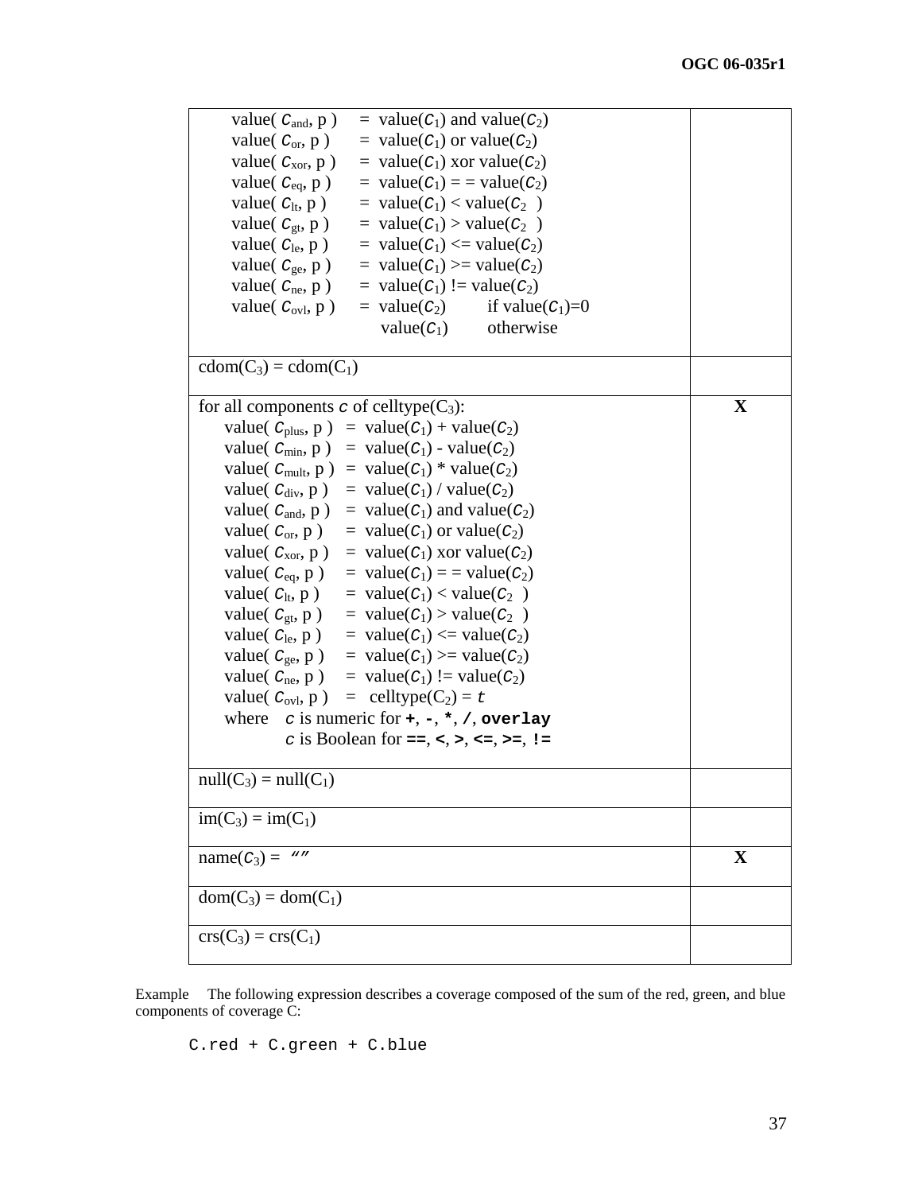| | |
|---|---|
| value( $c_{and}$, p ) = value($c_1$) and value($c_2$)<br>value( $c_{or}$, p ) = value($c_1$) or value($c_2$)<br>value( $c_{xor}$, p ) = value($c_1$) xor value($c_2$)<br>value( $c_{eq}$, p ) = value($c_1$) = = value($c_2$)<br>value( $c_{lt}$, p ) = value($c_1$) < value($c_2$ )<br>value( $c_{gt}$, p ) = value($c_1$) > value($c_2$ )<br>value( $c_{le}$, p ) = value($c_1$) <= value($c_2$)<br>value( $c_{ge}$, p ) = value($c_1$) >= value($c_2$)<br>value( $c_{ne}$, p ) = value($c_1$) != value($c_2$)<br>value( $c_{ovl}$, p ) = value($c_2$) if value($c_1$)=0<br>value($c_1$) otherwise | |
| cdom($C_3$) = cdom($C_1$) | |
| for all components $c$ of celltype($C_3$):<br>value( $c_{plus}$, p ) = value($c_1$) + value($c_2$)<br>value( $c_{min}$, p ) = value($c_1$) - value($c_2$)<br>value( $c_{mult}$, p ) = value($c_1$) * value($c_2$)<br>value( $c_{div}$, p ) = value($c_1$) / value($c_2$)<br>value( $c_{and}$, p ) = value($c_1$) and value($c_2$)<br>value( $c_{or}$, p ) = value($c_1$) or value($c_2$)<br>value( $c_{xor}$, p ) = value($c_1$) xor value($c_2$)<br>value( $c_{eq}$, p ) = value($c_1$) = = value($c_2$)<br>value( $c_{lt}$, p ) = value($c_1$) < value($c_2$ )<br>value( $c_{gt}$, p ) = value($c_1$) > value($c_2$ )<br>value( $c_{le}$, p ) = value($c_1$) <= value($c_2$)<br>value( $c_{ge}$, p ) = value($c_1$) >= value($c_2$)<br>value( $c_{ne}$, p ) = value($c_1$) != value($c_2$)<br>value( $c_{ovl}$, p ) = celltype($C_2$) = $t$<br>where $c$ is numeric for **+**, **-**, **\***, **/**, **overlay**<br>$c$ is Boolean for **==**, **<**, **>**, **<=**, **>=**, **!=** | **X** |
| null($C_3$) = null($C_1$) | |
| im($C_3$) = im($C_1$) | |
| name($C_3$) = "" | **X** |
| dom($C_3$) = dom($C_1$) | |
| crs($C_3$) = crs($C_1$) | |

Example The following expression describes a coverage composed of the sum of the red, green, and blue components of coverage C:

```
C.red + C.green + C.blue
```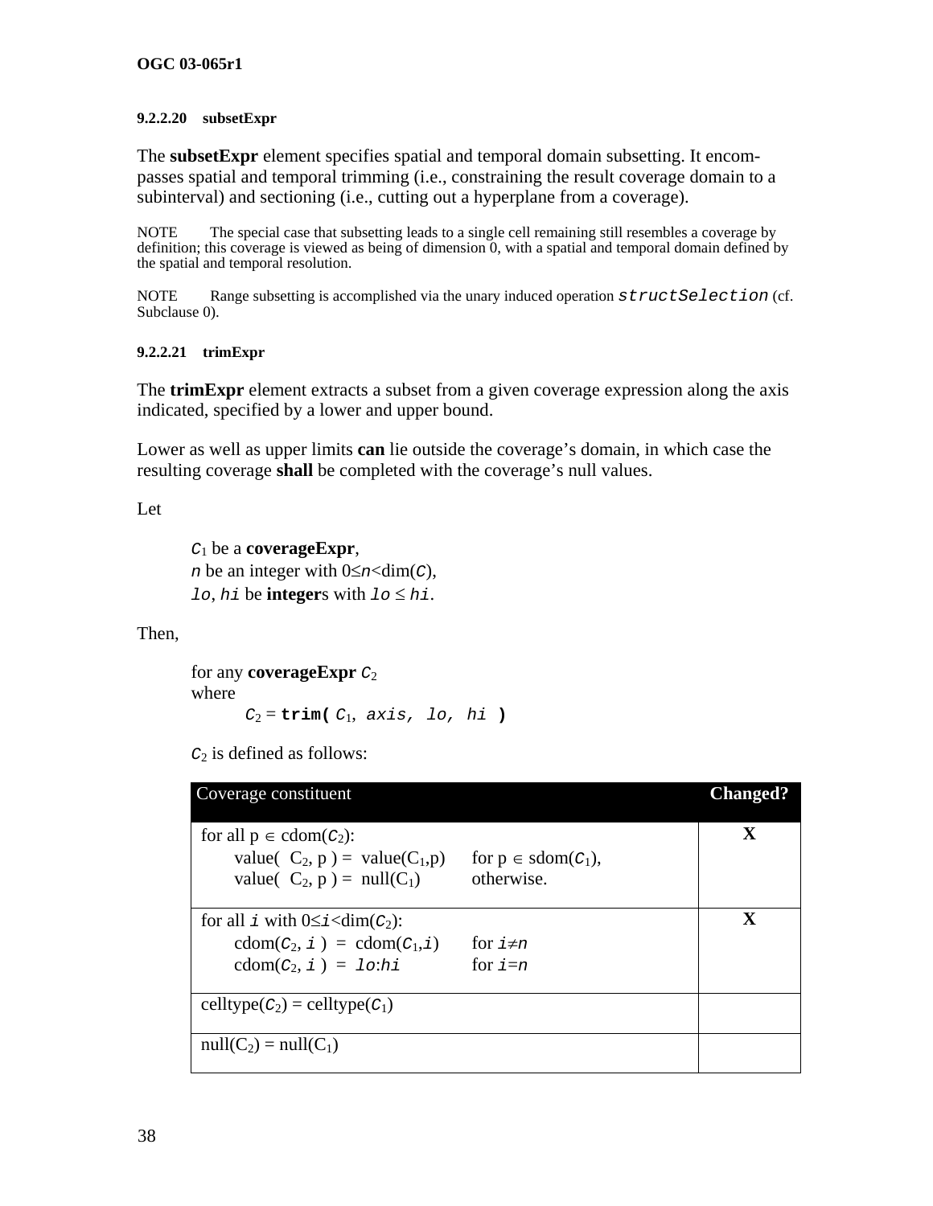#### 9.2.2.20 subsetExpr

The **subsetExpr** element specifies spatial and temporal domain subsetting. It encompasses spatial and temporal trimming (i.e., constraining the result coverage domain to a subinterval) and sectioning (i.e., cutting out a hyperplane from a coverage).

NOTE The special case that subsetting leads to a single cell remaining still resembles a coverage by definition; this coverage is viewed as being of dimension 0, with a spatial and temporal domain defined by the spatial and temporal resolution.

NOTE Range subsetting is accomplished via the unary induced operation `structSelection` (cf. Subclause 0).

#### 9.2.2.21 trimExpr

The **trimExpr** element extracts a subset from a given coverage expression along the axis indicated, specified by a lower and upper bound.

Lower as well as upper limits **can** lie outside the coverage's domain, in which case the resulting coverage **shall** be completed with the coverage's null values.

Let

> $C_1$ be a **coverageExpr**,
> $n$ be an integer with $0 \leq n < \dim(C)$,
> $lo$, $hi$ be **integer**s with $lo \leq hi$.

Then,

> for any **coverageExpr** $C_2$
> where
>
> $C_2$ = **trim(** $C_1$, *axis, lo, hi* **)**
>
> $C_2$ is defined as follows:

| Coverage constituent | Changed? |
|---|---|
| for all $p \in \text{cdom}(C_2)$:<br>value( $C_2$, p ) = value($C_1$,p) for $p \in \text{sdom}(C_1)$,<br>value( $C_2$, p ) = null($C_1$) otherwise. | X |
| for all $i$ with $0 \leq i < \dim(C_2)$:<br>cdom($C_2$, $i$ ) = cdom($C_1$,$i$) for $i \neq n$<br>cdom($C_2$, $i$ ) = $lo$:$hi$ for $i = n$ | X |
| celltype($C_2$) = celltype($C_1$) | |
| null($C_2$) = null($C_1$) | |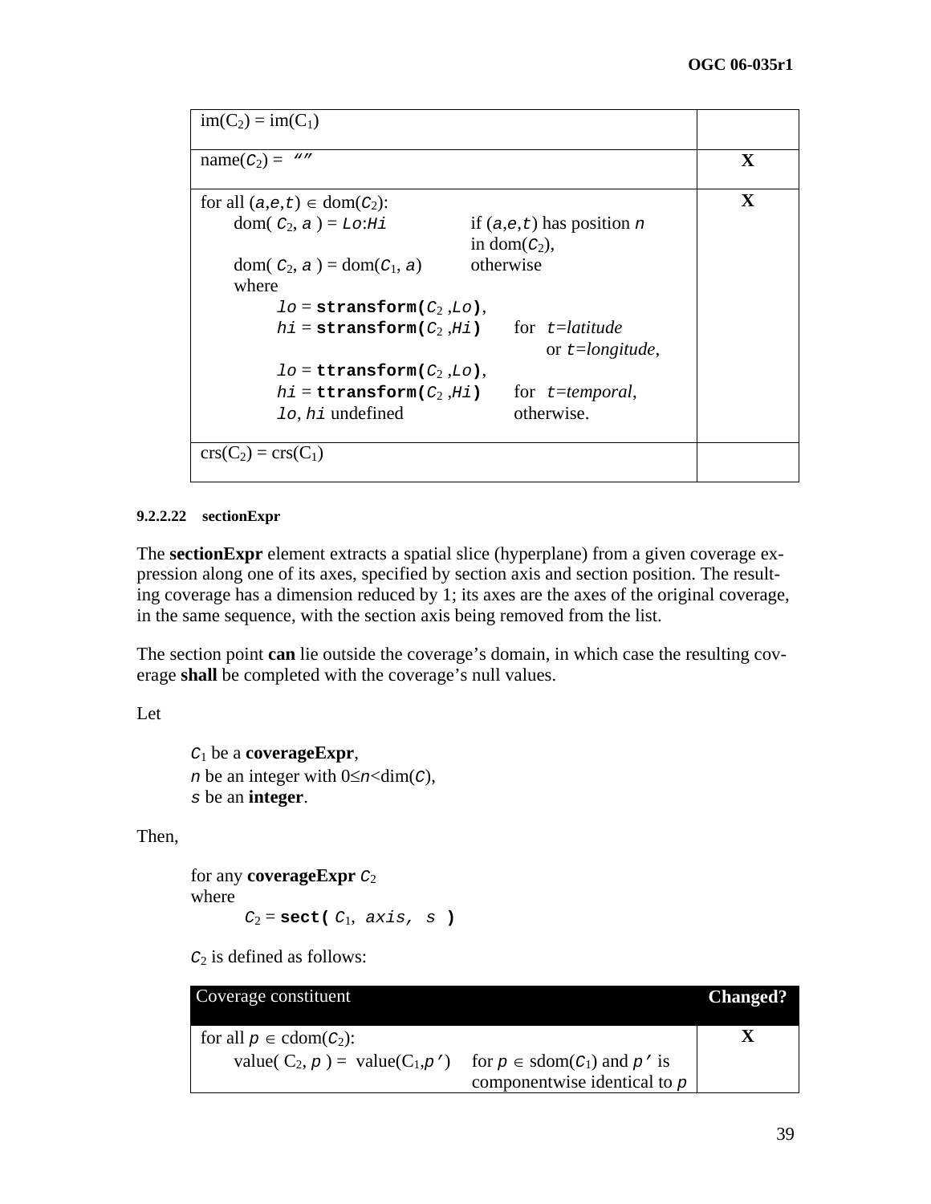| | |
|---|---|
| $\text{im}(C_2) = \text{im}(C_1)$ | |
| name($C_2$) = "" | X |
| for all $(a,e,t) \in \text{dom}(C_2)$:<br>dom( $C_2$, $a$ ) = $Lo$:$Hi$ if $(a,e,t)$ has position $n$ in dom($C_2$),<br>dom( $C_2$, $a$ ) = dom($C_1$, $a$) otherwise<br>where<br>$lo$ = **stransform(** $C_2$ ,$Lo$**)**,<br>$hi$ = **stransform(** $C_2$ ,$Hi$**)** for $t$=*latitude* or $t$=*longitude*,<br>$lo$ = **ttransform(** $C_2$ ,$Lo$**)**,<br>$hi$ = **ttransform(** $C_2$ ,$Hi$**)** for $t$=*temporal*,<br>$lo$, $hi$ undefined otherwise. | X |
| $\text{crs}(C_2) = \text{crs}(C_1)$ | |

#### 9.2.2.22 sectionExpr

The **sectionExpr** element extracts a spatial slice (hyperplane) from a given coverage expression along one of its axes, specified by section axis and section position. The resulting coverage has a dimension reduced by 1; its axes are the axes of the original coverage, in the same sequence, with the section axis being removed from the list.

The section point **can** lie outside the coverage's domain, in which case the resulting coverage **shall** be completed with the coverage's null values.

Let

> $C_1$ be a **coverageExpr**,
> $n$ be an integer with $0 \leq n < \text{dim}(C)$,
> $s$ be an **integer**.

Then,

> for any **coverageExpr** $C_2$
> where
> $C_2$ = **sect(** $C_1$, *axis*, *s* **)**
>
> $C_2$ is defined as follows:

| Coverage constituent | Changed? |
|---|---|
| for all $p \in \text{cdom}(C_2)$:<br>value( $C_2$, $p$ ) = value($C_1$,$p'$) for $p \in \text{sdom}(C_1)$ and $p'$ is componentwise identical to $p$ | X |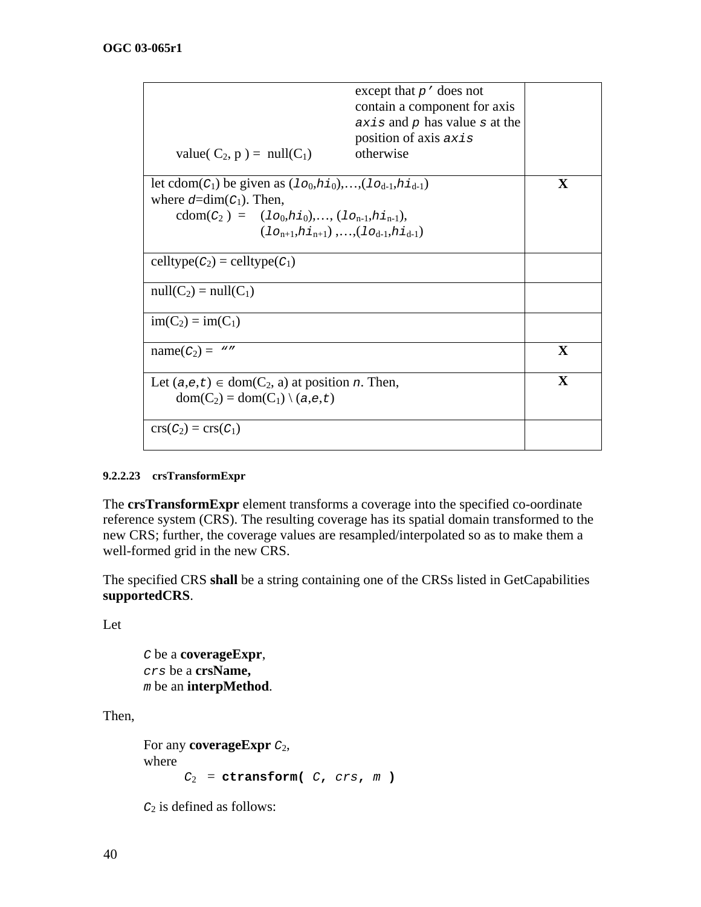| | |
|---|---|
| value( $C_2$, p ) = null($C_1$) &nbsp;&nbsp;&nbsp; except that *p'* does not contain a component for axis *axis* and *p* has value *s* at the position of axis *axis* otherwise | |
| let cdom($C_1$) be given as $(lo_0,hi_0),\ldots,(lo_{d-1},hi_{d-1})$ where $d$=dim($C_1$). Then, cdom($C_2$ ) = $(lo_0,hi_0),\ldots,(lo_{n-1},hi_{n-1}), (lo_{n+1},hi_{n+1}),\ldots,(lo_{d-1},hi_{d-1})$ | X |
| celltype($C_2$) = celltype($C_1$) | |
| null($C_2$) = null($C_1$) | |
| im($C_2$) = im($C_1$) | |
| name($C_2$) = "" | X |
| Let $(a,e,t) \in$ dom($C_2$, a) at position $n$. Then, dom($C_2$) = dom($C_1$) \ $(a,e,t)$ | X |
| crs($C_2$) = crs($C_1$) | |

#### 9.2.2.23 crsTransformExpr

The **crsTransformExpr** element transforms a coverage into the specified co-ordinate reference system (CRS). The resulting coverage has its spatial domain transformed to the new CRS; further, the coverage values are resampled/interpolated so as to make them a well-formed grid in the new CRS.

The specified CRS **shall** be a string containing one of the CRSs listed in GetCapabilities **supportedCRS**.

Let

> *C* be a **coverageExpr**,
> *crs* be a **crsName,**
> *m* be an **interpMethod**.

Then,

> For any **coverageExpr** $C_2$,
> where
> $C_2$ = **ctransform(** *C*, *crs*, *m* **)**
>
> $C_2$ is defined as follows: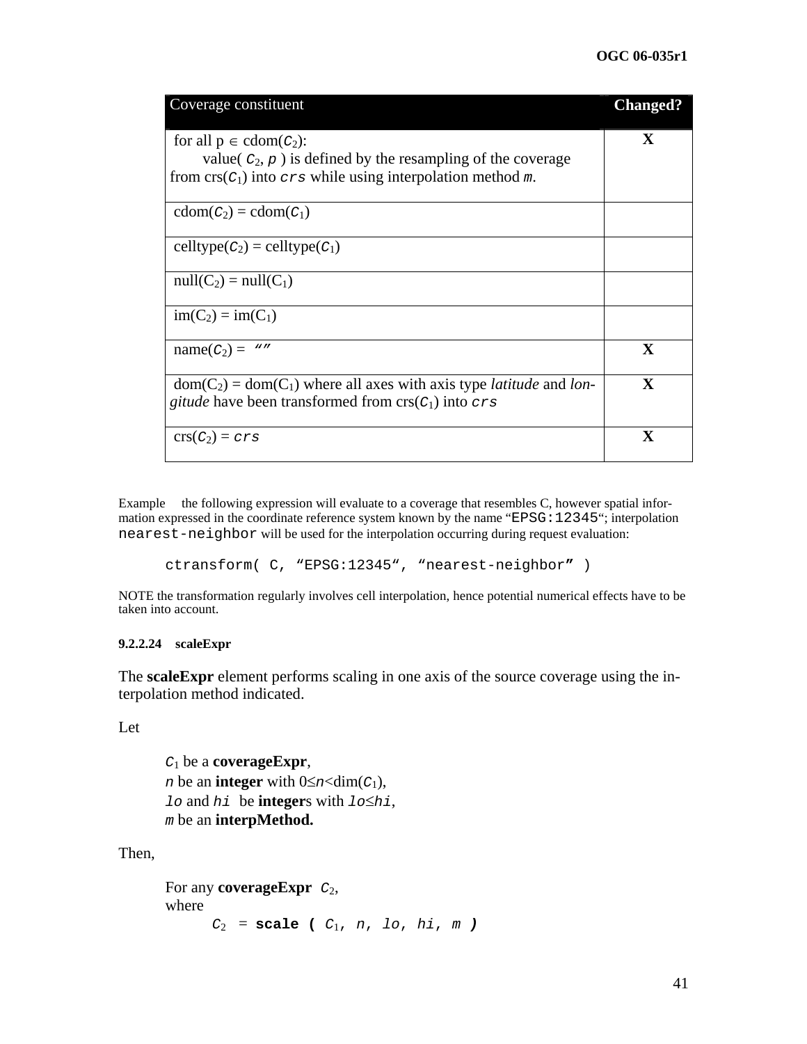| Coverage constituent | Changed? |
|---|---|
| for all p ∈ cdom($C_2$): value( $C_2$, *p* ) is defined by the resampling of the coverage from crs($C_1$) into *crs* while using interpolation method *m*. | X |
| cdom($C_2$) = cdom($C_1$) | |
| celltype($C_2$) = celltype($C_1$) | |
| null($C_2$) = null($C_1$) | |
| im($C_2$) = im($C_1$) | |
| name($C_2$) = *“”* | X |
| dom($C_2$) = dom($C_1$) where all axes with axis type *latitude* and *longitude* have been transformed from crs($C_1$) into *crs* | X |
| crs($C_2$) = *crs* | X |

Example the following expression will evaluate to a coverage that resembles C, however spatial information expressed in the coordinate reference system known by the name “EPSG:12345“; interpolation nearest-neighbor will be used for the interpolation occurring during request evaluation:

```
ctransform( C, “EPSG:12345“, “nearest-neighbor” )
```

NOTE the transformation regularly involves cell interpolation, hence potential numerical effects have to be taken into account.

#### 9.2.2.24 scaleExpr

The **scaleExpr** element performs scaling in one axis of the source coverage using the interpolation method indicated.

Let

> $C_1$ be a **coverageExpr**,
> *n* be an **integer** with $0 \leq n < \dim(C_1)$,
> *lo* and *hi* be **integer**s with $lo \leq hi$,
> *m* be an **interpMethod.**

Then,

> For any **coverageExpr** $C_2$,
> where
>
> $C_2$ = **scale (** $C_1$, *n*, *lo*, *hi*, *m* **)**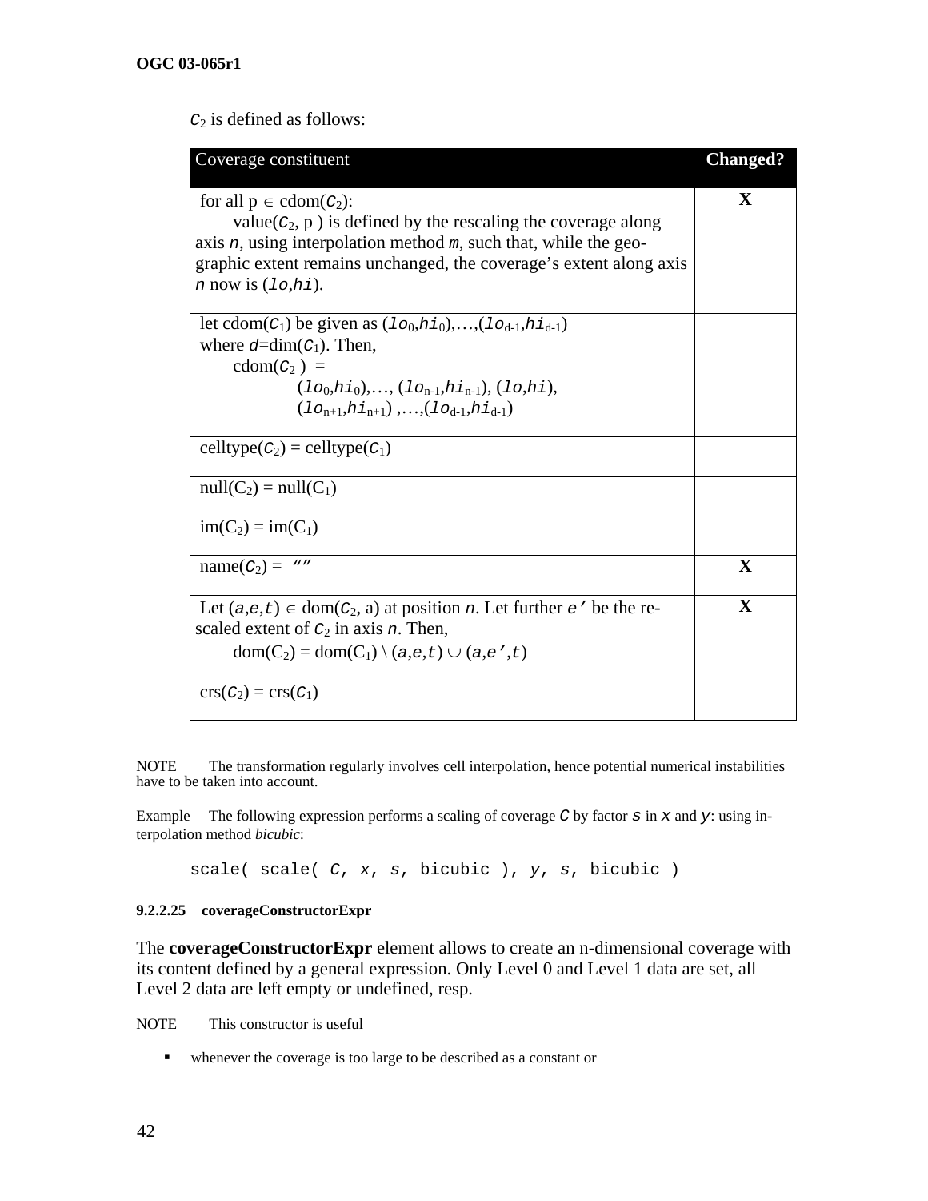$C_2$ is defined as follows:

| Coverage constituent | Changed? |
|---|---|
| for all $p \in \text{cdom}(C_2)$: value($C_2$, p ) is defined by the rescaling the coverage along axis $n$, using interpolation method $m$, such that, while the geographic extent remains unchanged, the coverage's extent along axis $n$ now is ($lo$,$hi$). | X |
| let cdom($C_1$) be given as $(lo_0,hi_0),\ldots,(lo_{d-1},hi_{d-1})$ where $d$=dim($C_1$). Then, cdom($C_2$ ) = $(lo_0,hi_0),\ldots, (lo_{n-1},hi_{n-1}), (lo,hi), (lo_{n+1},hi_{n+1}) ,\ldots,(lo_{d-1},hi_{d-1})$ | |
| celltype($C_2$) = celltype($C_1$) | |
| null($C_2$) = null($C_1$) | |
| im($C_2$) = im($C_1$) | |
| name($C_2$) = "" | X |
| Let $(a,e,t) \in$ dom($C_2$, a) at position $n$. Let further $e'$ be the rescaled extent of $C_2$ in axis $n$. Then, dom($C_2$) = dom($C_1$) $\setminus (a,e,t) \cup (a,e',t)$ | X |
| crs($C_2$) = crs($C_1$) | |

NOTE The transformation regularly involves cell interpolation, hence potential numerical instabilities have to be taken into account.

Example The following expression performs a scaling of coverage $C$ by factor $s$ in $x$ and $y$: using interpolation method *bicubic*:

```
scale( scale( C, x, s, bicubic ), y, s, bicubic )
```

#### 9.2.2.25 coverageConstructorExpr

The **coverageConstructorExpr** element allows to create an n-dimensional coverage with its content defined by a general expression. Only Level 0 and Level 1 data are set, all Level 2 data are left empty or undefined, resp.

NOTE This constructor is useful

- whenever the coverage is too large to be described as a constant or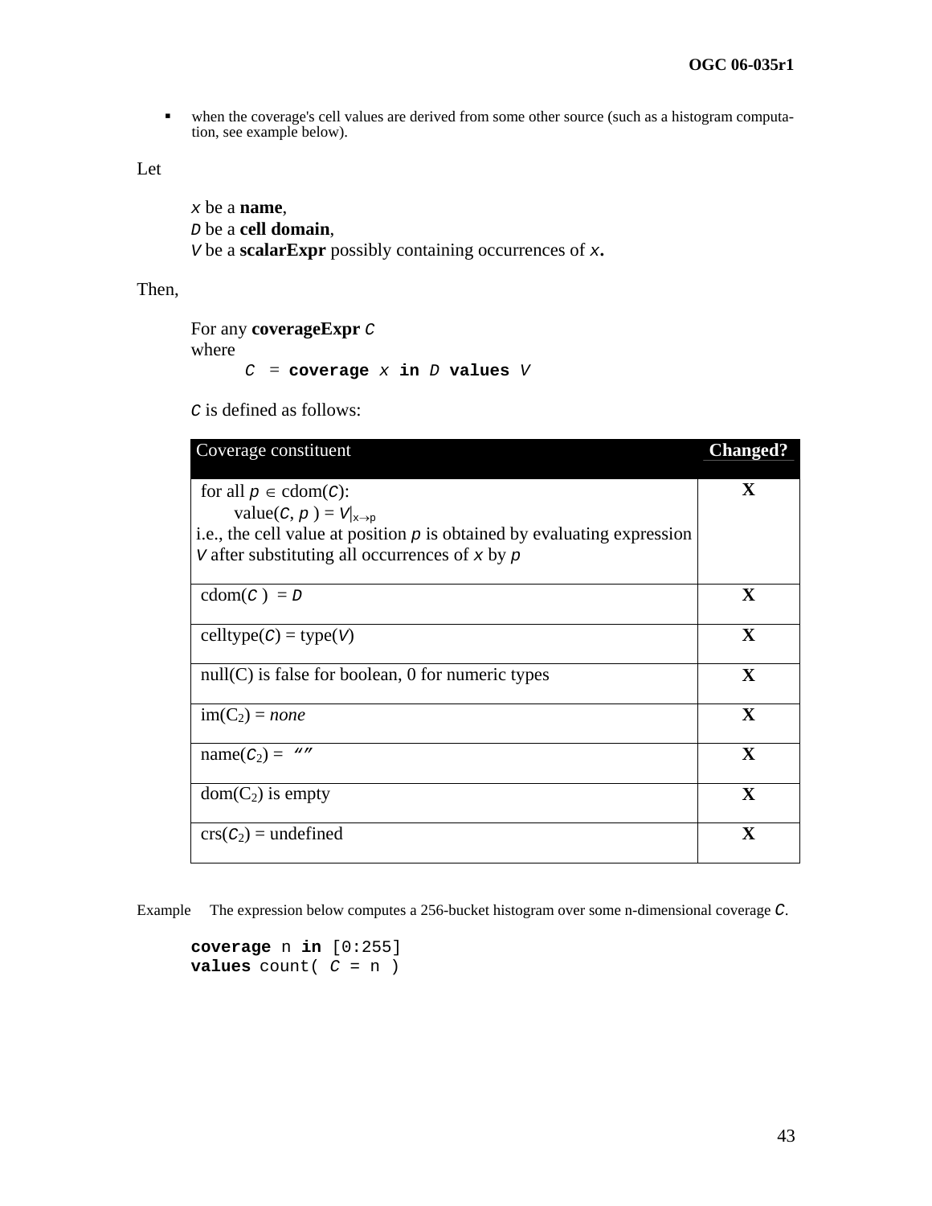- when the coverage's cell values are derived from some other source (such as a histogram computation, see example below).

Let

> *x* be a **name**,
> *D* be a **cell domain**,
> *V* be a **scalarExpr** possibly containing occurrences of *x*.

Then,

> For any **coverageExpr** *C*
> where
>
> *C* = **coverage** *x* **in** *D* **values** *V*
>
> *C* is defined as follows:

| Coverage constituent | Changed? |
|---|---|
| for all $p \in$ cdom(*C*): value(*C*, *p* ) = $V\|_{x \to p}$ i.e., the cell value at position *p* is obtained by evaluating expression *V* after substituting all occurrences of *x* by *p* | X |
| cdom(*C* ) = *D* | X |
| celltype(*C*) = type(*V*) | X |
| null(C) is false for boolean, 0 for numeric types | X |
| im($C_2$) = *none* | X |
| name($C_2$) = “” | X |
| dom($C_2$) is empty | X |
| crs($C_2$) = undefined | X |

Example The expression below computes a 256-bucket histogram over some n-dimensional coverage *C*.

```
coverage n in [0:255]
values count( C = n )
```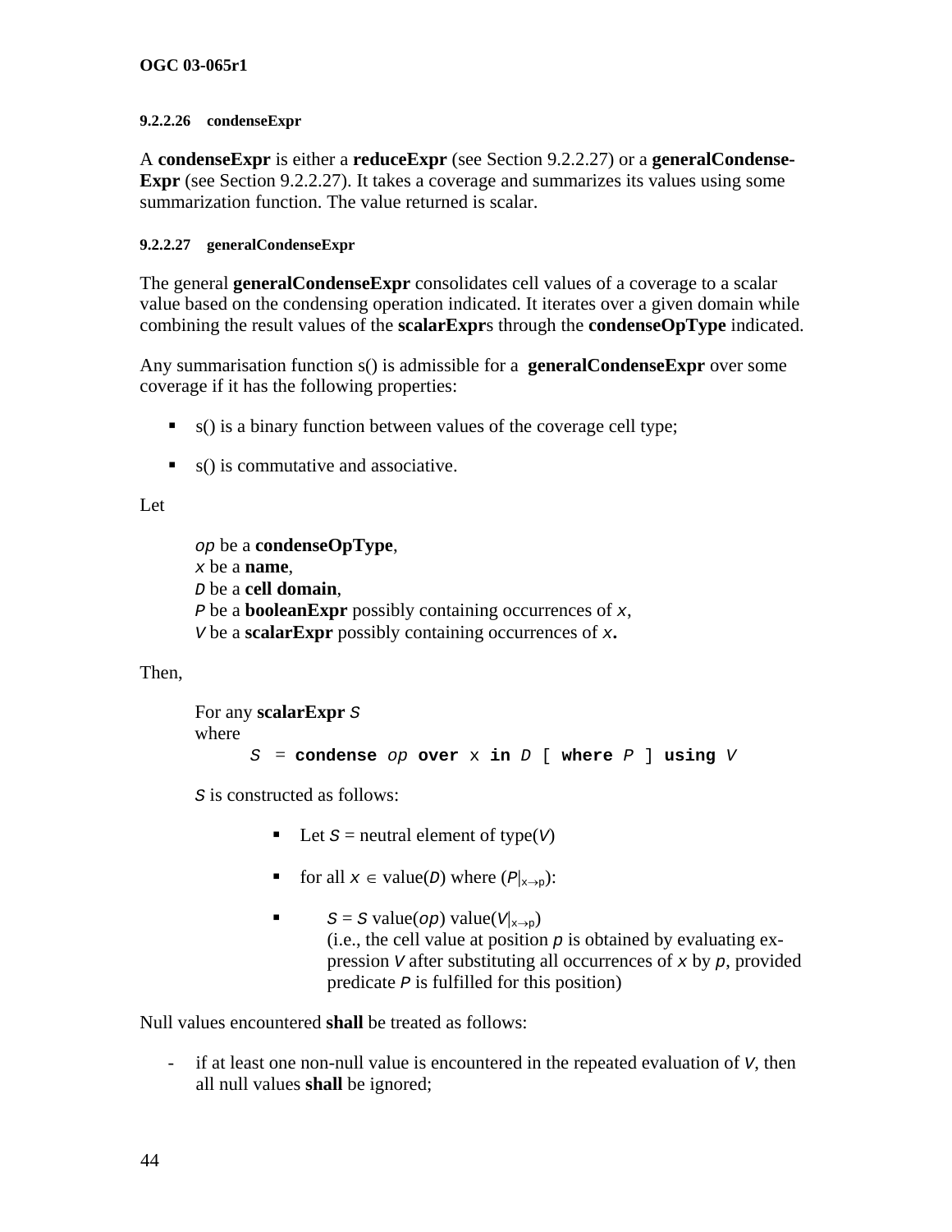#### 9.2.2.26 condenseExpr

A **condenseExpr** is either a **reduceExpr** (see Section 9.2.2.27) or a **generalCondense-Expr** (see Section 9.2.2.27). It takes a coverage and summarizes its values using some summarization function. The value returned is scalar.

#### 9.2.2.27 generalCondenseExpr

The general **generalCondenseExpr** consolidates cell values of a coverage to a scalar value based on the condensing operation indicated. It iterates over a given domain while combining the result values of the **scalarExpr**s through the **condenseOpType** indicated.

Any summarisation function s() is admissible for a **generalCondenseExpr** over some coverage if it has the following properties:

- s() is a binary function between values of the coverage cell type;
- s() is commutative and associative.

Let

> *op* be a **condenseOpType**,
> *x* be a **name**,
> *D* be a **cell domain**,
> *P* be a **booleanExpr** possibly containing occurrences of *x*,
> *V* be a **scalarExpr** possibly containing occurrences of ***x*.**

Then,

> For any **scalarExpr** *S*
> where
>
> *S* = **condense** *op* **over** x **in** *D* [ **where** *P* ] **using** *V*
>
> *S* is constructed as follows:
>
> - Let *S* = neutral element of type(*V*)
> - for all $x \in$ value(*D*) where ($P|_{x \to p}$):
> - *S* = *S* value(*op*) value($V|_{x \to p}$)
>   (i.e., the cell value at position *p* is obtained by evaluating expression *V* after substituting all occurrences of *x* by *p*, provided predicate *P* is fulfilled for this position)

Null values encountered **shall** be treated as follows:

- if at least one non-null value is encountered in the repeated evaluation of *V*, then all null values **shall** be ignored;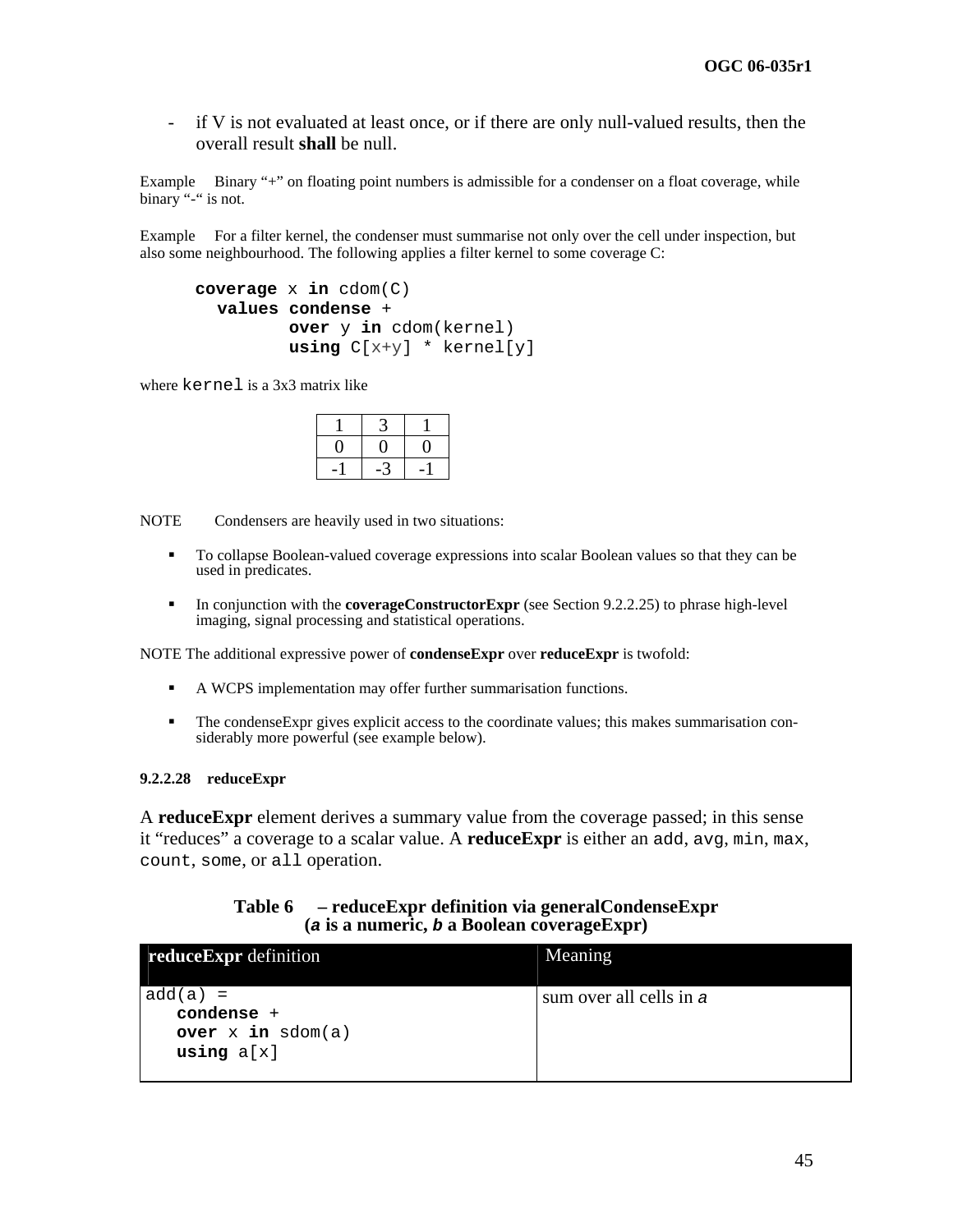- if V is not evaluated at least once, or if there are only null-valued results, then the overall result **shall** be null.

Example Binary “+” on floating point numbers is admissible for a condenser on a float coverage, while binary “-“ is not.

Example For a filter kernel, the condenser must summarise not only over the cell under inspection, but also some neighbourhood. The following applies a filter kernel to some coverage C:

```
coverage x in cdom(C)
  values condense +
         over y in cdom(kernel)
         using C[x+y] * kernel[y]
```

where `kernel` is a 3x3 matrix like

| | | |
|---|---|---|
| 1 | 3 | 1 |
| 0 | 0 | 0 |
| -1 | -3 | -1 |

NOTE Condensers are heavily used in two situations:

- To collapse Boolean-valued coverage expressions into scalar Boolean values so that they can be used in predicates.
- In conjunction with the **coverageConstructorExpr** (see Section 9.2.2.25) to phrase high-level imaging, signal processing and statistical operations.

NOTE The additional expressive power of **condenseExpr** over **reduceExpr** is twofold:

- A WCPS implementation may offer further summarisation functions.
- The condenseExpr gives explicit access to the coordinate values; this makes summarisation considerably more powerful (see example below).

#### 9.2.2.28 reduceExpr

A **reduceExpr** element derives a summary value from the coverage passed; in this sense it “reduces” a coverage to a scalar value. A **reduceExpr** is either an `add`, `avg`, `min`, `max`, `count`, `some`, or `all` operation.

**Table 6 – reduceExpr definition via generalCondenseExpr (*a* is a numeric, *b* a Boolean coverageExpr)**

| **reduceExpr** definition | Meaning |
|---|---|
| `add(a) = condense + over x in sdom(a) using a[x]` | sum over all cells in *a* |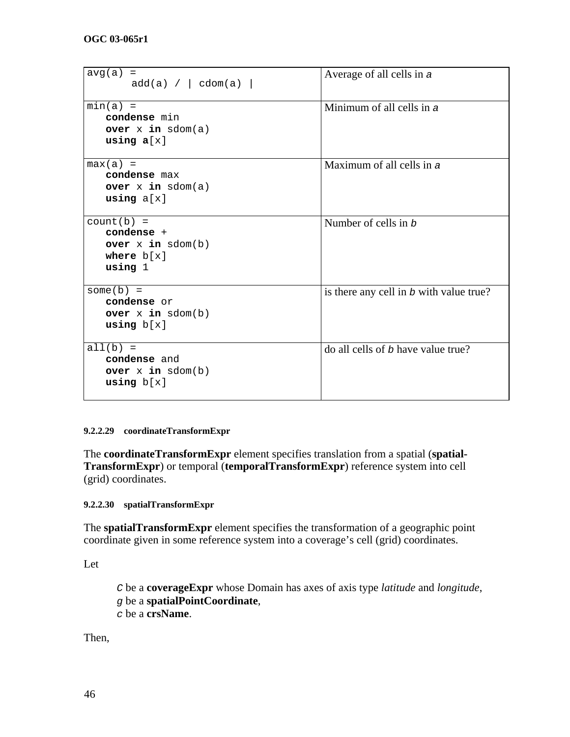| | |
|---|---|
| `avg(a) =`<br>`       add(a) / \| cdom(a) \|` | Average of all cells in *a* |
| `min(a) =`<br>`   condense min`<br>`   over x in sdom(a)`<br>`   using a[x]` | Minimum of all cells in *a* |
| `max(a) =`<br>`   condense max`<br>`   over x in sdom(a)`<br>`   using a[x]` | Maximum of all cells in *a* |
| `count(b) =`<br>`   condense +`<br>`   over x in sdom(b)`<br>`   where b[x]`<br>`   using 1` | Number of cells in *b* |
| `some(b) =`<br>`   condense or`<br>`   over x in sdom(b)`<br>`   using b[x]` | is there any cell in *b* with value true? |
| `all(b) =`<br>`   condense and`<br>`   over x in sdom(b)`<br>`   using b[x]` | do all cells of *b* have value true? |

##### 9.2.2.29 coordinateTransformExpr

The **coordinateTransformExpr** element specifies translation from a spatial (**spatial-TransformExpr**) or temporal (**temporalTransformExpr**) reference system into cell (grid) coordinates.

##### 9.2.2.30 spatialTransformExpr

The **spatialTransformExpr** element specifies the transformation of a geographic point coordinate given in some reference system into a coverage's cell (grid) coordinates.

Let

> *C* be a **coverageExpr** whose Domain has axes of axis type *latitude* and *longitude*,
> *g* be a **spatialPointCoordinate**,
> *c* be a **crsName**.

Then,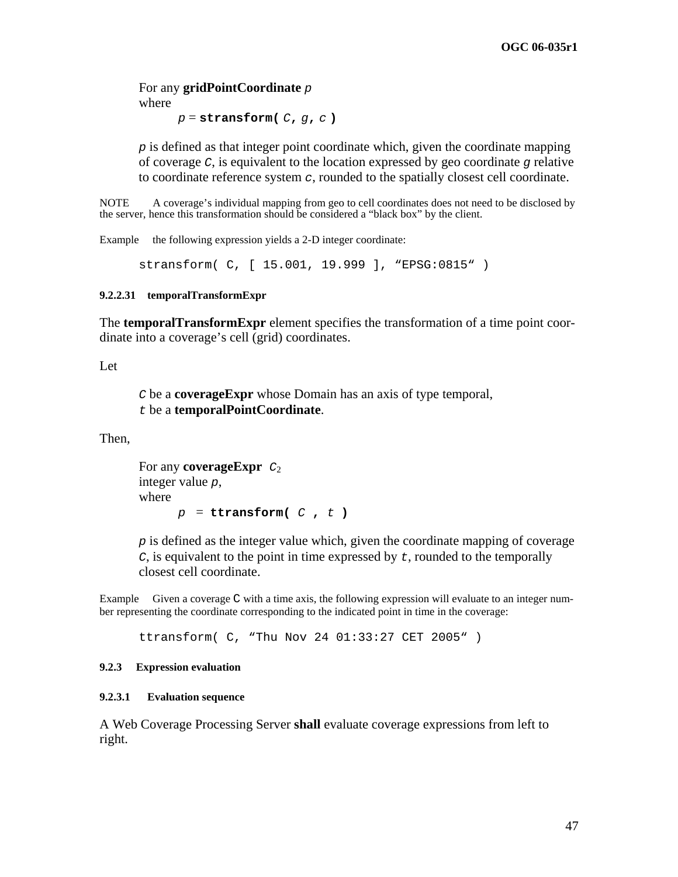For any **gridPointCoordinate** *p*
where

  *p* = **stransform(** *C***,** *g***,** *c* **)**

*p* is defined as that integer point coordinate which, given the coordinate mapping of coverage *C*, is equivalent to the location expressed by geo coordinate *g* relative to coordinate reference system *c*, rounded to the spatially closest cell coordinate.

NOTE A coverage's individual mapping from geo to cell coordinates does not need to be disclosed by the server, hence this transformation should be considered a "black box" by the client.

Example the following expression yields a 2-D integer coordinate:

```
stransform( C, [ 15.001, 19.999 ], “EPSG:0815“ )
```

##### 9.2.2.31 temporalTransformExpr

The **temporalTransformExpr** element specifies the transformation of a time point coordinate into a coverage's cell (grid) coordinates.

Let

*C* be a **coverageExpr** whose Domain has an axis of type temporal,
*t* be a **temporalPointCoordinate**.

Then,

For any **coverageExpr** $C_2$
integer value *p*,
where

  *p* = **ttransform(** *C* **,** *t* **)**

*p* is defined as the integer value which, given the coordinate mapping of coverage *C*, is equivalent to the point in time expressed by *t*, rounded to the temporally closest cell coordinate.

Example Given a coverage C with a time axis, the following expression will evaluate to an integer number representing the coordinate corresponding to the indicated point in time in the coverage:

```
ttransform( C, “Thu Nov 24 01:33:27 CET 2005“ )
```

### 9.2.3 Expression evaluation

#### 9.2.3.1 Evaluation sequence

A Web Coverage Processing Server **shall** evaluate coverage expressions from left to right.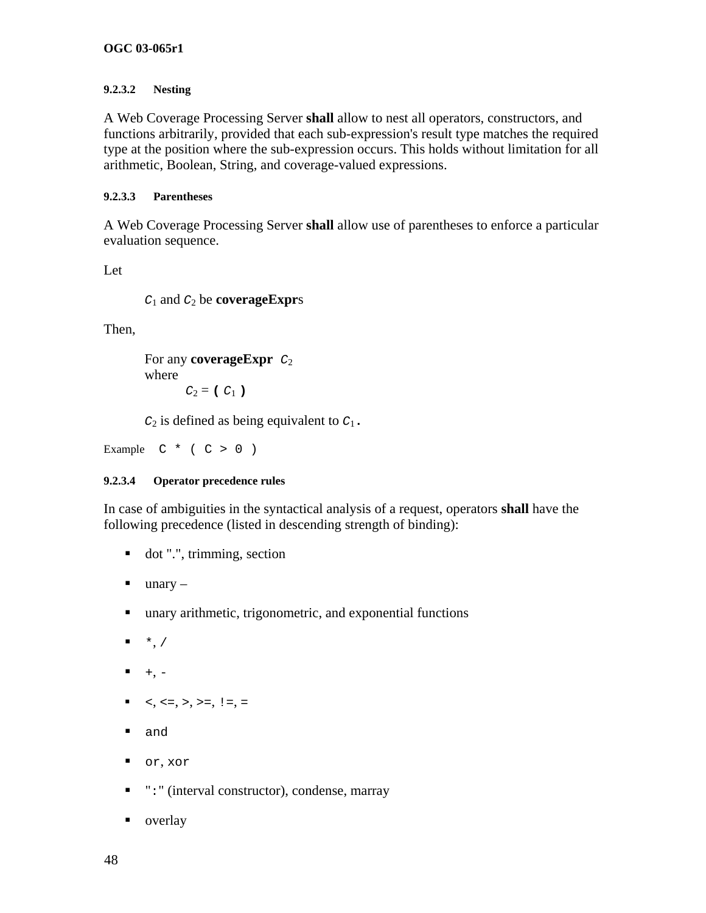#### 9.2.3.2 Nesting

A Web Coverage Processing Server **shall** allow to nest all operators, constructors, and functions arbitrarily, provided that each sub-expression's result type matches the required type at the position where the sub-expression occurs. This holds without limitation for all arithmetic, Boolean, String, and coverage-valued expressions.

#### 9.2.3.3 Parentheses

A Web Coverage Processing Server **shall** allow use of parentheses to enforce a particular evaluation sequence.

Let

> $C_1$ and $C_2$ be **coverageExpr**s

Then,

> For any **coverageExpr** $C_2$
> where
> $C_2$ = **(** $C_1$ **)**
>
> $C_2$ is defined as being equivalent to $C_1$.

Example `C * ( C > 0 )`

#### 9.2.3.4 Operator precedence rules

In case of ambiguities in the syntactical analysis of a request, operators **shall** have the following precedence (listed in descending strength of binding):

- dot ".", trimming, section
- unary –
- unary arithmetic, trigonometric, and exponential functions
- `*`, `/`
- `+`, `-`
- <, <=, >, >=, `!=`, `=`
- `and`
- `or`, `xor`
- "`:`" (interval constructor), condense, marray
- overlay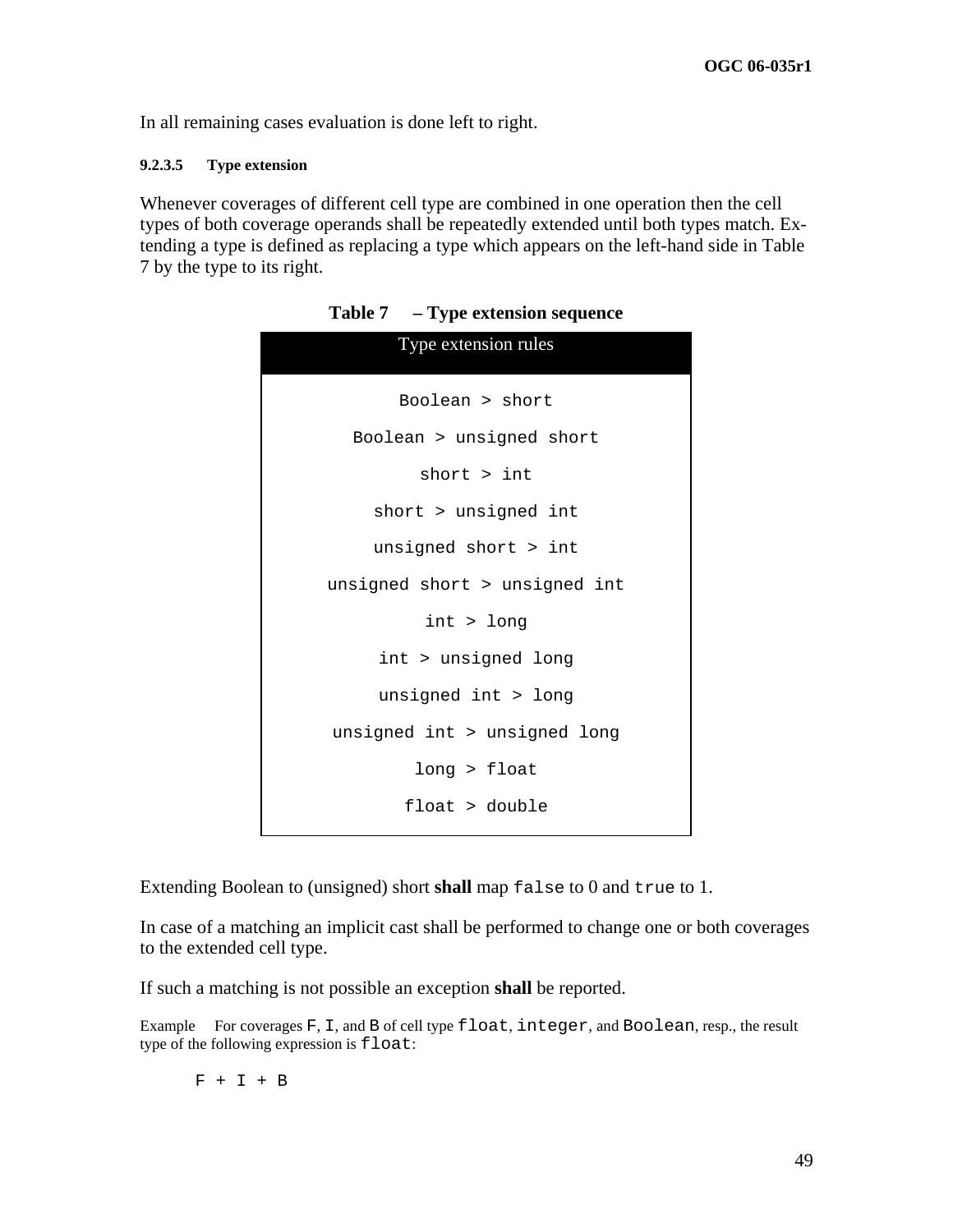In all remaining cases evaluation is done left to right.

#### 9.2.3.5 Type extension

Whenever coverages of different cell type are combined in one operation then the cell types of both coverage operands shall be repeatedly extended until both types match. Extending a type is defined as replacing a type which appears on the left-hand side in Table 7 by the type to its right.

**Table 7 – Type extension sequence**

| Type extension rules |
| --- |
| `Boolean > short` |
| `Boolean > unsigned short` |
| `short > int` |
| `short > unsigned int` |
| `unsigned short > int` |
| `unsigned short > unsigned int` |
| `int > long` |
| `int > unsigned long` |
| `unsigned int > long` |
| `unsigned int > unsigned long` |
| `long > float` |
| `float > double` |

Extending Boolean to (unsigned) short **shall** map `false` to 0 and `true` to 1.

In case of a matching an implicit cast shall be performed to change one or both coverages to the extended cell type.

If such a matching is not possible an exception **shall** be reported.

Example For coverages `F`, `I`, and `B` of cell type `float`, `integer`, and `Boolean`, resp., the result type of the following expression is `float`:

```
F + I + B
```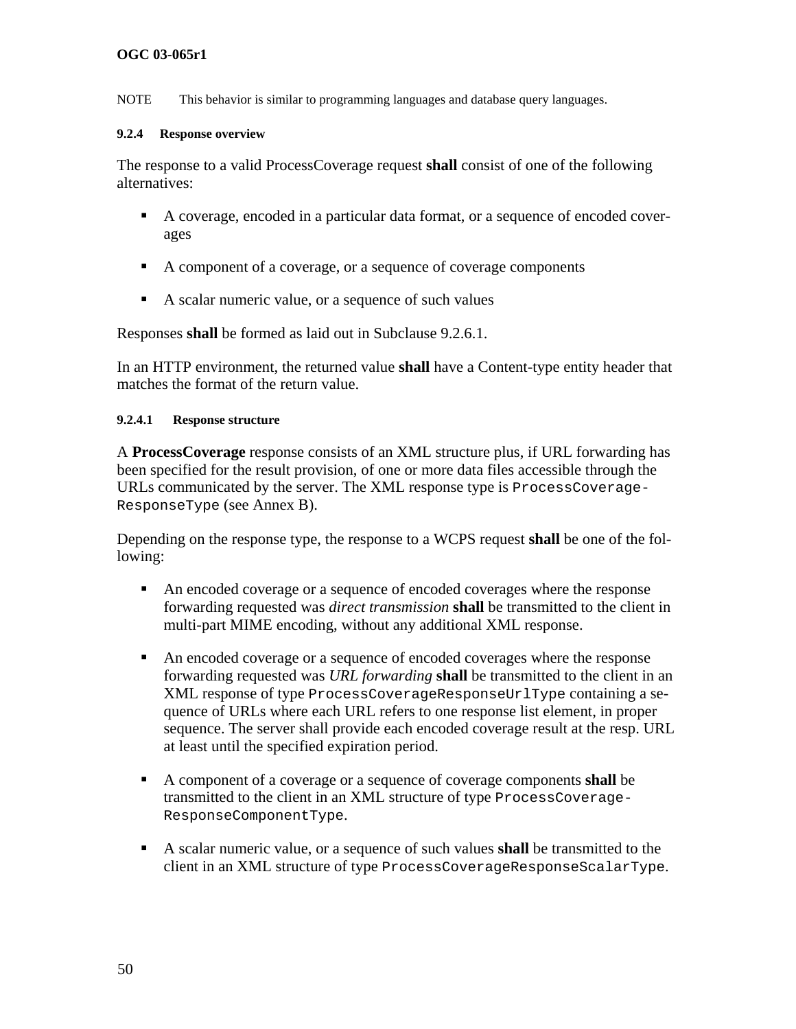NOTE This behavior is similar to programming languages and database query languages.

#### 9.2.4 Response overview

The response to a valid ProcessCoverage request **shall** consist of one of the following alternatives:

- A coverage, encoded in a particular data format, or a sequence of encoded coverages
- A component of a coverage, or a sequence of coverage components
- A scalar numeric value, or a sequence of such values

Responses **shall** be formed as laid out in Subclause 9.2.6.1.

In an HTTP environment, the returned value **shall** have a Content-type entity header that matches the format of the return value.

##### 9.2.4.1 Response structure

A **ProcessCoverage** response consists of an XML structure plus, if URL forwarding has been specified for the result provision, of one or more data files accessible through the URLs communicated by the server. The XML response type is `ProcessCoverageResponseType` (see Annex B).

Depending on the response type, the response to a WCPS request **shall** be one of the following:

- An encoded coverage or a sequence of encoded coverages where the response forwarding requested was *direct transmission* **shall** be transmitted to the client in multi-part MIME encoding, without any additional XML response.
- An encoded coverage or a sequence of encoded coverages where the response forwarding requested was *URL forwarding* **shall** be transmitted to the client in an XML response of type `ProcessCoverageResponseUrlType` containing a sequence of URLs where each URL refers to one response list element, in proper sequence. The server shall provide each encoded coverage result at the resp. URL at least until the specified expiration period.
- A component of a coverage or a sequence of coverage components **shall** be transmitted to the client in an XML structure of type `ProcessCoverageResponseComponentType`.
- A scalar numeric value, or a sequence of such values **shall** be transmitted to the client in an XML structure of type `ProcessCoverageResponseScalarType`.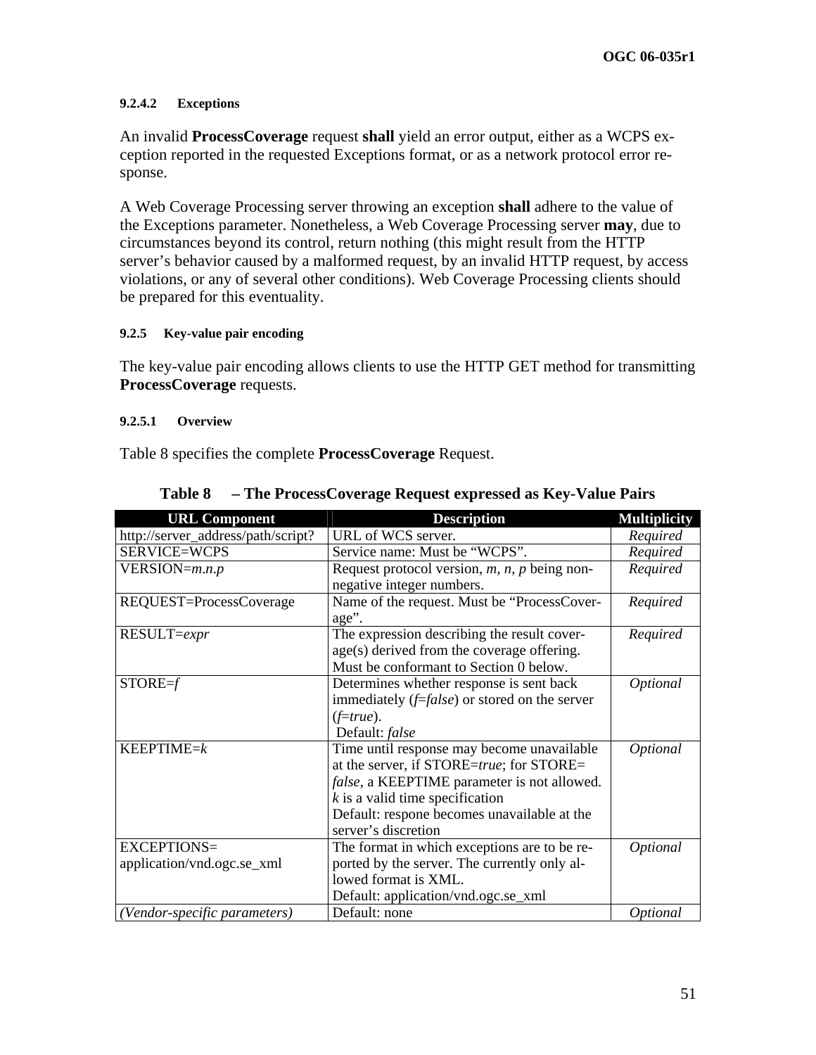#### 9.2.4.2 Exceptions

An invalid **ProcessCoverage** request **shall** yield an error output, either as a WCPS exception reported in the requested Exceptions format, or as a network protocol error response.

A Web Coverage Processing server throwing an exception **shall** adhere to the value of the Exceptions parameter. Nonetheless, a Web Coverage Processing server **may**, due to circumstances beyond its control, return nothing (this might result from the HTTP server's behavior caused by a malformed request, by an invalid HTTP request, by access violations, or any of several other conditions). Web Coverage Processing clients should be prepared for this eventuality.

### 9.2.5 Key-value pair encoding

The key-value pair encoding allows clients to use the HTTP GET method for transmitting **ProcessCoverage** requests.

#### 9.2.5.1 Overview

Table 8 specifies the complete **ProcessCoverage** Request.

**Table 8 – The ProcessCoverage Request expressed as Key-Value Pairs**

| URL Component | Description | Multiplicity |
|---|---|---|
| http://server_address/path/script? | URL of WCS server. | *Required* |
| SERVICE=WCPS | Service name: Must be "WCPS". | *Required* |
| VERSION=*m.n.p* | Request protocol version, *m*, *n*, *p* being non-negative integer numbers. | *Required* |
| REQUEST=ProcessCoverage | Name of the request. Must be "ProcessCoverage". | *Required* |
| RESULT=*expr* | The expression describing the result coverage(s) derived from the coverage offering. Must be conformant to Section 0 below. | *Required* |
| STORE=*f* | Determines whether response is sent back immediately (*f*=*false*) or stored on the server (*f*=*true*).<br>Default: *false* | *Optional* |
| KEEPTIME=*k* | Time until response may become unavailable at the server, if STORE=*true*; for STORE=*false*, a KEEPTIME parameter is not allowed.<br>*k* is a valid time specification<br>Default: respone becomes unavailable at the server's discretion | *Optional* |
| EXCEPTIONS=<br>application/vnd.ogc.se_xml | The format in which exceptions are to be reported by the server. The currently only allowed format is XML.<br>Default: application/vnd.ogc.se_xml | *Optional* |
| *(Vendor-specific parameters)* | Default: none | *Optional* |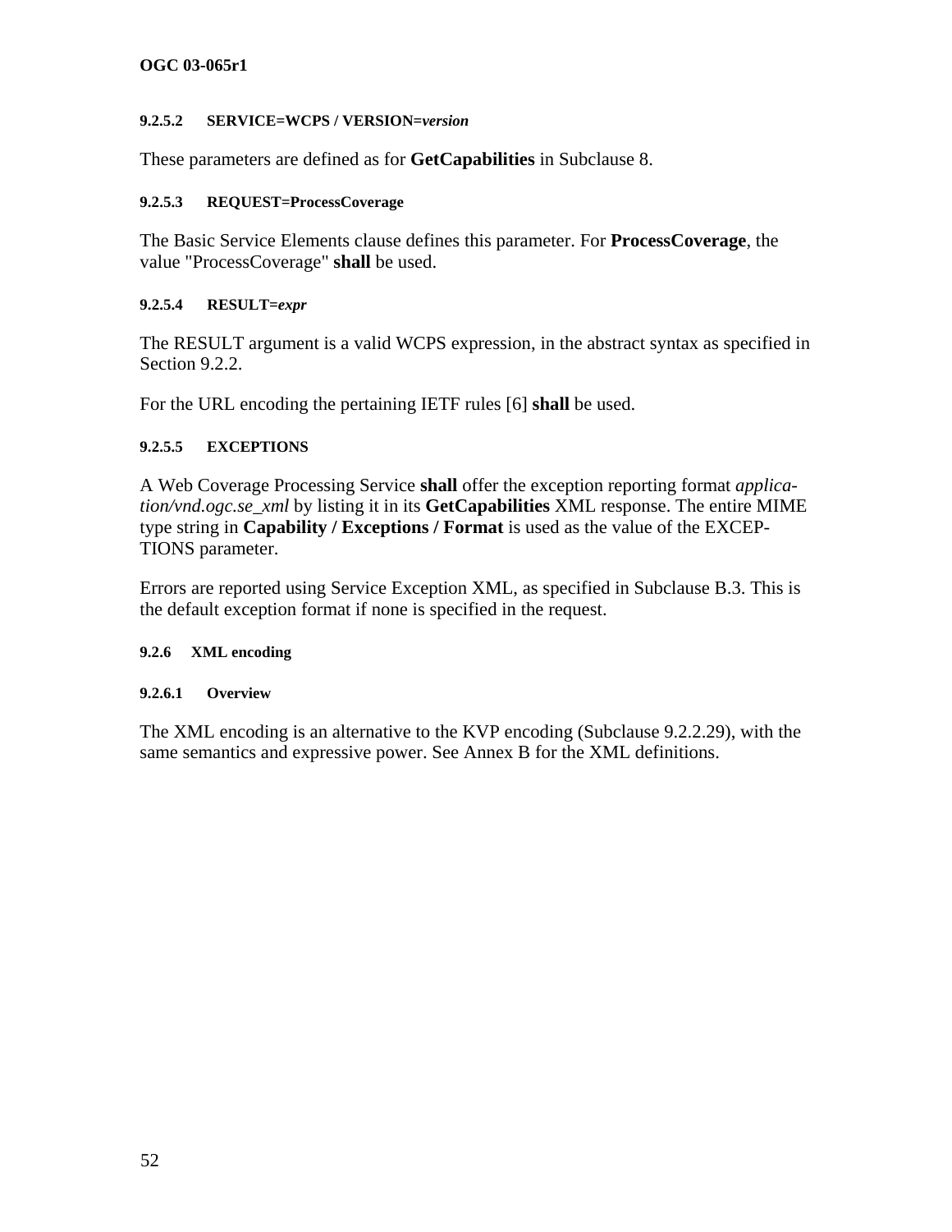#### 9.2.5.2 SERVICE=WCPS / VERSION=*version*

These parameters are defined as for **GetCapabilities** in Subclause 8.

#### 9.2.5.3 REQUEST=ProcessCoverage

The Basic Service Elements clause defines this parameter. For **ProcessCoverage**, the value "ProcessCoverage" **shall** be used.

#### 9.2.5.4 RESULT=*expr*

The RESULT argument is a valid WCPS expression, in the abstract syntax as specified in Section 9.2.2.

For the URL encoding the pertaining IETF rules [6] **shall** be used.

#### 9.2.5.5 EXCEPTIONS

A Web Coverage Processing Service **shall** offer the exception reporting format *application/vnd.ogc.se_xml* by listing it in its **GetCapabilities** XML response. The entire MIME type string in **Capability / Exceptions / Format** is used as the value of the EXCEPTIONS parameter.

Errors are reported using Service Exception XML, as specified in Subclause B.3. This is the default exception format if none is specified in the request.

### 9.2.6 XML encoding

#### 9.2.6.1 Overview

The XML encoding is an alternative to the KVP encoding (Subclause 9.2.2.29), with the same semantics and expressive power. See Annex B for the XML definitions.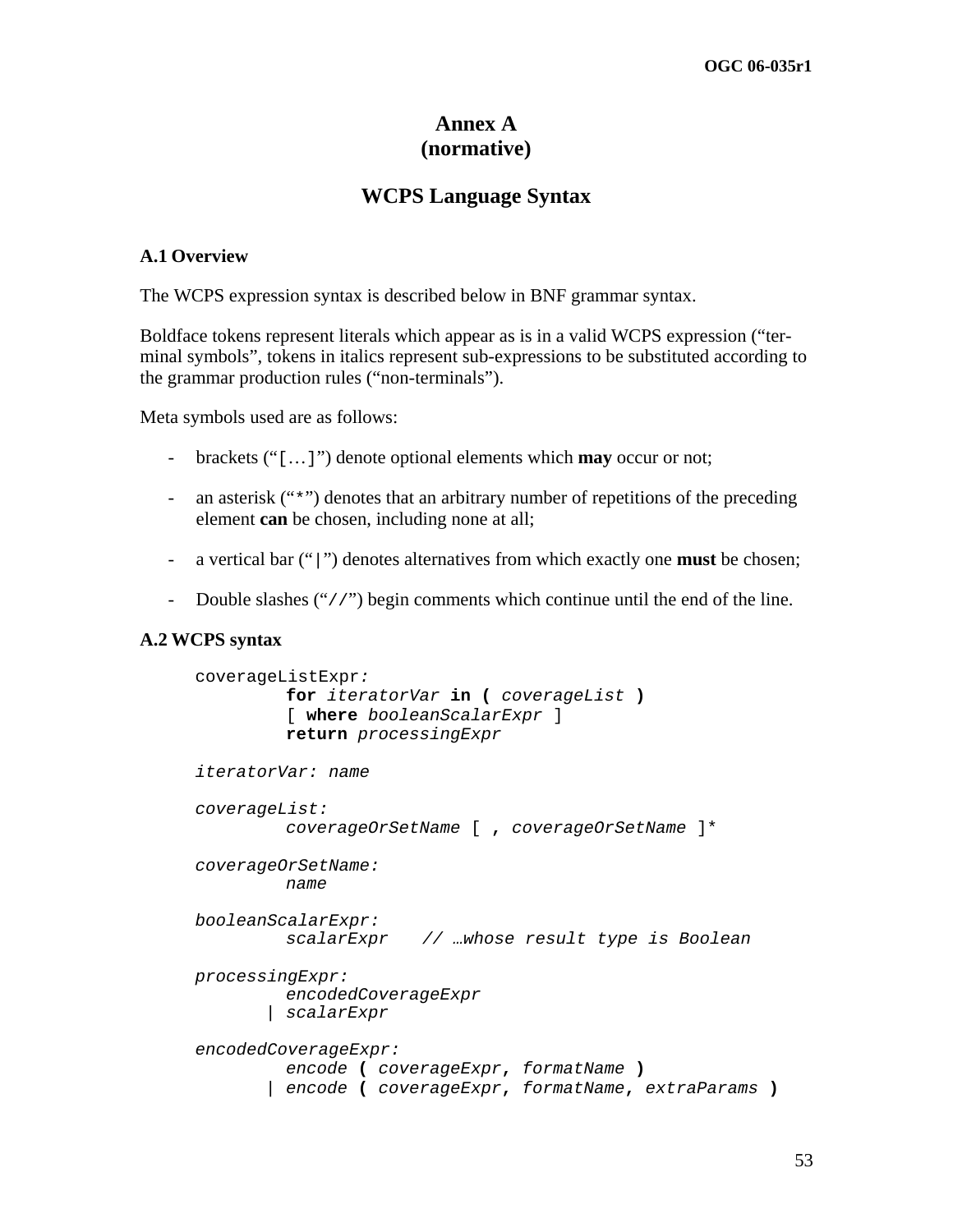# Annex A (normative)

# WCPS Language Syntax

### A.1 Overview

The WCPS expression syntax is described below in BNF grammar syntax.

Boldface tokens represent literals which appear as is in a valid WCPS expression ("terminal symbols", tokens in italics represent sub-expressions to be substituted according to the grammar production rules ("non-terminals").

Meta symbols used are as follows:

- brackets ("[…]") denote optional elements which **may** occur or not;
- an asterisk ("*") denotes that an arbitrary number of repetitions of the preceding element **can** be chosen, including none at all;
- a vertical bar ("|") denotes alternatives from which exactly one **must** be chosen;
- Double slashes ("//") begin comments which continue until the end of the line.

### A.2 WCPS syntax

```
coverageListExpr:
        for iteratorVar in ( coverageList )
        [ where booleanScalarExpr ]
        return processingExpr

iteratorVar: name

coverageList:
        coverageOrSetName [ , coverageOrSetName ]*

coverageOrSetName:
        name

booleanScalarExpr:
        scalarExpr   // …whose result type is Boolean

processingExpr:
        encodedCoverageExpr
      | scalarExpr

encodedCoverageExpr:
        encode ( coverageExpr, formatName )
      | encode ( coverageExpr, formatName, extraParams )
```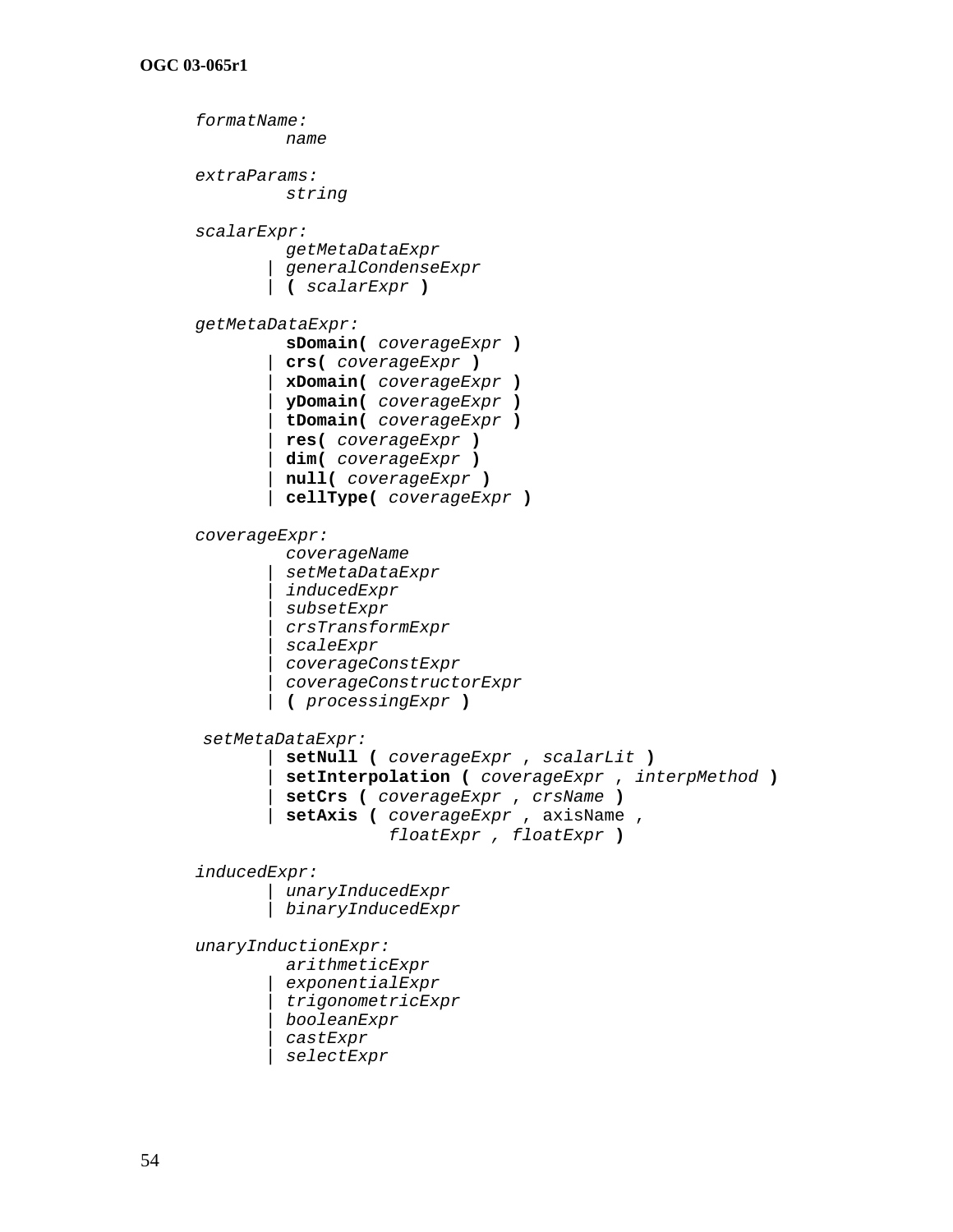```
formatName:
        name

extraParams:
        string

scalarExpr:
        getMetaDataExpr
      | generalCondenseExpr
      | ( scalarExpr )

getMetaDataExpr:
        sDomain( coverageExpr )
      | crs( coverageExpr )
      | xDomain( coverageExpr )
      | yDomain( coverageExpr )
      | tDomain( coverageExpr )
      | res( coverageExpr )
      | dim( coverageExpr )
      | null( coverageExpr )
      | cellType( coverageExpr )

coverageExpr:
        coverageName
      | setMetaDataExpr
      | inducedExpr
      | subsetExpr
      | crsTransformExpr
      | scaleExpr
      | coverageConstExpr
      | coverageConstructorExpr
      | ( processingExpr )

 setMetaDataExpr:
      | setNull ( coverageExpr , scalarLit )
      | setInterpolation ( coverageExpr , interpMethod )
      | setCrs ( coverageExpr , crsName )
      | setAxis ( coverageExpr , axisName ,
                  floatExpr , floatExpr )

inducedExpr:
      | unaryInducedExpr
      | binaryInducedExpr

unaryInductionExpr:
        arithmeticExpr
      | exponentialExpr
      | trigonometricExpr
      | booleanExpr
      | castExpr
      | selectExpr
```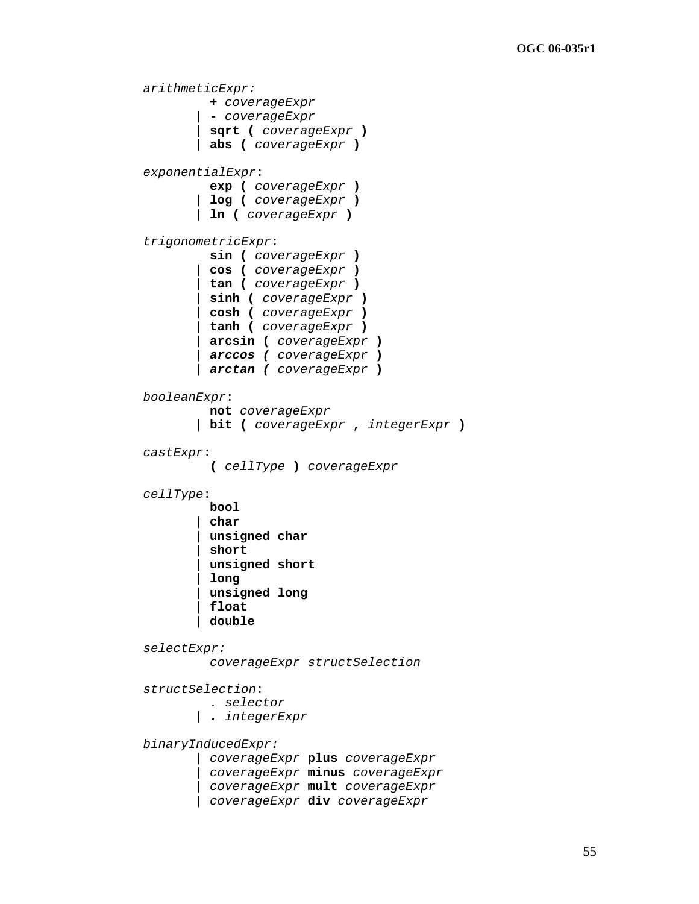```
arithmeticExpr:
        + coverageExpr
      | - coverageExpr
      | sqrt ( coverageExpr )
      | abs ( coverageExpr )

exponentialExpr:
        exp ( coverageExpr )
      | log ( coverageExpr )
      | ln ( coverageExpr )

trigonometricExpr:
        sin ( coverageExpr )
      | cos ( coverageExpr )
      | tan ( coverageExpr )
      | sinh ( coverageExpr )
      | cosh ( coverageExpr )
      | tanh ( coverageExpr )
      | arcsin ( coverageExpr )
      | arccos ( coverageExpr )
      | arctan ( coverageExpr )

booleanExpr:
        not coverageExpr
      | bit ( coverageExpr , integerExpr )

castExpr:
        ( cellType ) coverageExpr

cellType:
        bool
      | char
      | unsigned char
      | short
      | unsigned short
      | long
      | unsigned long
      | float
      | double

selectExpr:
        coverageExpr structSelection

structSelection:
        . selector
      | . integerExpr

binaryInducedExpr:
      | coverageExpr plus coverageExpr
      | coverageExpr minus coverageExpr
      | coverageExpr mult coverageExpr
      | coverageExpr div coverageExpr
```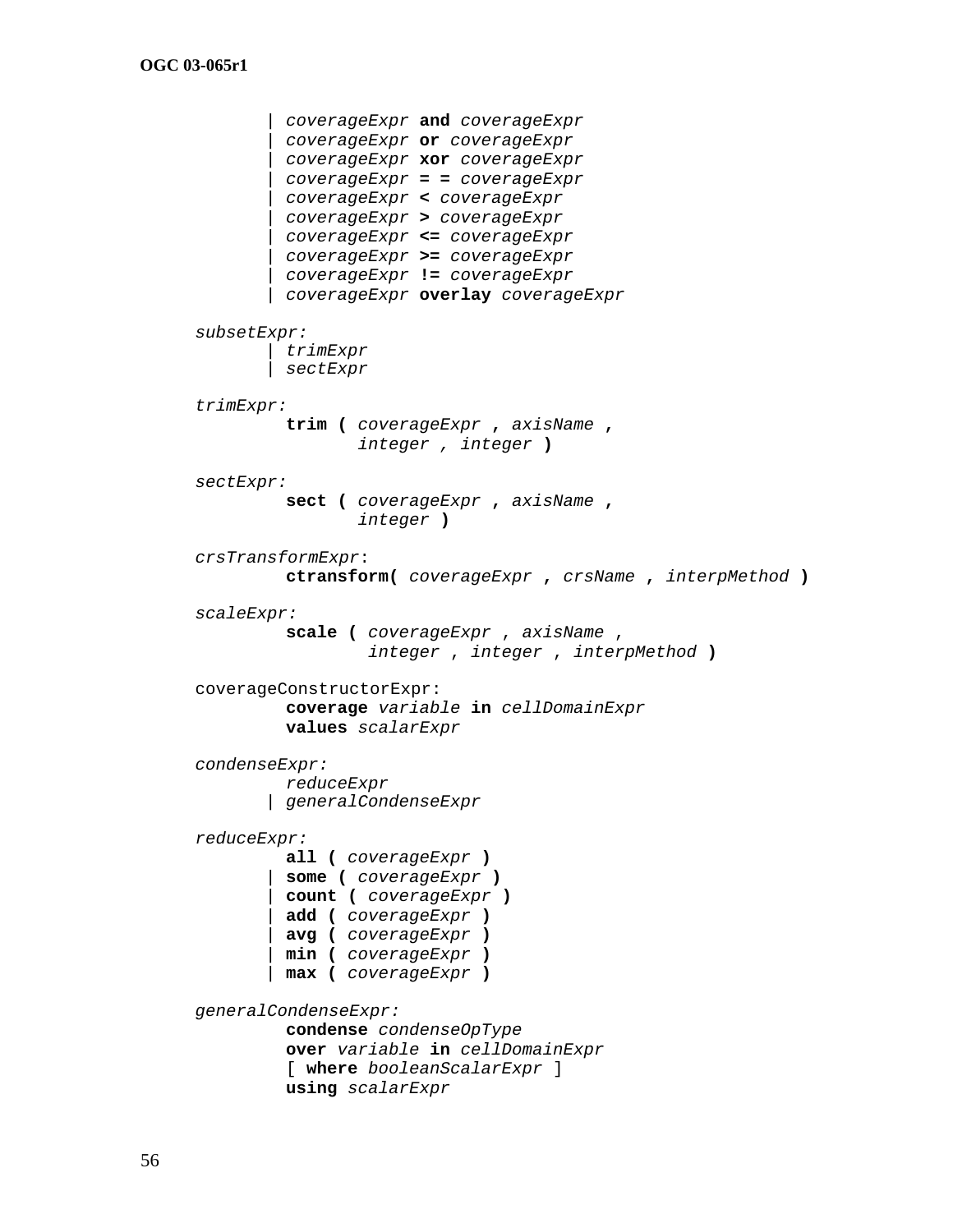```
        | coverageExpr and coverageExpr
        | coverageExpr or coverageExpr
        | coverageExpr xor coverageExpr
        | coverageExpr = = coverageExpr
        | coverageExpr < coverageExpr
        | coverageExpr > coverageExpr
        | coverageExpr <= coverageExpr
        | coverageExpr >= coverageExpr
        | coverageExpr != coverageExpr
        | coverageExpr overlay coverageExpr

subsetExpr:
        | trimExpr
        | sectExpr

trimExpr:
          trim ( coverageExpr , axisName ,
                 integer , integer )

sectExpr:
          sect ( coverageExpr , axisName ,
                 integer )

crsTransformExpr:
          ctransform( coverageExpr , crsName , interpMethod )

scaleExpr:
          scale ( coverageExpr , axisName ,
                  integer , integer , interpMethod )

coverageConstructorExpr:
          coverage variable in cellDomainExpr
          values scalarExpr

condenseExpr:
          reduceExpr
        | generalCondenseExpr

reduceExpr:
          all ( coverageExpr )
        | some ( coverageExpr )
        | count ( coverageExpr )
        | add ( coverageExpr )
        | avg ( coverageExpr )
        | min ( coverageExpr )
        | max ( coverageExpr )

generalCondenseExpr:
          condense condenseOpType
          over variable in cellDomainExpr
          [ where booleanScalarExpr ]
          using scalarExpr
```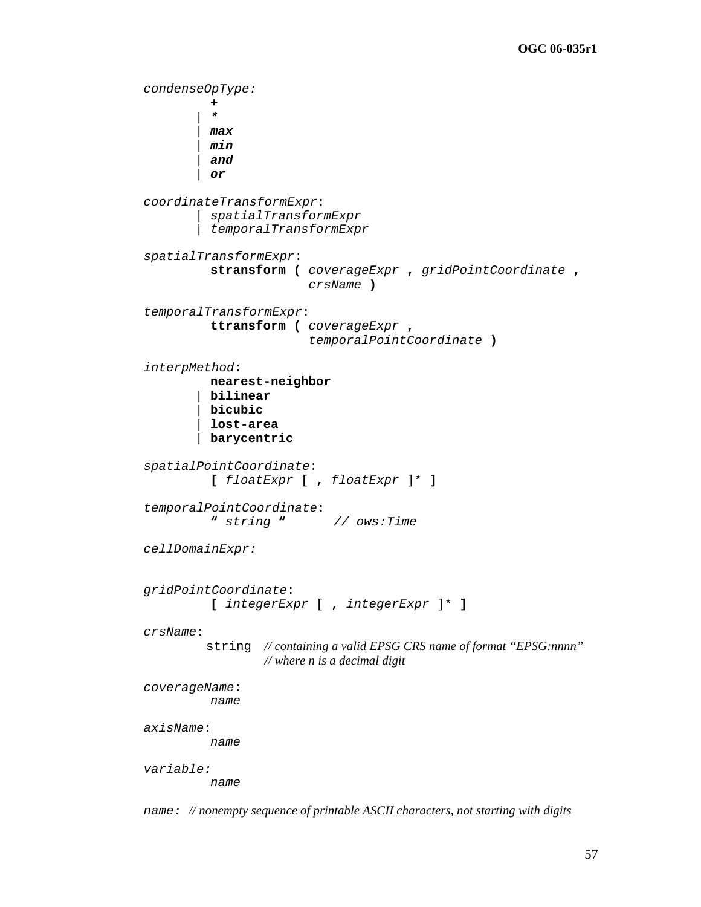```
condenseOpType:
        +
      | *
      | max
      | min
      | and
      | or

coordinateTransformExpr:
      | spatialTransformExpr
      | temporalTransformExpr

spatialTransformExpr:
        stransform ( coverageExpr , gridPointCoordinate ,
                     crsName )

temporalTransformExpr:
        ttransform ( coverageExpr ,
                     temporalPointCoordinate )

interpMethod:
        nearest-neighbor
      | bilinear
      | bicubic
      | lost-area
      | barycentric

spatialPointCoordinate:
        [ floatExpr [ , floatExpr ]* ]

temporalPointCoordinate:
        " string "       // ows:Time

cellDomainExpr:


gridPointCoordinate:
        [ integerExpr [ , integerExpr ]* ]

crsName:
        string   // containing a valid EPSG CRS name of format "EPSG:nnnn"
                 // where n is a decimal digit

coverageName:
        name

axisName:
        name

variable:
        name

name: // nonempty sequence of printable ASCII characters, not starting with digits
```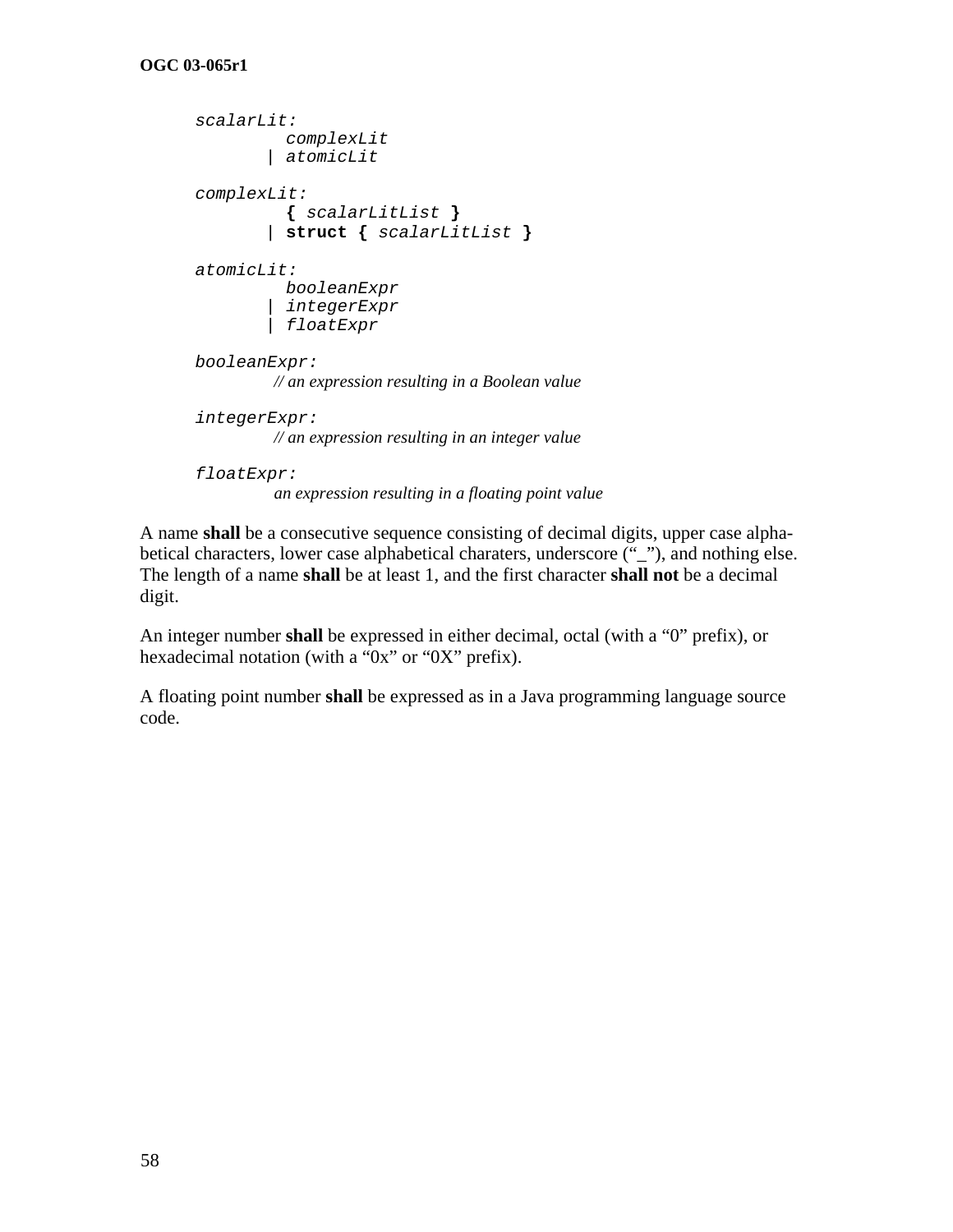```
scalarLit:
        complexLit
      | atomicLit

complexLit:
        { scalarLitList }
      | struct { scalarLitList }

atomicLit:
        booleanExpr
      | integerExpr
      | floatExpr

booleanExpr:
        // an expression resulting in a Boolean value

integerExpr:
        // an expression resulting in an integer value

floatExpr:
        an expression resulting in a floating point value
```

A name **shall** be a consecutive sequence consisting of decimal digits, upper case alphabetical characters, lower case alphabetical charaters, underscore ("_"), and nothing else. The length of a name **shall** be at least 1, and the first character **shall not** be a decimal digit.

An integer number **shall** be expressed in either decimal, octal (with a "0" prefix), or hexadecimal notation (with a "0x" or "0X" prefix).

A floating point number **shall** be expressed as in a Java programming language source code.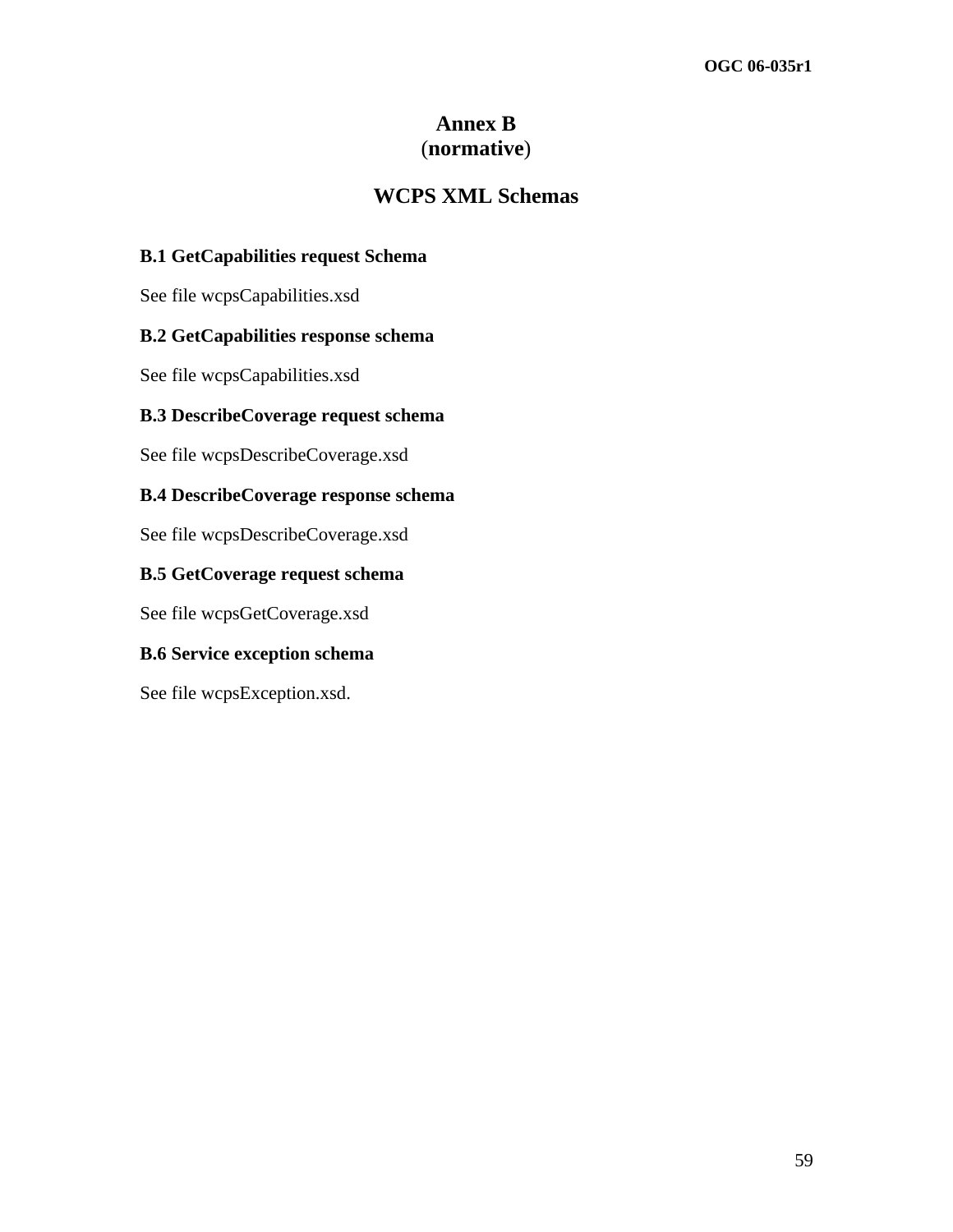# Annex B
(**normative**)

## WCPS XML Schemas

### B.1 GetCapabilities request Schema

See file wcpsCapabilities.xsd

### B.2 GetCapabilities response schema

See file wcpsCapabilities.xsd

### B.3 DescribeCoverage request schema

See file wcpsDescribeCoverage.xsd

### B.4 DescribeCoverage response schema

See file wcpsDescribeCoverage.xsd

### B.5 GetCoverage request schema

See file wcpsGetCoverage.xsd

### B.6 Service exception schema

See file wcpsException.xsd.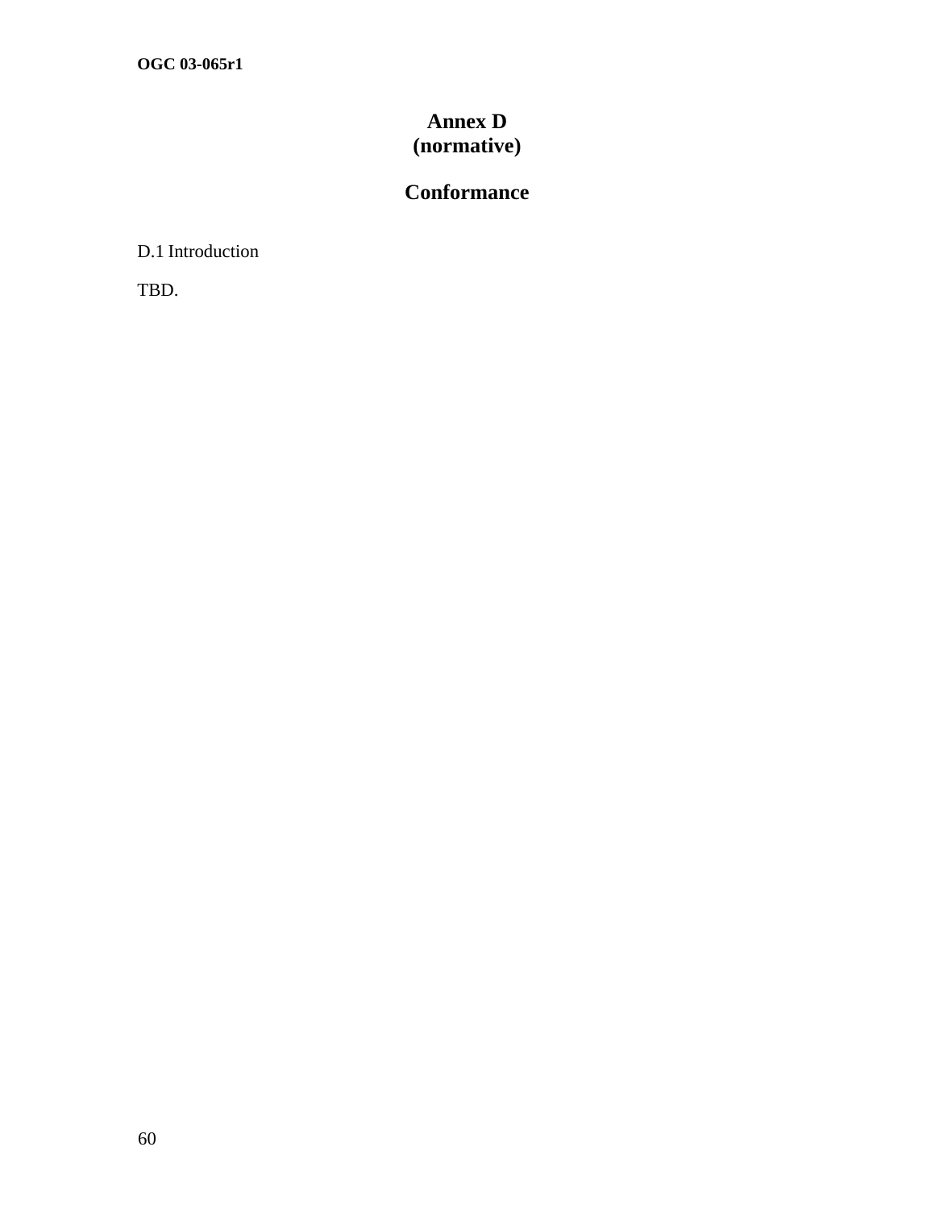# Annex D
# (normative)

# Conformance

## D.1 Introduction

TBD.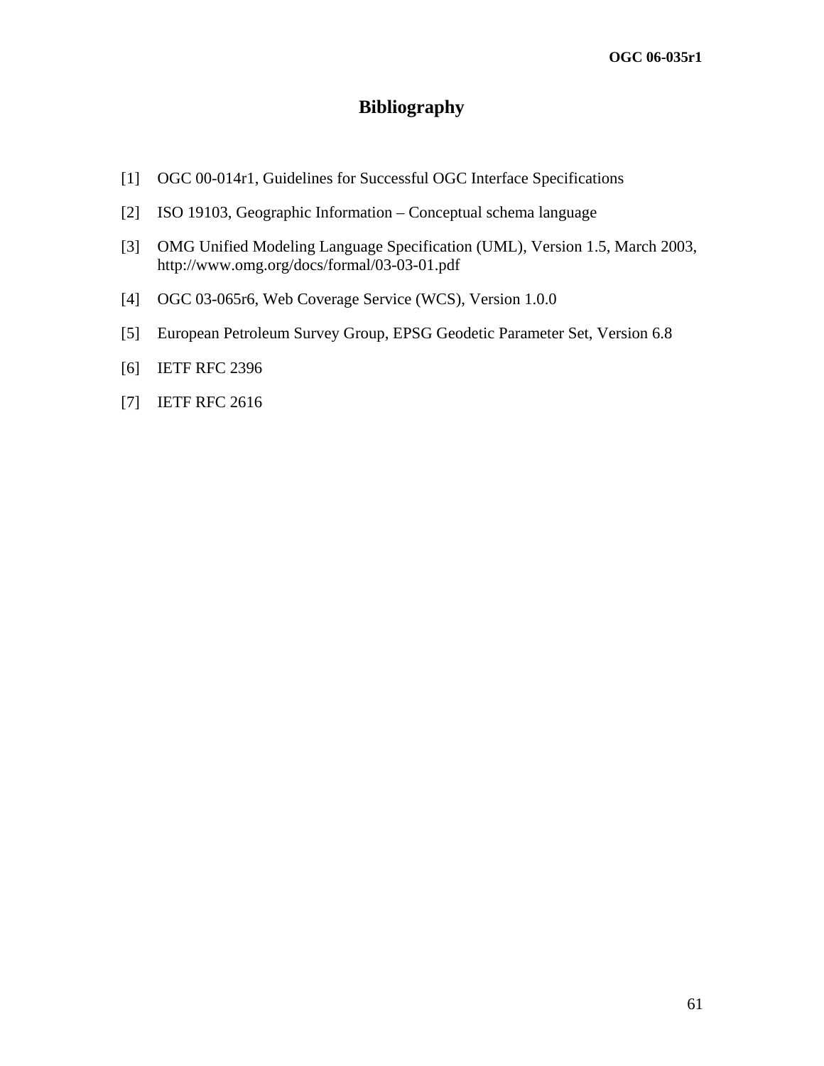# Bibliography

[1] OGC 00-014r1, Guidelines for Successful OGC Interface Specifications

[2] ISO 19103, Geographic Information – Conceptual schema language

[3] OMG Unified Modeling Language Specification (UML), Version 1.5, March 2003, http://www.omg.org/docs/formal/03-03-01.pdf

[4] OGC 03-065r6, Web Coverage Service (WCS), Version 1.0.0

[5] European Petroleum Survey Group, EPSG Geodetic Parameter Set, Version 6.8

[6] IETF RFC 2396

[7] IETF RFC 2616